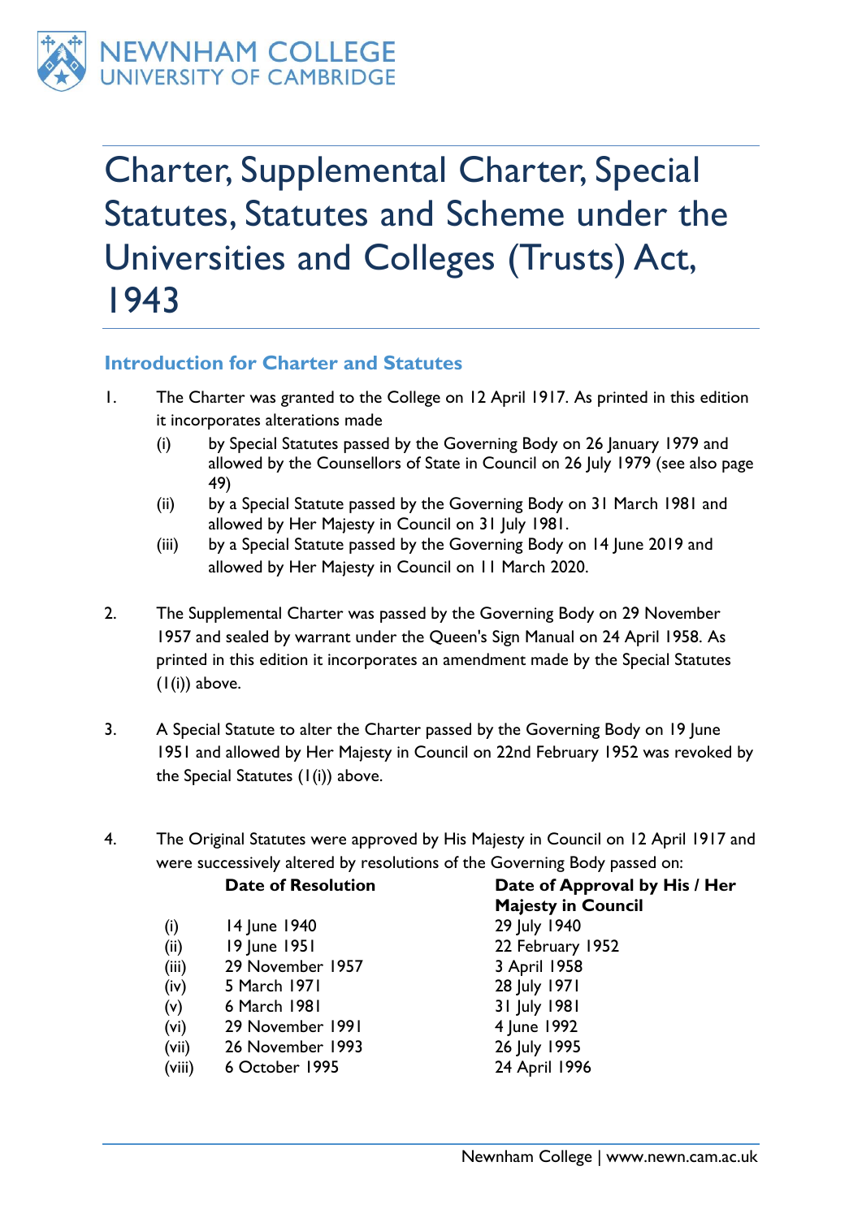NEWNHAM COLLEGE
UNIVERSITY OF CAMBRIDGE

# Charter, Supplemental Charter, Special Statutes, Statutes and Scheme under the Universities and Colleges (Trusts) Act, 1943

## Introduction for Charter and Statutes

1. The Charter was granted to the College on 12 April 1917. As printed in this edition it incorporates alterations made
   (i) by Special Statutes passed by the Governing Body on 26 January 1979 and allowed by the Counsellors of State in Council on 26 July 1979 (see also page 49)
   (ii) by a Special Statute passed by the Governing Body on 31 March 1981 and allowed by Her Majesty in Council on 31 July 1981.
   (iii) by a Special Statute passed by the Governing Body on 14 June 2019 and allowed by Her Majesty in Council on 11 March 2020.

2. The Supplemental Charter was passed by the Governing Body on 29 November 1957 and sealed by warrant under the Queen's Sign Manual on 24 April 1958. As printed in this edition it incorporates an amendment made by the Special Statutes (1(i)) above.

3. A Special Statute to alter the Charter passed by the Governing Body on 19 June 1951 and allowed by Her Majesty in Council on 22nd February 1952 was revoked by the Special Statutes (1(i)) above.

4. The Original Statutes were approved by His Majesty in Council on 12 April 1917 and were successively altered by resolutions of the Governing Body passed on:

| | Date of Resolution | Date of Approval by His / Her Majesty in Council |
|---|---|---|
| (i) | 14 June 1940 | 29 July 1940 |
| (ii) | 19 June 1951 | 22 February 1952 |
| (iii) | 29 November 1957 | 3 April 1958 |
| (iv) | 5 March 1971 | 28 July 1971 |
| (v) | 6 March 1981 | 31 July 1981 |
| (vi) | 29 November 1991 | 4 June 1992 |
| (vii) | 26 November 1993 | 26 July 1995 |
| (viii) | 6 October 1995 | 24 April 1996 |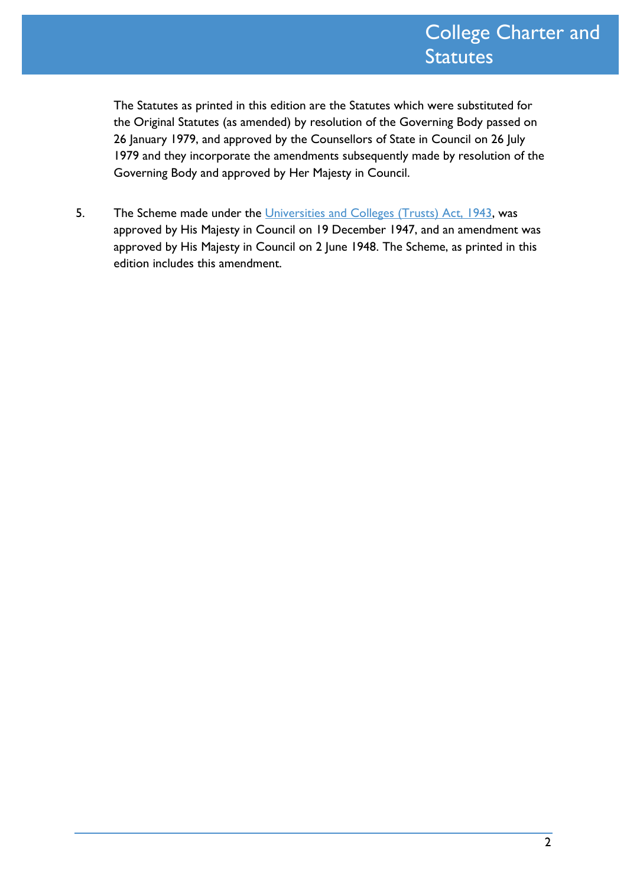The Statutes as printed in this edition are the Statutes which were substituted for the Original Statutes (as amended) by resolution of the Governing Body passed on 26 January 1979, and approved by the Counsellors of State in Council on 26 July 1979 and they incorporate the amendments subsequently made by resolution of the Governing Body and approved by Her Majesty in Council.

5. The Scheme made under the [Universities and Colleges (Trusts) Act, 1943](), was approved by His Majesty in Council on 19 December 1947, and an amendment was approved by His Majesty in Council on 2 June 1948. The Scheme, as printed in this edition includes this amendment.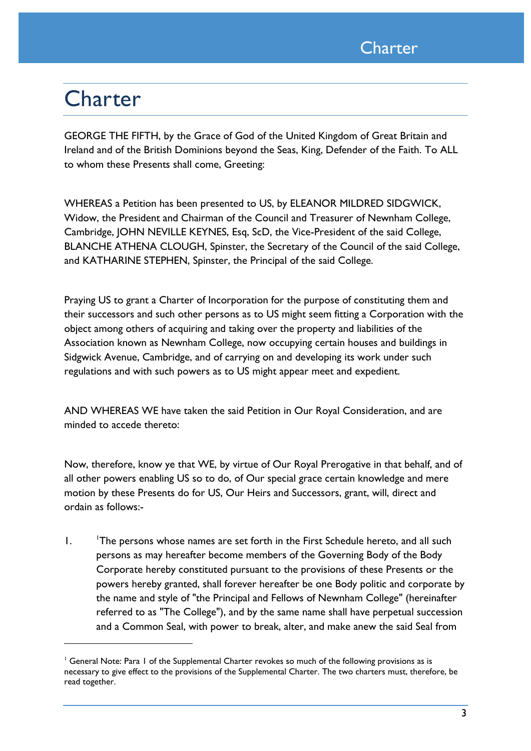# Charter

GEORGE THE FIFTH, by the Grace of God of the United Kingdom of Great Britain and Ireland and of the British Dominions beyond the Seas, King, Defender of the Faith. To ALL to whom these Presents shall come, Greeting:

WHEREAS a Petition has been presented to US, by ELEANOR MILDRED SIDGWICK, Widow, the President and Chairman of the Council and Treasurer of Newnham College, Cambridge, JOHN NEVILLE KEYNES, Esq, ScD, the Vice-President of the said College, BLANCHE ATHENA CLOUGH, Spinster, the Secretary of the Council of the said College, and KATHARINE STEPHEN, Spinster, the Principal of the said College.

Praying US to grant a Charter of Incorporation for the purpose of constituting them and their successors and such other persons as to US might seem fitting a Corporation with the object among others of acquiring and taking over the property and liabilities of the Association known as Newnham College, now occupying certain houses and buildings in Sidgwick Avenue, Cambridge, and of carrying on and developing its work under such regulations and with such powers as to US might appear meet and expedient.

AND WHEREAS WE have taken the said Petition in Our Royal Consideration, and are minded to accede thereto:

Now, therefore, know ye that WE, by virtue of Our Royal Prerogative in that behalf, and of all other powers enabling US so to do, of Our special grace certain knowledge and mere motion by these Presents do for US, Our Heirs and Successors, grant, will, direct and ordain as follows:-

1. [1]The persons whose names are set forth in the First Schedule hereto, and all such persons as may hereafter become members of the Governing Body of the Body Corporate hereby constituted pursuant to the provisions of these Presents or the powers hereby granted, shall forever hereafter be one Body politic and corporate by the name and style of "the Principal and Fellows of Newnham College" (hereinafter referred to as "The College"), and by the same name shall have perpetual succession and a Common Seal, with power to break, alter, and make anew the said Seal from

---

[1] General Note: Para 1 of the Supplemental Charter revokes so much of the following provisions as is necessary to give effect to the provisions of the Supplemental Charter. The two charters must, therefore, be read together.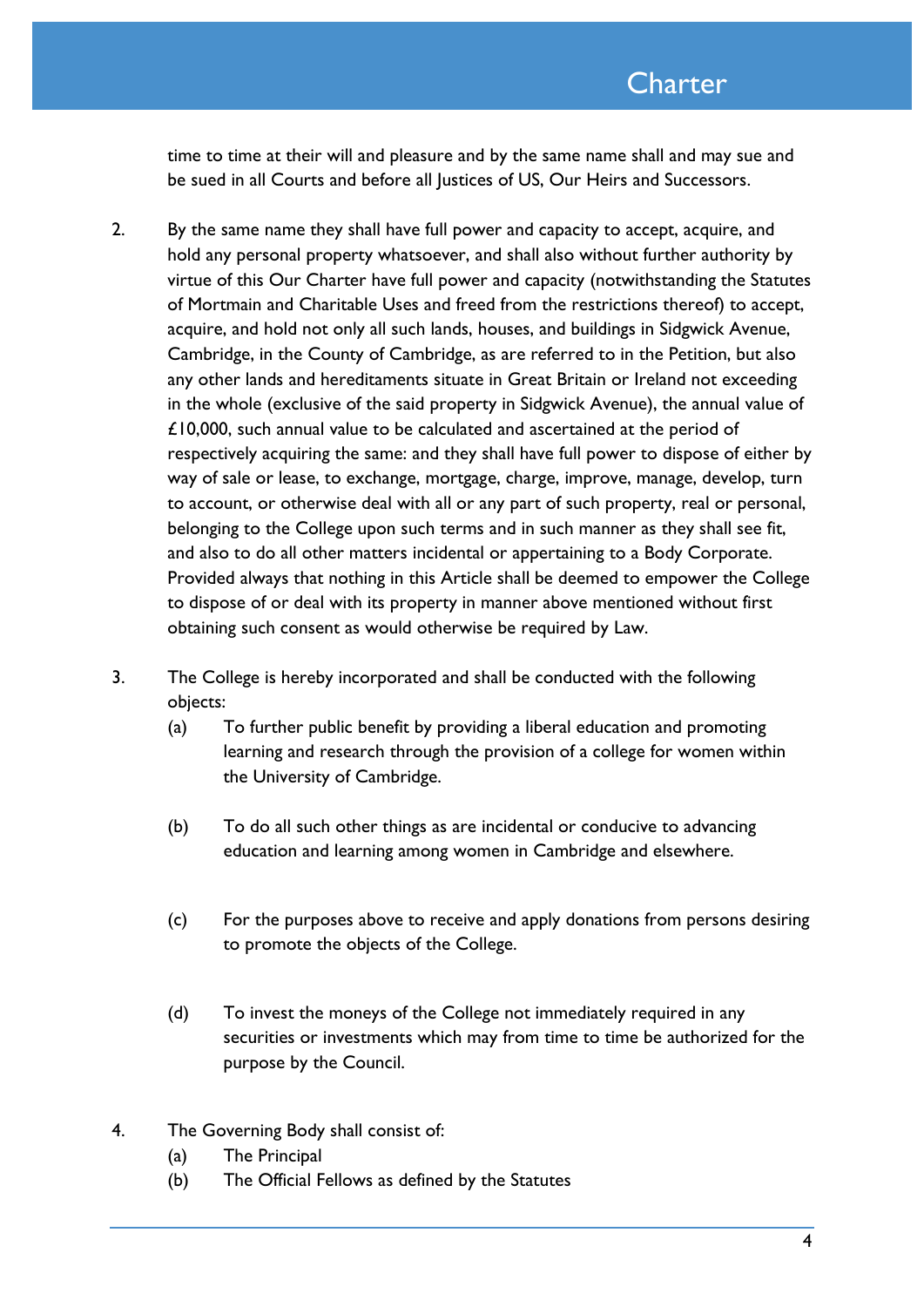time to time at their will and pleasure and by the same name shall and may sue and be sued in all Courts and before all Justices of US, Our Heirs and Successors.

2. By the same name they shall have full power and capacity to accept, acquire, and hold any personal property whatsoever, and shall also without further authority by virtue of this Our Charter have full power and capacity (notwithstanding the Statutes of Mortmain and Charitable Uses and freed from the restrictions thereof) to accept, acquire, and hold not only all such lands, houses, and buildings in Sidgwick Avenue, Cambridge, in the County of Cambridge, as are referred to in the Petition, but also any other lands and hereditaments situate in Great Britain or Ireland not exceeding in the whole (exclusive of the said property in Sidgwick Avenue), the annual value of £10,000, such annual value to be calculated and ascertained at the period of respectively acquiring the same: and they shall have full power to dispose of either by way of sale or lease, to exchange, mortgage, charge, improve, manage, develop, turn to account, or otherwise deal with all or any part of such property, real or personal, belonging to the College upon such terms and in such manner as they shall see fit, and also to do all other matters incidental or appertaining to a Body Corporate. Provided always that nothing in this Article shall be deemed to empower the College to dispose of or deal with its property in manner above mentioned without first obtaining such consent as would otherwise be required by Law.

3. The College is hereby incorporated and shall be conducted with the following objects:
   (a) To further public benefit by providing a liberal education and promoting learning and research through the provision of a college for women within the University of Cambridge.

   (b) To do all such other things as are incidental or conducive to advancing education and learning among women in Cambridge and elsewhere.

   (c) For the purposes above to receive and apply donations from persons desiring to promote the objects of the College.

   (d) To invest the moneys of the College not immediately required in any securities or investments which may from time to time be authorized for the purpose by the Council.

4. The Governing Body shall consist of:
   (a) The Principal
   (b) The Official Fellows as defined by the Statutes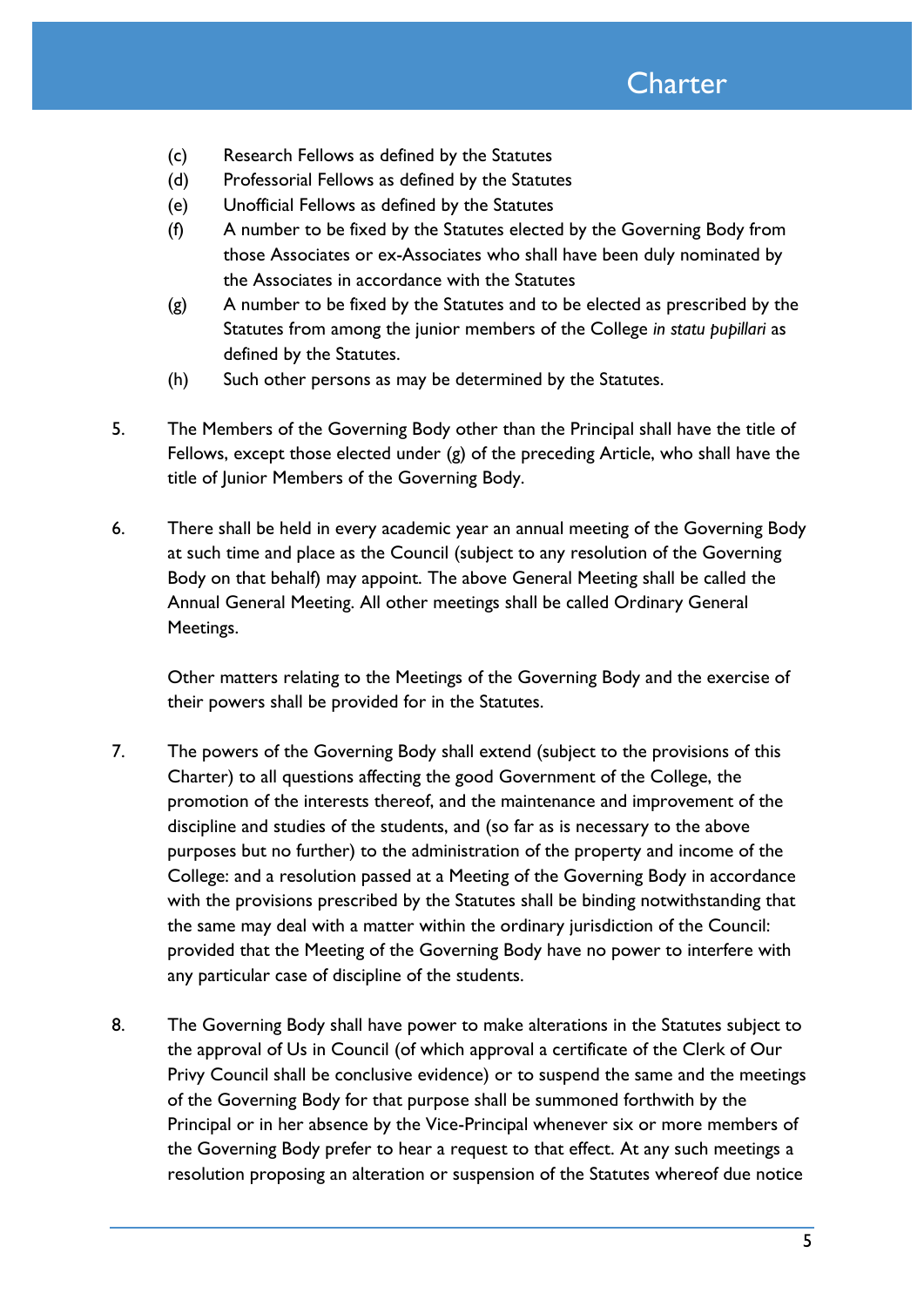(c) Research Fellows as defined by the Statutes

(d) Professorial Fellows as defined by the Statutes

(e) Unofficial Fellows as defined by the Statutes

(f) A number to be fixed by the Statutes elected by the Governing Body from those Associates or ex-Associates who shall have been duly nominated by the Associates in accordance with the Statutes

(g) A number to be fixed by the Statutes and to be elected as prescribed by the Statutes from among the junior members of the College *in statu pupillari* as defined by the Statutes.

(h) Such other persons as may be determined by the Statutes.

5. The Members of the Governing Body other than the Principal shall have the title of Fellows, except those elected under (g) of the preceding Article, who shall have the title of Junior Members of the Governing Body.

6. There shall be held in every academic year an annual meeting of the Governing Body at such time and place as the Council (subject to any resolution of the Governing Body on that behalf) may appoint. The above General Meeting shall be called the Annual General Meeting. All other meetings shall be called Ordinary General Meetings.

   Other matters relating to the Meetings of the Governing Body and the exercise of their powers shall be provided for in the Statutes.

7. The powers of the Governing Body shall extend (subject to the provisions of this Charter) to all questions affecting the good Government of the College, the promotion of the interests thereof, and the maintenance and improvement of the discipline and studies of the students, and (so far as is necessary to the above purposes but no further) to the administration of the property and income of the College: and a resolution passed at a Meeting of the Governing Body in accordance with the provisions prescribed by the Statutes shall be binding notwithstanding that the same may deal with a matter within the ordinary jurisdiction of the Council: provided that the Meeting of the Governing Body have no power to interfere with any particular case of discipline of the students.

8. The Governing Body shall have power to make alterations in the Statutes subject to the approval of Us in Council (of which approval a certificate of the Clerk of Our Privy Council shall be conclusive evidence) or to suspend the same and the meetings of the Governing Body for that purpose shall be summoned forthwith by the Principal or in her absence by the Vice-Principal whenever six or more members of the Governing Body prefer to hear a request to that effect. At any such meetings a resolution proposing an alteration or suspension of the Statutes whereof due notice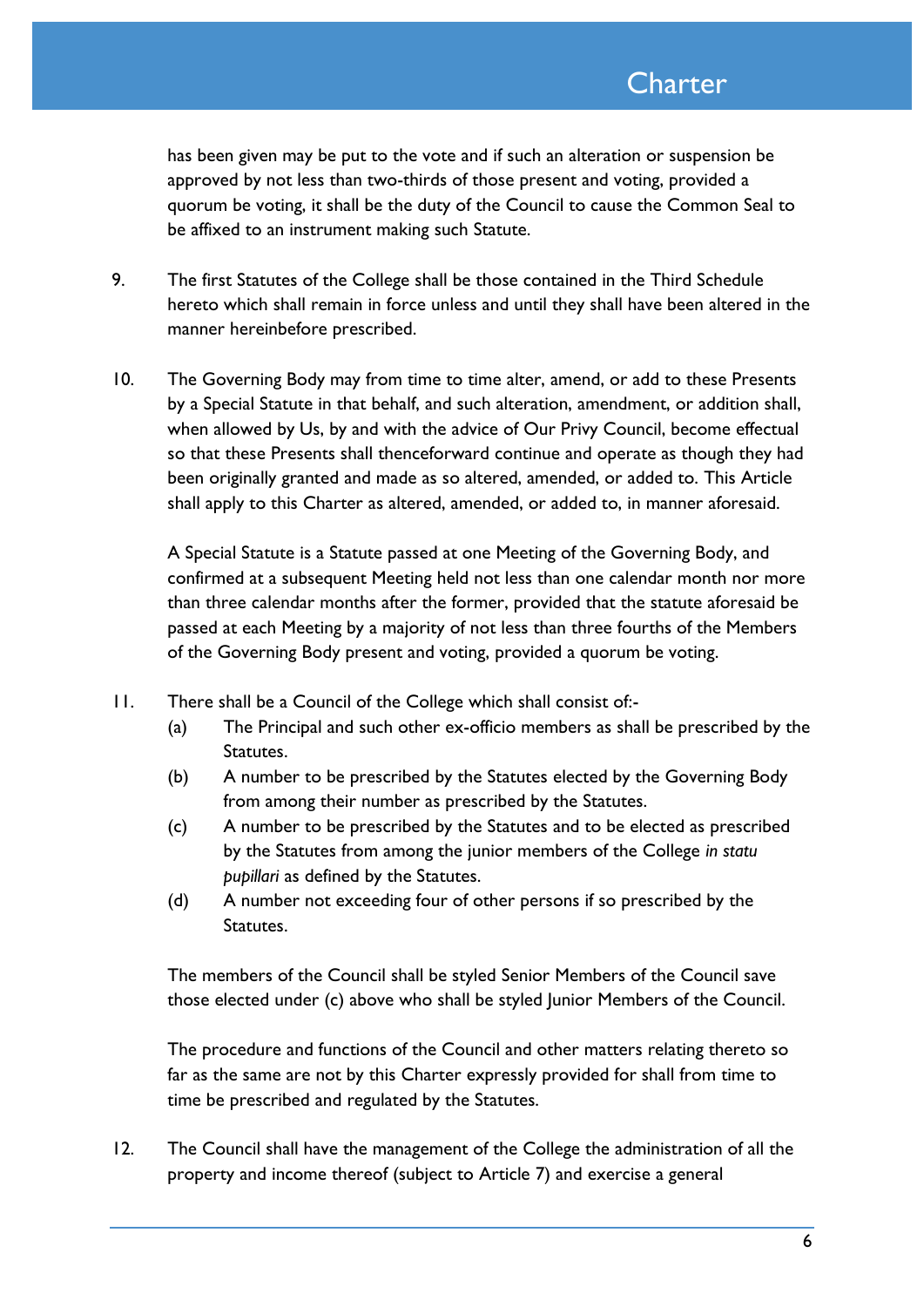has been given may be put to the vote and if such an alteration or suspension be approved by not less than two-thirds of those present and voting, provided a quorum be voting, it shall be the duty of the Council to cause the Common Seal to be affixed to an instrument making such Statute.

9. The first Statutes of the College shall be those contained in the Third Schedule hereto which shall remain in force unless and until they shall have been altered in the manner hereinbefore prescribed.

10. The Governing Body may from time to time alter, amend, or add to these Presents by a Special Statute in that behalf, and such alteration, amendment, or addition shall, when allowed by Us, by and with the advice of Our Privy Council, become effectual so that these Presents shall thenceforward continue and operate as though they had been originally granted and made as so altered, amended, or added to. This Article shall apply to this Charter as altered, amended, or added to, in manner aforesaid.

    A Special Statute is a Statute passed at one Meeting of the Governing Body, and confirmed at a subsequent Meeting held not less than one calendar month nor more than three calendar months after the former, provided that the statute aforesaid be passed at each Meeting by a majority of not less than three fourths of the Members of the Governing Body present and voting, provided a quorum be voting.

11. There shall be a Council of the College which shall consist of:-
    (a) The Principal and such other ex-officio members as shall be prescribed by the Statutes.
    (b) A number to be prescribed by the Statutes elected by the Governing Body from among their number as prescribed by the Statutes.
    (c) A number to be prescribed by the Statutes and to be elected as prescribed by the Statutes from among the junior members of the College *in statu pupillari* as defined by the Statutes.
    (d) A number not exceeding four of other persons if so prescribed by the Statutes.

    The members of the Council shall be styled Senior Members of the Council save those elected under (c) above who shall be styled Junior Members of the Council.

    The procedure and functions of the Council and other matters relating thereto so far as the same are not by this Charter expressly provided for shall from time to time be prescribed and regulated by the Statutes.

12. The Council shall have the management of the College the administration of all the property and income thereof (subject to Article 7) and exercise a general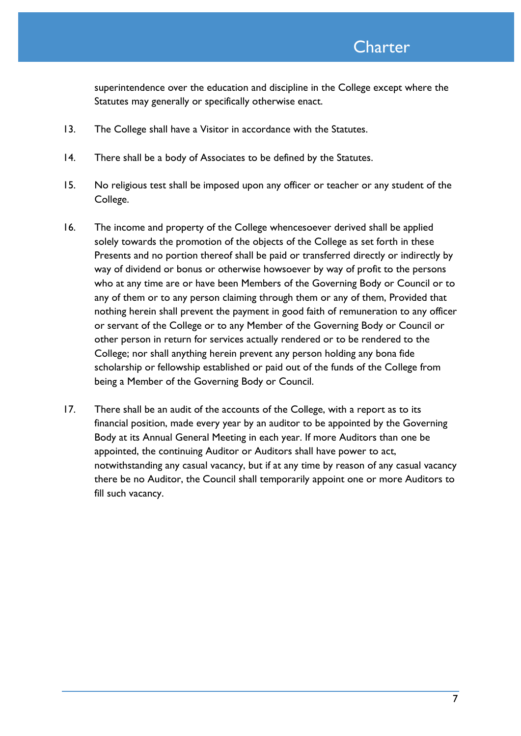superintendence over the education and discipline in the College except where the Statutes may generally or specifically otherwise enact.

13. The College shall have a Visitor in accordance with the Statutes.

14. There shall be a body of Associates to be defined by the Statutes.

15. No religious test shall be imposed upon any officer or teacher or any student of the College.

16. The income and property of the College whencesoever derived shall be applied solely towards the promotion of the objects of the College as set forth in these Presents and no portion thereof shall be paid or transferred directly or indirectly by way of dividend or bonus or otherwise howsoever by way of profit to the persons who at any time are or have been Members of the Governing Body or Council or to any of them or to any person claiming through them or any of them, Provided that nothing herein shall prevent the payment in good faith of remuneration to any officer or servant of the College or to any Member of the Governing Body or Council or other person in return for services actually rendered or to be rendered to the College; nor shall anything herein prevent any person holding any bona fide scholarship or fellowship established or paid out of the funds of the College from being a Member of the Governing Body or Council.

17. There shall be an audit of the accounts of the College, with a report as to its financial position, made every year by an auditor to be appointed by the Governing Body at its Annual General Meeting in each year. If more Auditors than one be appointed, the continuing Auditor or Auditors shall have power to act, notwithstanding any casual vacancy, but if at any time by reason of any casual vacancy there be no Auditor, the Council shall temporarily appoint one or more Auditors to fill such vacancy.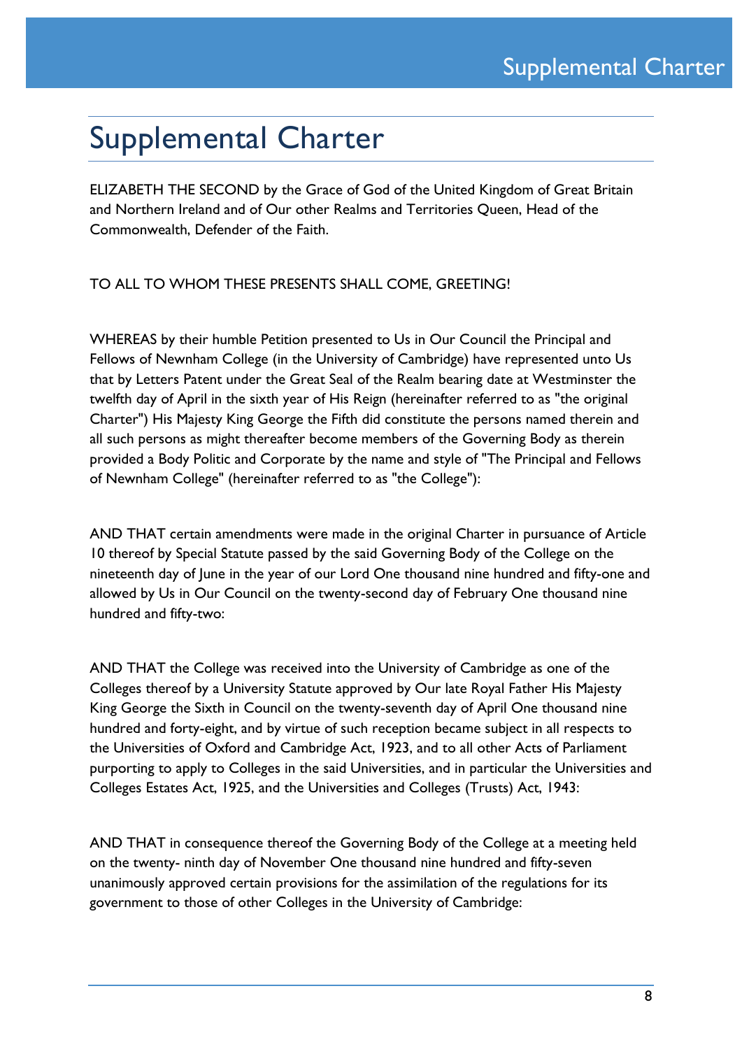# Supplemental Charter

ELIZABETH THE SECOND by the Grace of God of the United Kingdom of Great Britain and Northern Ireland and of Our other Realms and Territories Queen, Head of the Commonwealth, Defender of the Faith.

TO ALL TO WHOM THESE PRESENTS SHALL COME, GREETING!

WHEREAS by their humble Petition presented to Us in Our Council the Principal and Fellows of Newnham College (in the University of Cambridge) have represented unto Us that by Letters Patent under the Great Seal of the Realm bearing date at Westminster the twelfth day of April in the sixth year of His Reign (hereinafter referred to as "the original Charter") His Majesty King George the Fifth did constitute the persons named therein and all such persons as might thereafter become members of the Governing Body as therein provided a Body Politic and Corporate by the name and style of "The Principal and Fellows of Newnham College" (hereinafter referred to as "the College"):

AND THAT certain amendments were made in the original Charter in pursuance of Article 10 thereof by Special Statute passed by the said Governing Body of the College on the nineteenth day of June in the year of our Lord One thousand nine hundred and fifty-one and allowed by Us in Our Council on the twenty-second day of February One thousand nine hundred and fifty-two:

AND THAT the College was received into the University of Cambridge as one of the Colleges thereof by a University Statute approved by Our late Royal Father His Majesty King George the Sixth in Council on the twenty-seventh day of April One thousand nine hundred and forty-eight, and by virtue of such reception became subject in all respects to the Universities of Oxford and Cambridge Act, 1923, and to all other Acts of Parliament purporting to apply to Colleges in the said Universities, and in particular the Universities and Colleges Estates Act, 1925, and the Universities and Colleges (Trusts) Act, 1943:

AND THAT in consequence thereof the Governing Body of the College at a meeting held on the twenty- ninth day of November One thousand nine hundred and fifty-seven unanimously approved certain provisions for the assimilation of the regulations for its government to those of other Colleges in the University of Cambridge: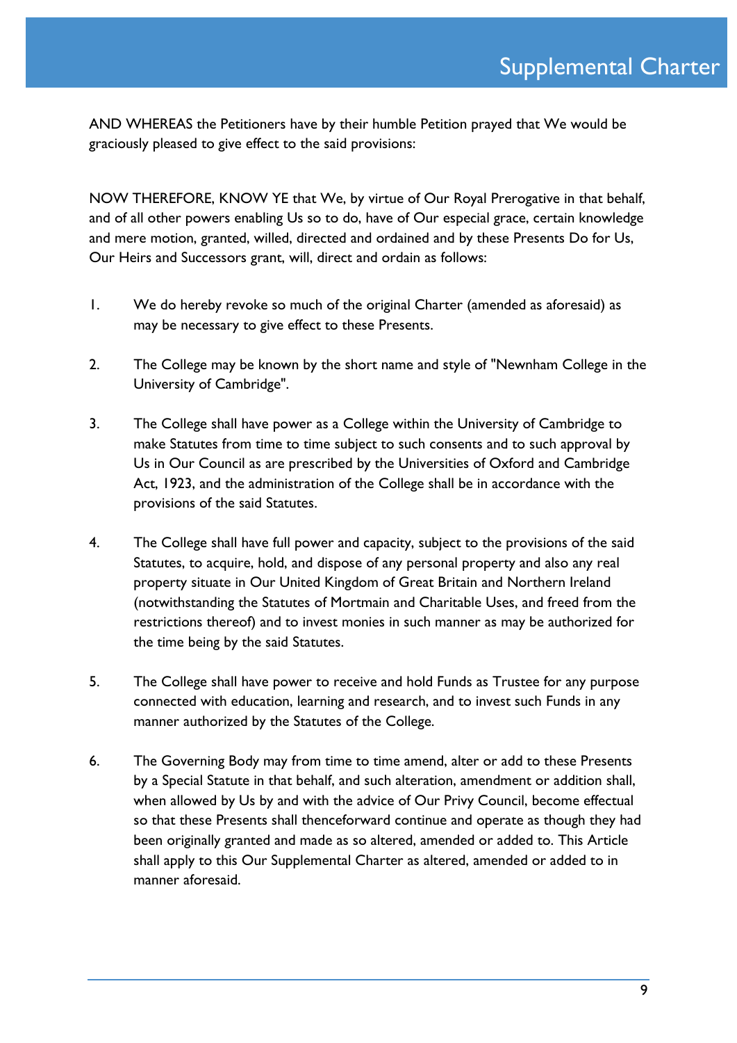AND WHEREAS the Petitioners have by their humble Petition prayed that We would be graciously pleased to give effect to the said provisions:

NOW THEREFORE, KNOW YE that We, by virtue of Our Royal Prerogative in that behalf, and of all other powers enabling Us so to do, have of Our especial grace, certain knowledge and mere motion, granted, willed, directed and ordained and by these Presents Do for Us, Our Heirs and Successors grant, will, direct and ordain as follows:

1. We do hereby revoke so much of the original Charter (amended as aforesaid) as may be necessary to give effect to these Presents.

2. The College may be known by the short name and style of "Newnham College in the University of Cambridge".

3. The College shall have power as a College within the University of Cambridge to make Statutes from time to time subject to such consents and to such approval by Us in Our Council as are prescribed by the Universities of Oxford and Cambridge Act, 1923, and the administration of the College shall be in accordance with the provisions of the said Statutes.

4. The College shall have full power and capacity, subject to the provisions of the said Statutes, to acquire, hold, and dispose of any personal property and also any real property situate in Our United Kingdom of Great Britain and Northern Ireland (notwithstanding the Statutes of Mortmain and Charitable Uses, and freed from the restrictions thereof) and to invest monies in such manner as may be authorized for the time being by the said Statutes.

5. The College shall have power to receive and hold Funds as Trustee for any purpose connected with education, learning and research, and to invest such Funds in any manner authorized by the Statutes of the College.

6. The Governing Body may from time to time amend, alter or add to these Presents by a Special Statute in that behalf, and such alteration, amendment or addition shall, when allowed by Us by and with the advice of Our Privy Council, become effectual so that these Presents shall thenceforward continue and operate as though they had been originally granted and made as so altered, amended or added to. This Article shall apply to this Our Supplemental Charter as altered, amended or added to in manner aforesaid.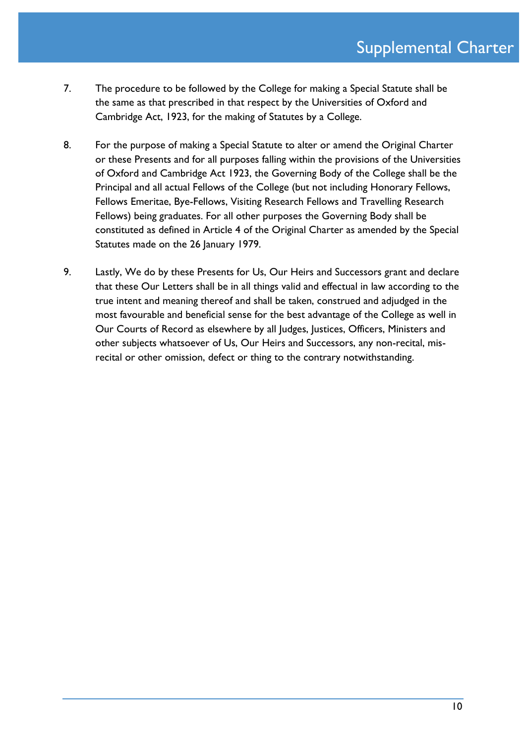7. The procedure to be followed by the College for making a Special Statute shall be the same as that prescribed in that respect by the Universities of Oxford and Cambridge Act, 1923, for the making of Statutes by a College.

8. For the purpose of making a Special Statute to alter or amend the Original Charter or these Presents and for all purposes falling within the provisions of the Universities of Oxford and Cambridge Act 1923, the Governing Body of the College shall be the Principal and all actual Fellows of the College (but not including Honorary Fellows, Fellows Emeritae, Bye-Fellows, Visiting Research Fellows and Travelling Research Fellows) being graduates. For all other purposes the Governing Body shall be constituted as defined in Article 4 of the Original Charter as amended by the Special Statutes made on the 26 January 1979.

9. Lastly, We do by these Presents for Us, Our Heirs and Successors grant and declare that these Our Letters shall be in all things valid and effectual in law according to the true intent and meaning thereof and shall be taken, construed and adjudged in the most favourable and beneficial sense for the best advantage of the College as well in Our Courts of Record as elsewhere by all Judges, Justices, Officers, Ministers and other subjects whatsoever of Us, Our Heirs and Successors, any non-recital, mis-recital or other omission, defect or thing to the contrary notwithstanding.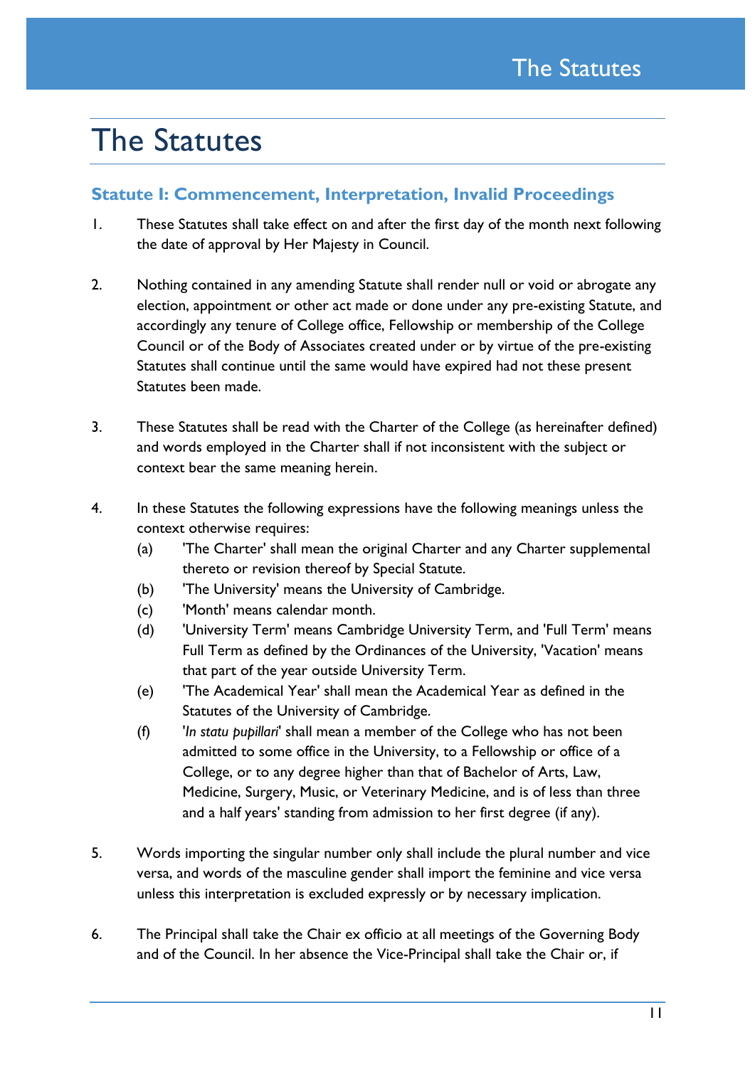# The Statutes

## Statute I: Commencement, Interpretation, Invalid Proceedings

1. These Statutes shall take effect on and after the first day of the month next following the date of approval by Her Majesty in Council.

2. Nothing contained in any amending Statute shall render null or void or abrogate any election, appointment or other act made or done under any pre-existing Statute, and accordingly any tenure of College office, Fellowship or membership of the College Council or of the Body of Associates created under or by virtue of the pre-existing Statutes shall continue until the same would have expired had not these present Statutes been made.

3. These Statutes shall be read with the Charter of the College (as hereinafter defined) and words employed in the Charter shall if not inconsistent with the subject or context bear the same meaning herein.

4. In these Statutes the following expressions have the following meanings unless the context otherwise requires:
   (a) 'The Charter' shall mean the original Charter and any Charter supplemental thereto or revision thereof by Special Statute.
   (b) 'The University' means the University of Cambridge.
   (c) 'Month' means calendar month.
   (d) 'University Term' means Cambridge University Term, and 'Full Term' means Full Term as defined by the Ordinances of the University, 'Vacation' means that part of the year outside University Term.
   (e) 'The Academical Year' shall mean the Academical Year as defined in the Statutes of the University of Cambridge.
   (f) '*In statu pupillari*' shall mean a member of the College who has not been admitted to some office in the University, to a Fellowship or office of a College, or to any degree higher than that of Bachelor of Arts, Law, Medicine, Surgery, Music, or Veterinary Medicine, and is of less than three and a half years' standing from admission to her first degree (if any).

5. Words importing the singular number only shall include the plural number and vice versa, and words of the masculine gender shall import the feminine and vice versa unless this interpretation is excluded expressly or by necessary implication.

6. The Principal shall take the Chair ex officio at all meetings of the Governing Body and of the Council. In her absence the Vice-Principal shall take the Chair or, if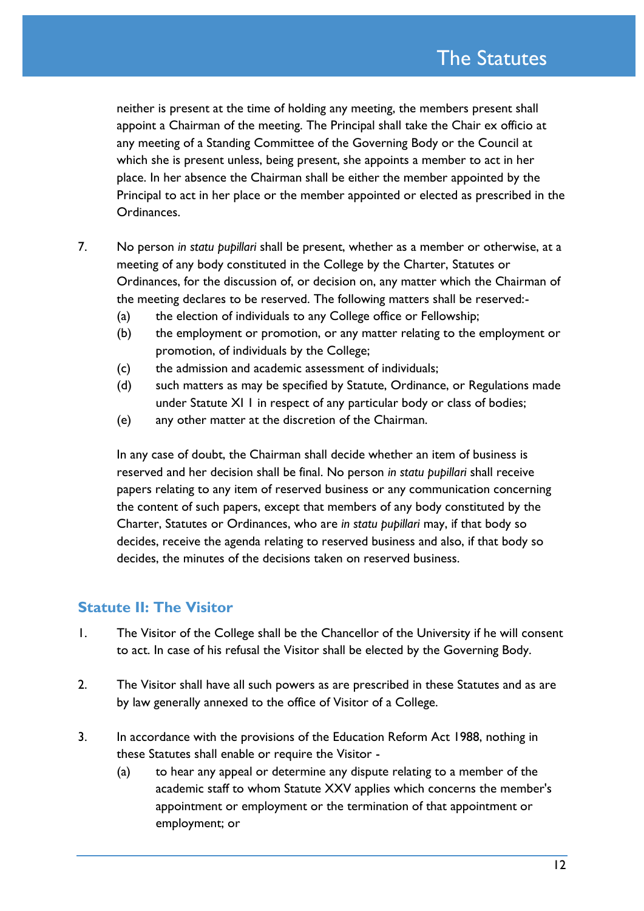neither is present at the time of holding any meeting, the members present shall appoint a Chairman of the meeting. The Principal shall take the Chair ex officio at any meeting of a Standing Committee of the Governing Body or the Council at which she is present unless, being present, she appoints a member to act in her place. In her absence the Chairman shall be either the member appointed by the Principal to act in her place or the member appointed or elected as prescribed in the Ordinances.

7. No person *in statu pupillari* shall be present, whether as a member or otherwise, at a meeting of any body constituted in the College by the Charter, Statutes or Ordinances, for the discussion of, or decision on, any matter which the Chairman of the meeting declares to be reserved. The following matters shall be reserved:-
   - (a) the election of individuals to any College office or Fellowship;
   - (b) the employment or promotion, or any matter relating to the employment or promotion, of individuals by the College;
   - (c) the admission and academic assessment of individuals;
   - (d) such matters as may be specified by Statute, Ordinance, or Regulations made under Statute XI 1 in respect of any particular body or class of bodies;
   - (e) any other matter at the discretion of the Chairman.

   In any case of doubt, the Chairman shall decide whether an item of business is reserved and her decision shall be final. No person *in statu pupillari* shall receive papers relating to any item of reserved business or any communication concerning the content of such papers, except that members of any body constituted by the Charter, Statutes or Ordinances, who are *in statu pupillari* may, if that body so decides, receive the agenda relating to reserved business and also, if that body so decides, the minutes of the decisions taken on reserved business.

## Statute II: The Visitor

1. The Visitor of the College shall be the Chancellor of the University if he will consent to act. In case of his refusal the Visitor shall be elected by the Governing Body.

2. The Visitor shall have all such powers as are prescribed in these Statutes and as are by law generally annexed to the office of Visitor of a College.

3. In accordance with the provisions of the Education Reform Act 1988, nothing in these Statutes shall enable or require the Visitor -
   - (a) to hear any appeal or determine any dispute relating to a member of the academic staff to whom Statute XXV applies which concerns the member's appointment or employment or the termination of that appointment or employment; or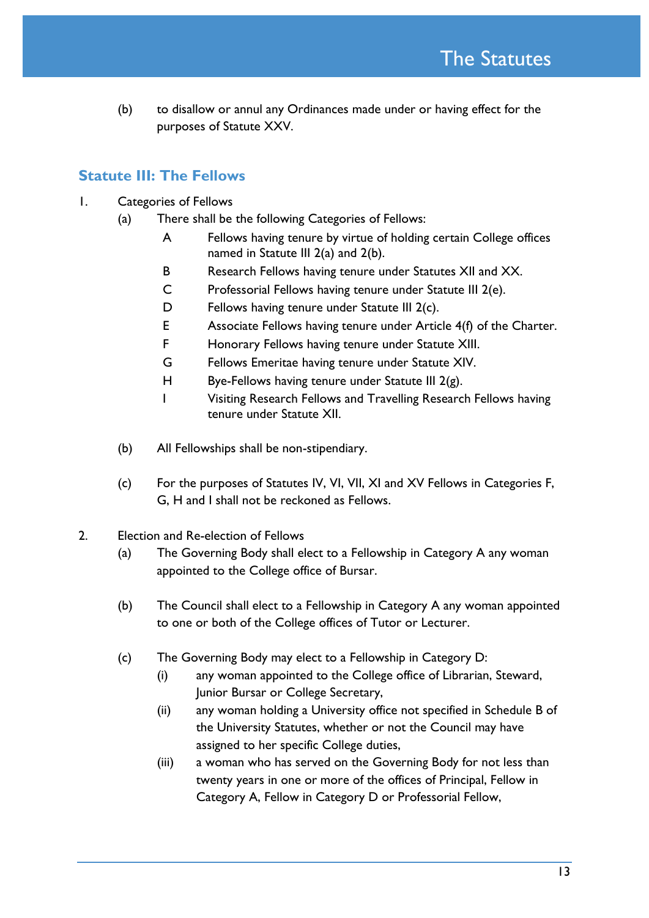(b) to disallow or annul any Ordinances made under or having effect for the purposes of Statute XXV.

## Statute III: The Fellows

1. Categories of Fellows
   - (a) There shall be the following Categories of Fellows:
     - A Fellows having tenure by virtue of holding certain College offices named in Statute III 2(a) and 2(b).
     - B Research Fellows having tenure under Statutes XII and XX.
     - C Professorial Fellows having tenure under Statute III 2(e).
     - D Fellows having tenure under Statute III 2(c).
     - E Associate Fellows having tenure under Article 4(f) of the Charter.
     - F Honorary Fellows having tenure under Statute XIII.
     - G Fellows Emeritae having tenure under Statute XIV.
     - H Bye-Fellows having tenure under Statute III 2(g).
     - I Visiting Research Fellows and Travelling Research Fellows having tenure under Statute XII.
   - (b) All Fellowships shall be non-stipendiary.
   - (c) For the purposes of Statutes IV, VI, VII, XI and XV Fellows in Categories F, G, H and I shall not be reckoned as Fellows.

2. Election and Re-election of Fellows
   - (a) The Governing Body shall elect to a Fellowship in Category A any woman appointed to the College office of Bursar.
   - (b) The Council shall elect to a Fellowship in Category A any woman appointed to one or both of the College offices of Tutor or Lecturer.
   - (c) The Governing Body may elect to a Fellowship in Category D:
     - (i) any woman appointed to the College office of Librarian, Steward, Junior Bursar or College Secretary,
     - (ii) any woman holding a University office not specified in Schedule B of the University Statutes, whether or not the Council may have assigned to her specific College duties,
     - (iii) a woman who has served on the Governing Body for not less than twenty years in one or more of the offices of Principal, Fellow in Category A, Fellow in Category D or Professorial Fellow,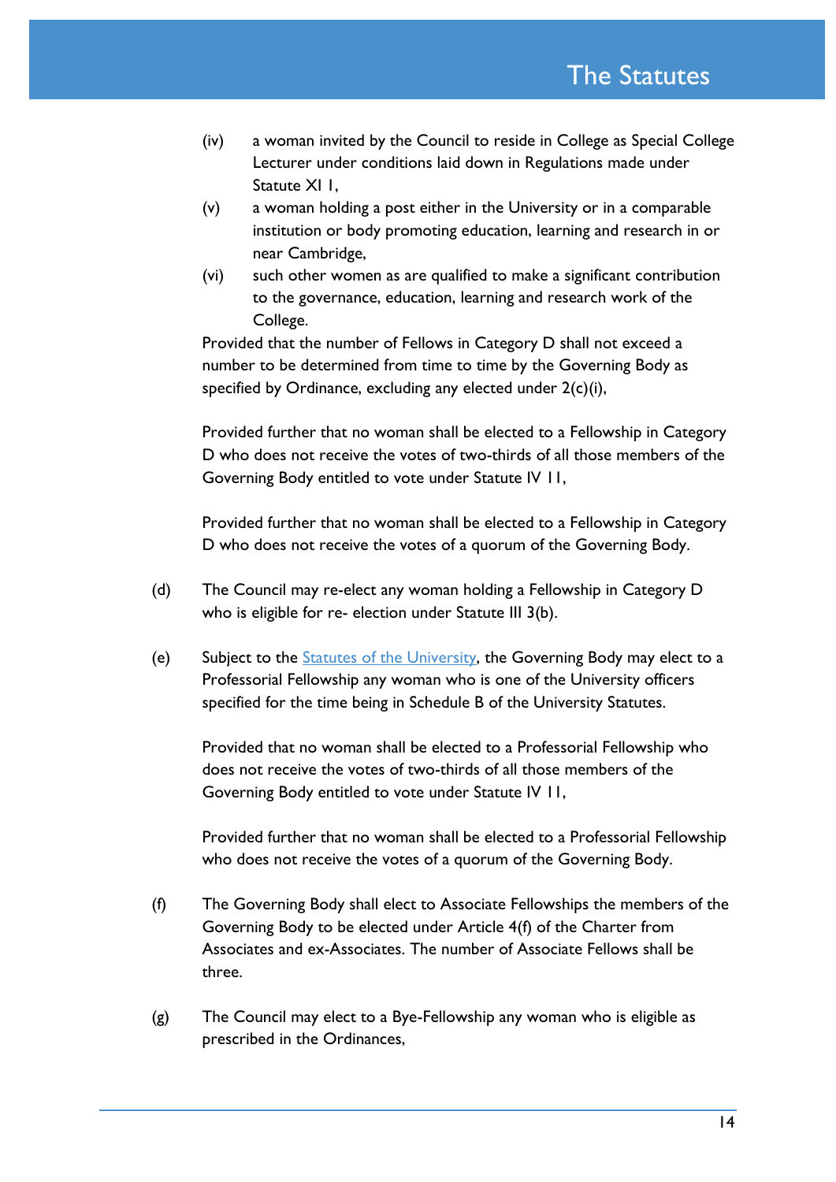(iv) a woman invited by the Council to reside in College as Special College Lecturer under conditions laid down in Regulations made under Statute XI 1,

(v) a woman holding a post either in the University or in a comparable institution or body promoting education, learning and research in or near Cambridge,

(vi) such other women as are qualified to make a significant contribution to the governance, education, learning and research work of the College.

Provided that the number of Fellows in Category D shall not exceed a number to be determined from time to time by the Governing Body as specified by Ordinance, excluding any elected under 2(c)(i),

Provided further that no woman shall be elected to a Fellowship in Category D who does not receive the votes of two-thirds of all those members of the Governing Body entitled to vote under Statute IV 11,

Provided further that no woman shall be elected to a Fellowship in Category D who does not receive the votes of a quorum of the Governing Body.

(d) The Council may re-elect any woman holding a Fellowship in Category D who is eligible for re- election under Statute III 3(b).

(e) Subject to the [Statutes of the University], the Governing Body may elect to a Professorial Fellowship any woman who is one of the University officers specified for the time being in Schedule B of the University Statutes.

Provided that no woman shall be elected to a Professorial Fellowship who does not receive the votes of two-thirds of all those members of the Governing Body entitled to vote under Statute IV 11,

Provided further that no woman shall be elected to a Professorial Fellowship who does not receive the votes of a quorum of the Governing Body.

(f) The Governing Body shall elect to Associate Fellowships the members of the Governing Body to be elected under Article 4(f) of the Charter from Associates and ex-Associates. The number of Associate Fellows shall be three.

(g) The Council may elect to a Bye-Fellowship any woman who is eligible as prescribed in the Ordinances,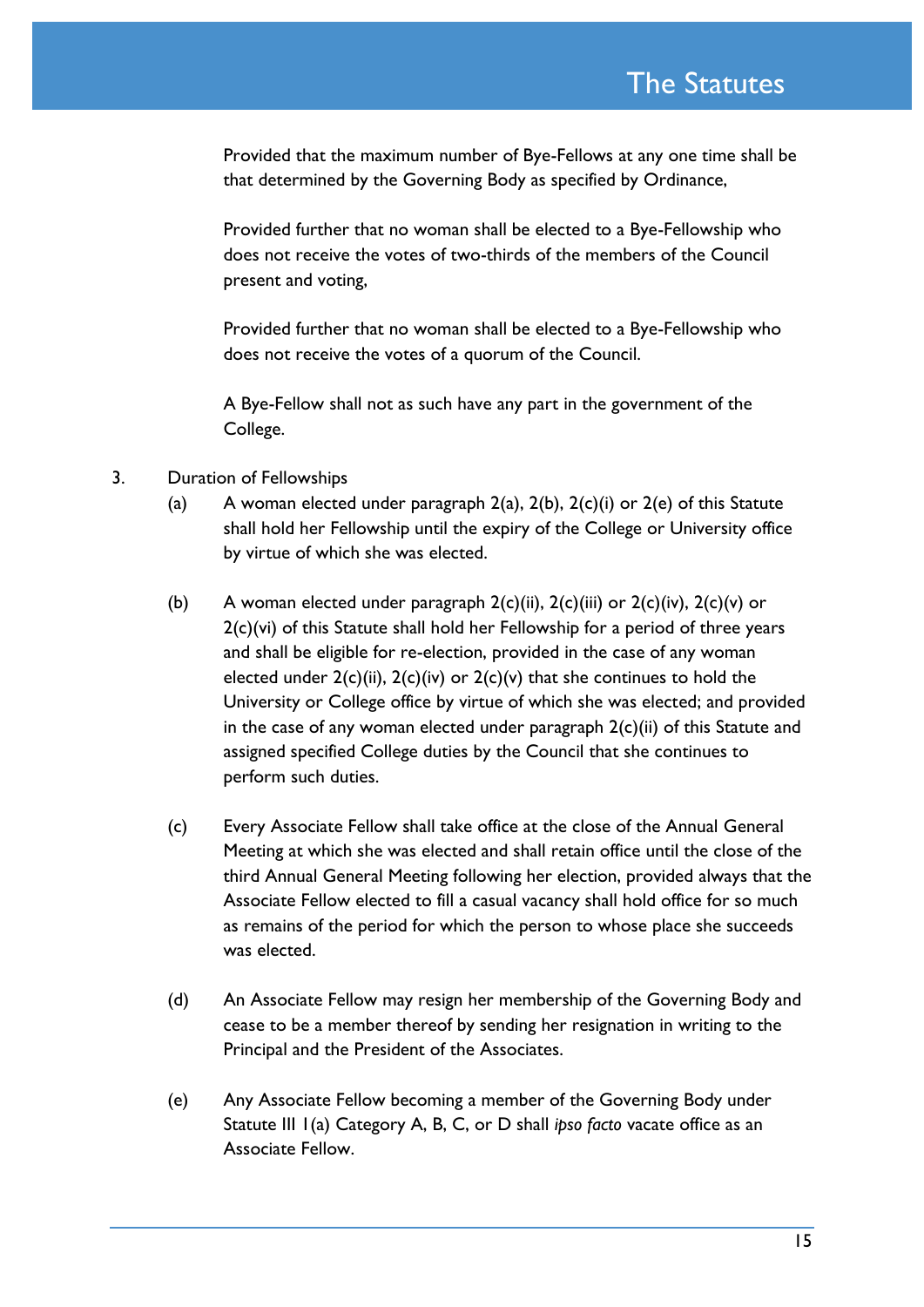Provided that the maximum number of Bye-Fellows at any one time shall be that determined by the Governing Body as specified by Ordinance,

Provided further that no woman shall be elected to a Bye-Fellowship who does not receive the votes of two-thirds of the members of the Council present and voting,

Provided further that no woman shall be elected to a Bye-Fellowship who does not receive the votes of a quorum of the Council.

A Bye-Fellow shall not as such have any part in the government of the College.

3. Duration of Fellowships

(a) A woman elected under paragraph 2(a), 2(b), 2(c)(i) or 2(e) of this Statute shall hold her Fellowship until the expiry of the College or University office by virtue of which she was elected.

(b) A woman elected under paragraph 2(c)(ii), 2(c)(iii) or 2(c)(iv), 2(c)(v) or 2(c)(vi) of this Statute shall hold her Fellowship for a period of three years and shall be eligible for re-election, provided in the case of any woman elected under 2(c)(ii), 2(c)(iv) or 2(c)(v) that she continues to hold the University or College office by virtue of which she was elected; and provided in the case of any woman elected under paragraph 2(c)(ii) of this Statute and assigned specified College duties by the Council that she continues to perform such duties.

(c) Every Associate Fellow shall take office at the close of the Annual General Meeting at which she was elected and shall retain office until the close of the third Annual General Meeting following her election, provided always that the Associate Fellow elected to fill a casual vacancy shall hold office for so much as remains of the period for which the person to whose place she succeeds was elected.

(d) An Associate Fellow may resign her membership of the Governing Body and cease to be a member thereof by sending her resignation in writing to the Principal and the President of the Associates.

(e) Any Associate Fellow becoming a member of the Governing Body under Statute III 1(a) Category A, B, C, or D shall *ipso facto* vacate office as an Associate Fellow.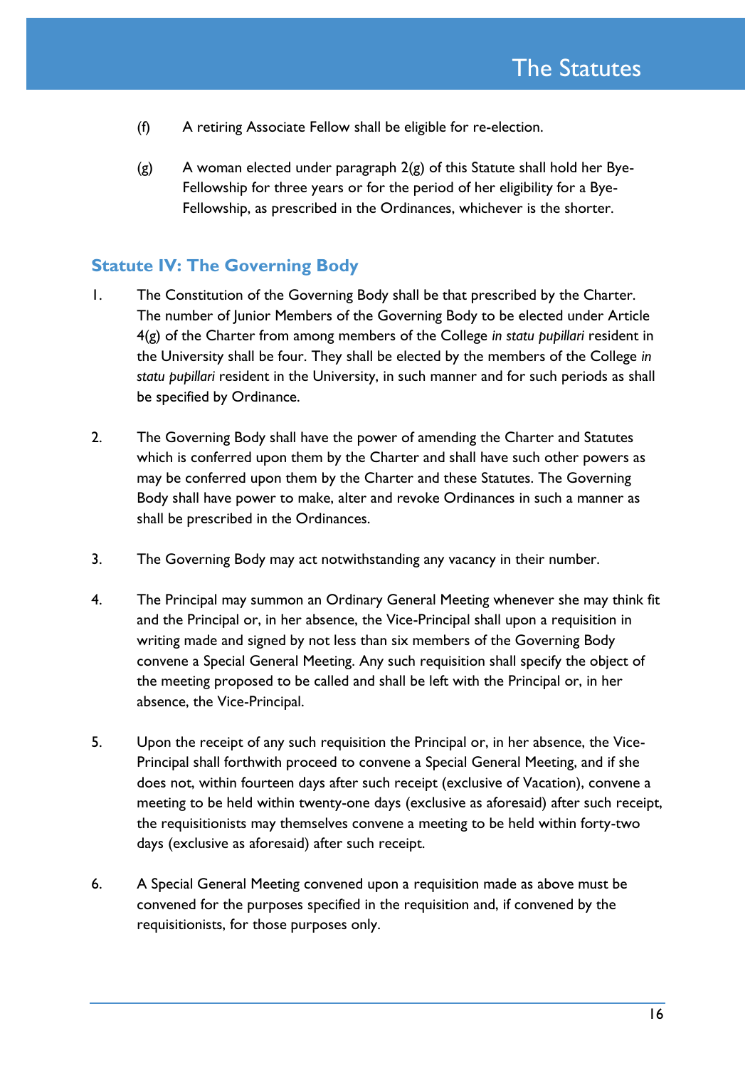(f) A retiring Associate Fellow shall be eligible for re-election.

(g) A woman elected under paragraph 2(g) of this Statute shall hold her Bye-Fellowship for three years or for the period of her eligibility for a Bye-Fellowship, as prescribed in the Ordinances, whichever is the shorter.

## Statute IV: The Governing Body

1. The Constitution of the Governing Body shall be that prescribed by the Charter. The number of Junior Members of the Governing Body to be elected under Article 4(g) of the Charter from among members of the College *in statu pupillari* resident in the University shall be four. They shall be elected by the members of the College *in statu pupillari* resident in the University, in such manner and for such periods as shall be specified by Ordinance.

2. The Governing Body shall have the power of amending the Charter and Statutes which is conferred upon them by the Charter and shall have such other powers as may be conferred upon them by the Charter and these Statutes. The Governing Body shall have power to make, alter and revoke Ordinances in such a manner as shall be prescribed in the Ordinances.

3. The Governing Body may act notwithstanding any vacancy in their number.

4. The Principal may summon an Ordinary General Meeting whenever she may think fit and the Principal or, in her absence, the Vice-Principal shall upon a requisition in writing made and signed by not less than six members of the Governing Body convene a Special General Meeting. Any such requisition shall specify the object of the meeting proposed to be called and shall be left with the Principal or, in her absence, the Vice-Principal.

5. Upon the receipt of any such requisition the Principal or, in her absence, the Vice-Principal shall forthwith proceed to convene a Special General Meeting, and if she does not, within fourteen days after such receipt (exclusive of Vacation), convene a meeting to be held within twenty-one days (exclusive as aforesaid) after such receipt, the requisitionists may themselves convene a meeting to be held within forty-two days (exclusive as aforesaid) after such receipt.

6. A Special General Meeting convened upon a requisition made as above must be convened for the purposes specified in the requisition and, if convened by the requisitionists, for those purposes only.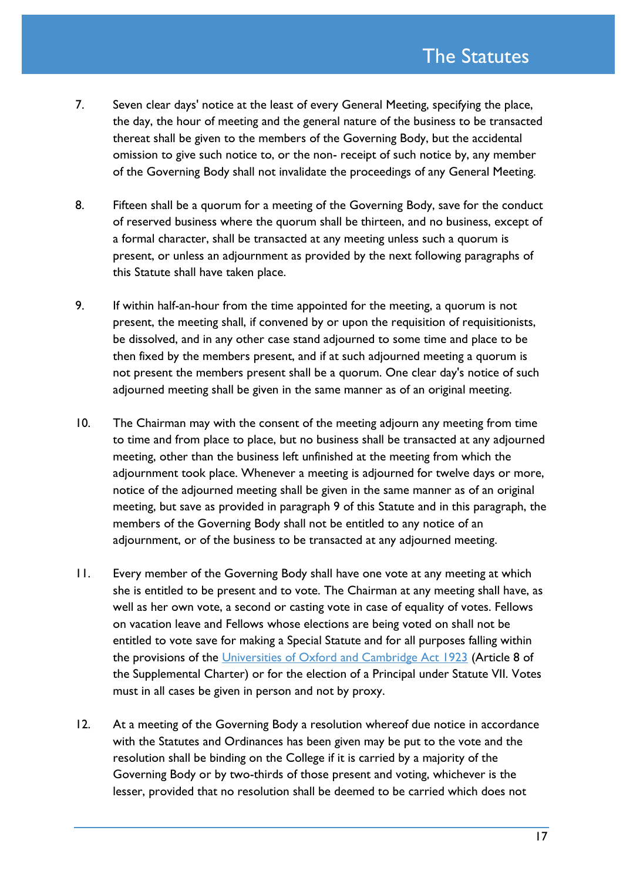7. Seven clear days' notice at the least of every General Meeting, specifying the place, the day, the hour of meeting and the general nature of the business to be transacted thereat shall be given to the members of the Governing Body, but the accidental omission to give such notice to, or the non- receipt of such notice by, any member of the Governing Body shall not invalidate the proceedings of any General Meeting.

8. Fifteen shall be a quorum for a meeting of the Governing Body, save for the conduct of reserved business where the quorum shall be thirteen, and no business, except of a formal character, shall be transacted at any meeting unless such a quorum is present, or unless an adjournment as provided by the next following paragraphs of this Statute shall have taken place.

9. If within half-an-hour from the time appointed for the meeting, a quorum is not present, the meeting shall, if convened by or upon the requisition of requisitionists, be dissolved, and in any other case stand adjourned to some time and place to be then fixed by the members present, and if at such adjourned meeting a quorum is not present the members present shall be a quorum. One clear day's notice of such adjourned meeting shall be given in the same manner as of an original meeting.

10. The Chairman may with the consent of the meeting adjourn any meeting from time to time and from place to place, but no business shall be transacted at any adjourned meeting, other than the business left unfinished at the meeting from which the adjournment took place. Whenever a meeting is adjourned for twelve days or more, notice of the adjourned meeting shall be given in the same manner as of an original meeting, but save as provided in paragraph 9 of this Statute and in this paragraph, the members of the Governing Body shall not be entitled to any notice of an adjournment, or of the business to be transacted at any adjourned meeting.

11. Every member of the Governing Body shall have one vote at any meeting at which she is entitled to be present and to vote. The Chairman at any meeting shall have, as well as her own vote, a second or casting vote in case of equality of votes. Fellows on vacation leave and Fellows whose elections are being voted on shall not be entitled to vote save for making a Special Statute and for all purposes falling within the provisions of the Universities of Oxford and Cambridge Act 1923 (Article 8 of the Supplemental Charter) or for the election of a Principal under Statute VII. Votes must in all cases be given in person and not by proxy.

12. At a meeting of the Governing Body a resolution whereof due notice in accordance with the Statutes and Ordinances has been given may be put to the vote and the resolution shall be binding on the College if it is carried by a majority of the Governing Body or by two-thirds of those present and voting, whichever is the lesser, provided that no resolution shall be deemed to be carried which does not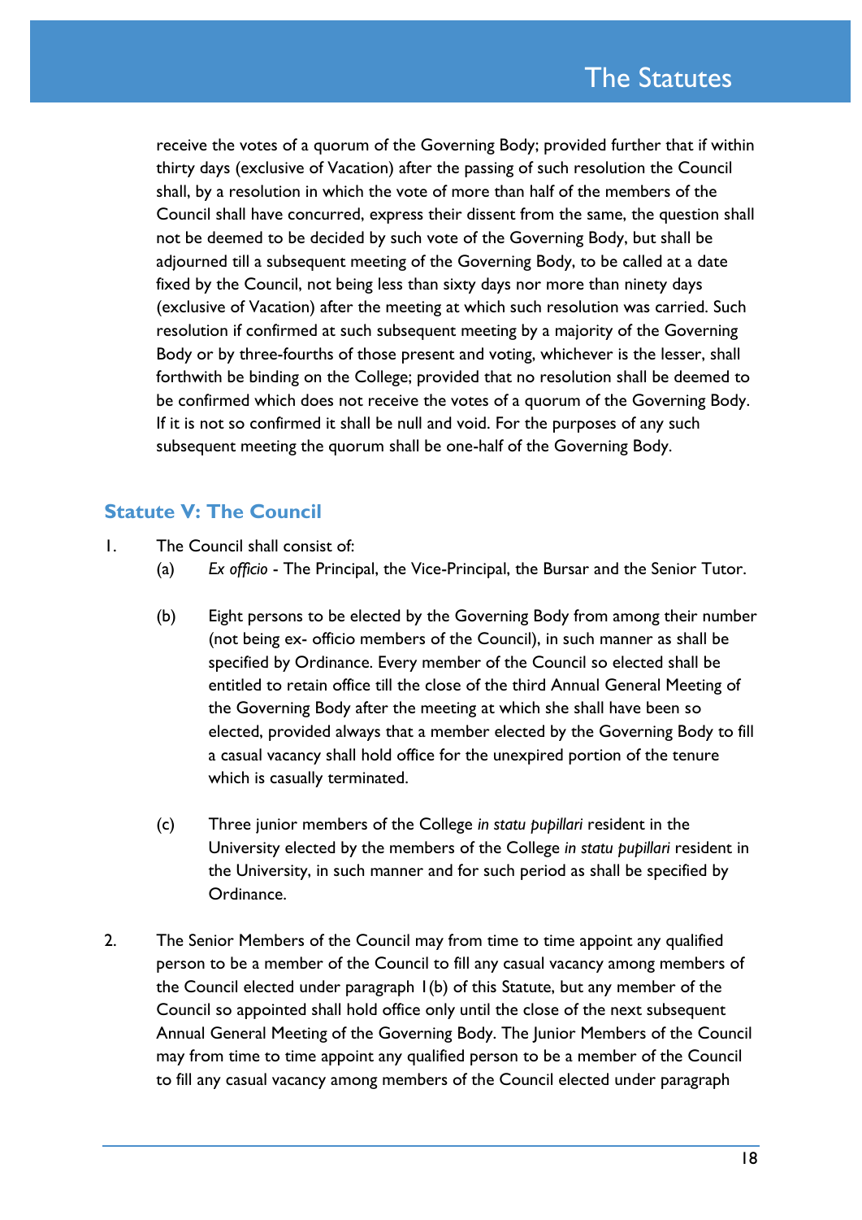receive the votes of a quorum of the Governing Body; provided further that if within thirty days (exclusive of Vacation) after the passing of such resolution the Council shall, by a resolution in which the vote of more than half of the members of the Council shall have concurred, express their dissent from the same, the question shall not be deemed to be decided by such vote of the Governing Body, but shall be adjourned till a subsequent meeting of the Governing Body, to be called at a date fixed by the Council, not being less than sixty days nor more than ninety days (exclusive of Vacation) after the meeting at which such resolution was carried. Such resolution if confirmed at such subsequent meeting by a majority of the Governing Body or by three-fourths of those present and voting, whichever is the lesser, shall forthwith be binding on the College; provided that no resolution shall be deemed to be confirmed which does not receive the votes of a quorum of the Governing Body. If it is not so confirmed it shall be null and void. For the purposes of any such subsequent meeting the quorum shall be one-half of the Governing Body.

## Statute V: The Council

1. The Council shall consist of:
   (a) *Ex officio* - The Principal, the Vice-Principal, the Bursar and the Senior Tutor.

   (b) Eight persons to be elected by the Governing Body from among their number (not being ex- officio members of the Council), in such manner as shall be specified by Ordinance. Every member of the Council so elected shall be entitled to retain office till the close of the third Annual General Meeting of the Governing Body after the meeting at which she shall have been so elected, provided always that a member elected by the Governing Body to fill a casual vacancy shall hold office for the unexpired portion of the tenure which is casually terminated.

   (c) Three junior members of the College *in statu pupillari* resident in the University elected by the members of the College *in statu pupillari* resident in the University, in such manner and for such period as shall be specified by Ordinance.

2. The Senior Members of the Council may from time to time appoint any qualified person to be a member of the Council to fill any casual vacancy among members of the Council elected under paragraph 1(b) of this Statute, but any member of the Council so appointed shall hold office only until the close of the next subsequent Annual General Meeting of the Governing Body. The Junior Members of the Council may from time to time appoint any qualified person to be a member of the Council to fill any casual vacancy among members of the Council elected under paragraph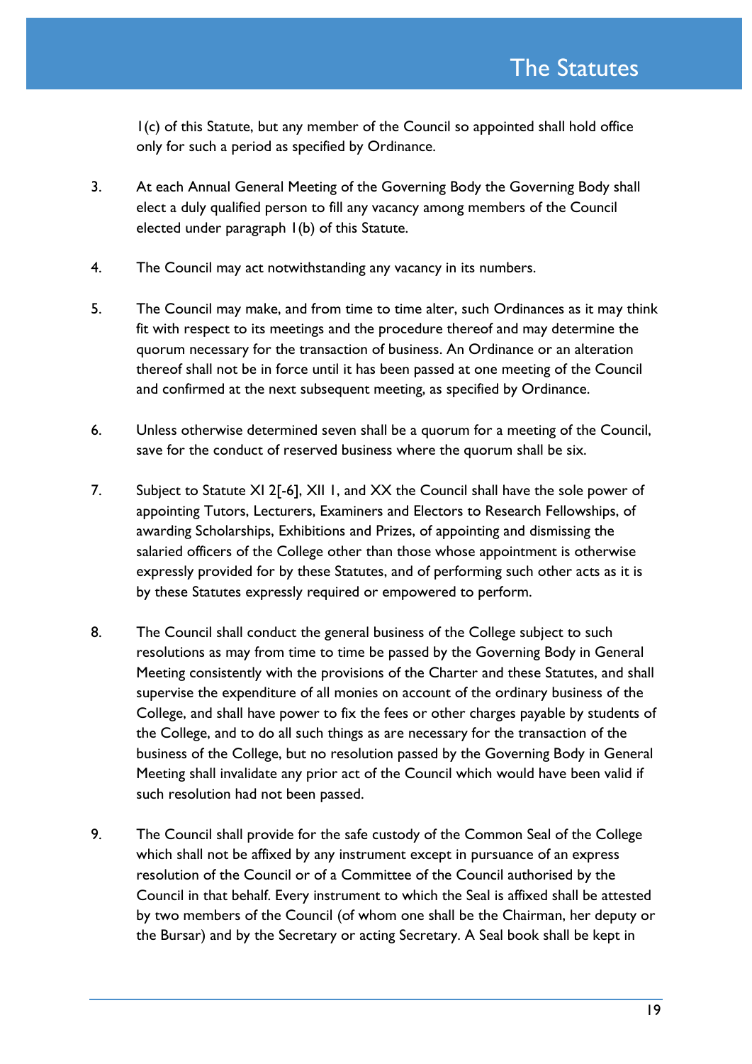1(c) of this Statute, but any member of the Council so appointed shall hold office only for such a period as specified by Ordinance.

3. At each Annual General Meeting of the Governing Body the Governing Body shall elect a duly qualified person to fill any vacancy among members of the Council elected under paragraph 1(b) of this Statute.

4. The Council may act notwithstanding any vacancy in its numbers.

5. The Council may make, and from time to time alter, such Ordinances as it may think fit with respect to its meetings and the procedure thereof and may determine the quorum necessary for the transaction of business. An Ordinance or an alteration thereof shall not be in force until it has been passed at one meeting of the Council and confirmed at the next subsequent meeting, as specified by Ordinance.

6. Unless otherwise determined seven shall be a quorum for a meeting of the Council, save for the conduct of reserved business where the quorum shall be six.

7. Subject to Statute XI 2[-6], XII 1, and XX the Council shall have the sole power of appointing Tutors, Lecturers, Examiners and Electors to Research Fellowships, of awarding Scholarships, Exhibitions and Prizes, of appointing and dismissing the salaried officers of the College other than those whose appointment is otherwise expressly provided for by these Statutes, and of performing such other acts as it is by these Statutes expressly required or empowered to perform.

8. The Council shall conduct the general business of the College subject to such resolutions as may from time to time be passed by the Governing Body in General Meeting consistently with the provisions of the Charter and these Statutes, and shall supervise the expenditure of all monies on account of the ordinary business of the College, and shall have power to fix the fees or other charges payable by students of the College, and to do all such things as are necessary for the transaction of the business of the College, but no resolution passed by the Governing Body in General Meeting shall invalidate any prior act of the Council which would have been valid if such resolution had not been passed.

9. The Council shall provide for the safe custody of the Common Seal of the College which shall not be affixed by any instrument except in pursuance of an express resolution of the Council or of a Committee of the Council authorised by the Council in that behalf. Every instrument to which the Seal is affixed shall be attested by two members of the Council (of whom one shall be the Chairman, her deputy or the Bursar) and by the Secretary or acting Secretary. A Seal book shall be kept in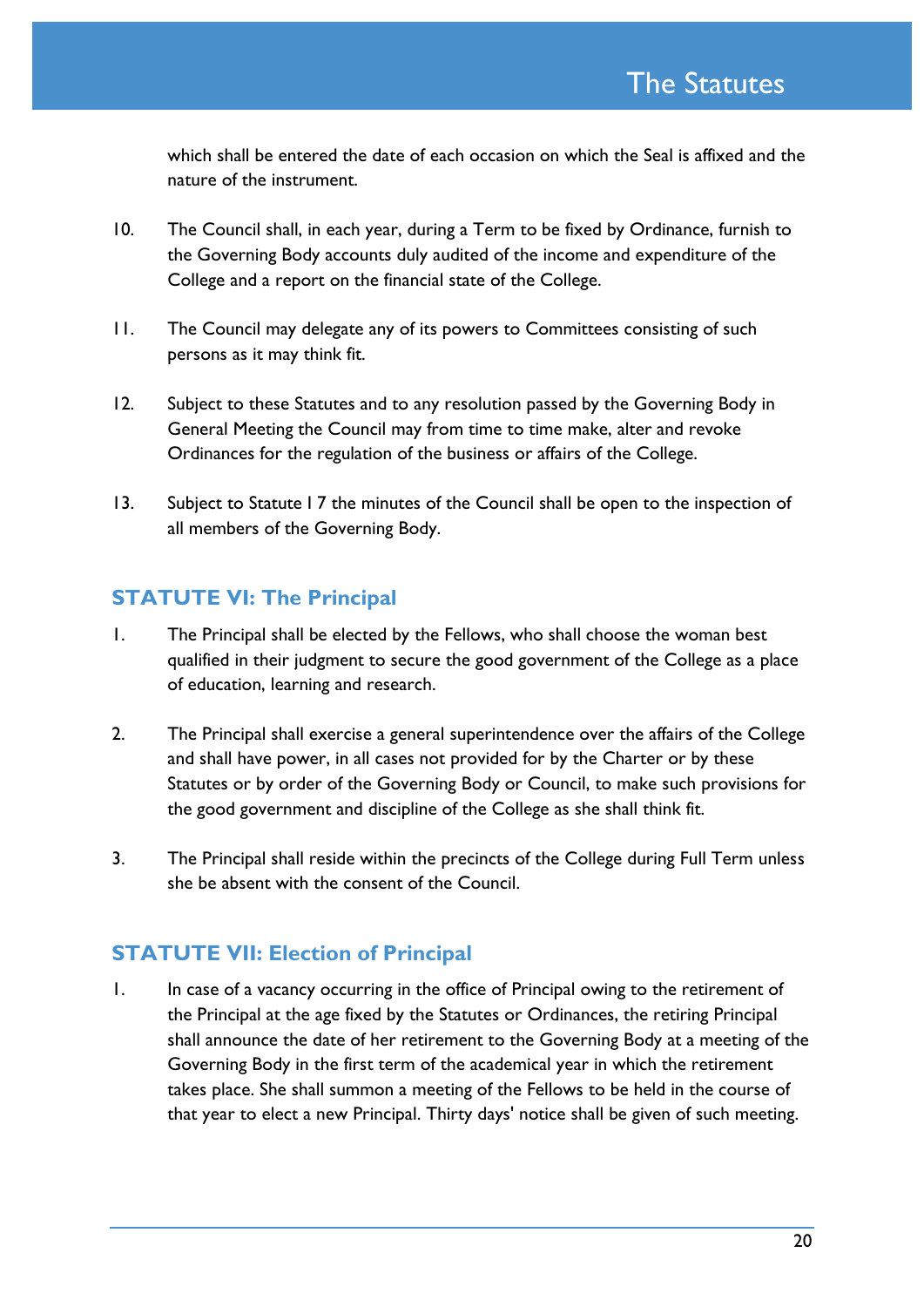which shall be entered the date of each occasion on which the Seal is affixed and the nature of the instrument.

10. The Council shall, in each year, during a Term to be fixed by Ordinance, furnish to the Governing Body accounts duly audited of the income and expenditure of the College and a report on the financial state of the College.

11. The Council may delegate any of its powers to Committees consisting of such persons as it may think fit.

12. Subject to these Statutes and to any resolution passed by the Governing Body in General Meeting the Council may from time to time make, alter and revoke Ordinances for the regulation of the business or affairs of the College.

13. Subject to Statute I 7 the minutes of the Council shall be open to the inspection of all members of the Governing Body.

## STATUTE VI: The Principal

1. The Principal shall be elected by the Fellows, who shall choose the woman best qualified in their judgment to secure the good government of the College as a place of education, learning and research.

2. The Principal shall exercise a general superintendence over the affairs of the College and shall have power, in all cases not provided for by the Charter or by these Statutes or by order of the Governing Body or Council, to make such provisions for the good government and discipline of the College as she shall think fit.

3. The Principal shall reside within the precincts of the College during Full Term unless she be absent with the consent of the Council.

## STATUTE VII: Election of Principal

1. In case of a vacancy occurring in the office of Principal owing to the retirement of the Principal at the age fixed by the Statutes or Ordinances, the retiring Principal shall announce the date of her retirement to the Governing Body at a meeting of the Governing Body in the first term of the academical year in which the retirement takes place. She shall summon a meeting of the Fellows to be held in the course of that year to elect a new Principal. Thirty days' notice shall be given of such meeting.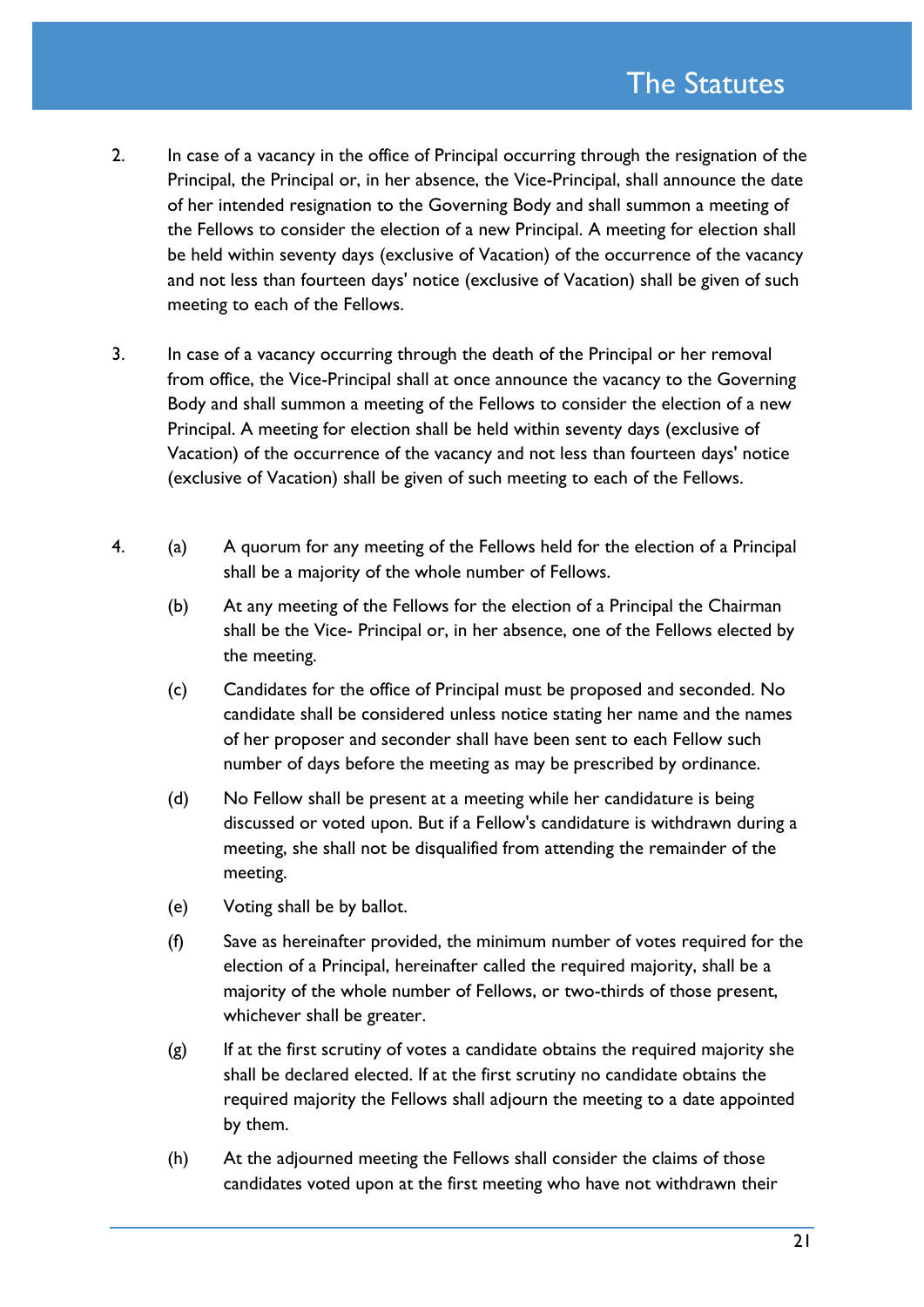2. In case of a vacancy in the office of Principal occurring through the resignation of the Principal, the Principal or, in her absence, the Vice-Principal, shall announce the date of her intended resignation to the Governing Body and shall summon a meeting of the Fellows to consider the election of a new Principal. A meeting for election shall be held within seventy days (exclusive of Vacation) of the occurrence of the vacancy and not less than fourteen days' notice (exclusive of Vacation) shall be given of such meeting to each of the Fellows.

3. In case of a vacancy occurring through the death of the Principal or her removal from office, the Vice-Principal shall at once announce the vacancy to the Governing Body and shall summon a meeting of the Fellows to consider the election of a new Principal. A meeting for election shall be held within seventy days (exclusive of Vacation) of the occurrence of the vacancy and not less than fourteen days' notice (exclusive of Vacation) shall be given of such meeting to each of the Fellows.

4. (a) A quorum for any meeting of the Fellows held for the election of a Principal shall be a majority of the whole number of Fellows.

   (b) At any meeting of the Fellows for the election of a Principal the Chairman shall be the Vice- Principal or, in her absence, one of the Fellows elected by the meeting.

   (c) Candidates for the office of Principal must be proposed and seconded. No candidate shall be considered unless notice stating her name and the names of her proposer and seconder shall have been sent to each Fellow such number of days before the meeting as may be prescribed by ordinance.

   (d) No Fellow shall be present at a meeting while her candidature is being discussed or voted upon. But if a Fellow's candidature is withdrawn during a meeting, she shall not be disqualified from attending the remainder of the meeting.

   (e) Voting shall be by ballot.

   (f) Save as hereinafter provided, the minimum number of votes required for the election of a Principal, hereinafter called the required majority, shall be a majority of the whole number of Fellows, or two-thirds of those present, whichever shall be greater.

   (g) If at the first scrutiny of votes a candidate obtains the required majority she shall be declared elected. If at the first scrutiny no candidate obtains the required majority the Fellows shall adjourn the meeting to a date appointed by them.

   (h) At the adjourned meeting the Fellows shall consider the claims of those candidates voted upon at the first meeting who have not withdrawn their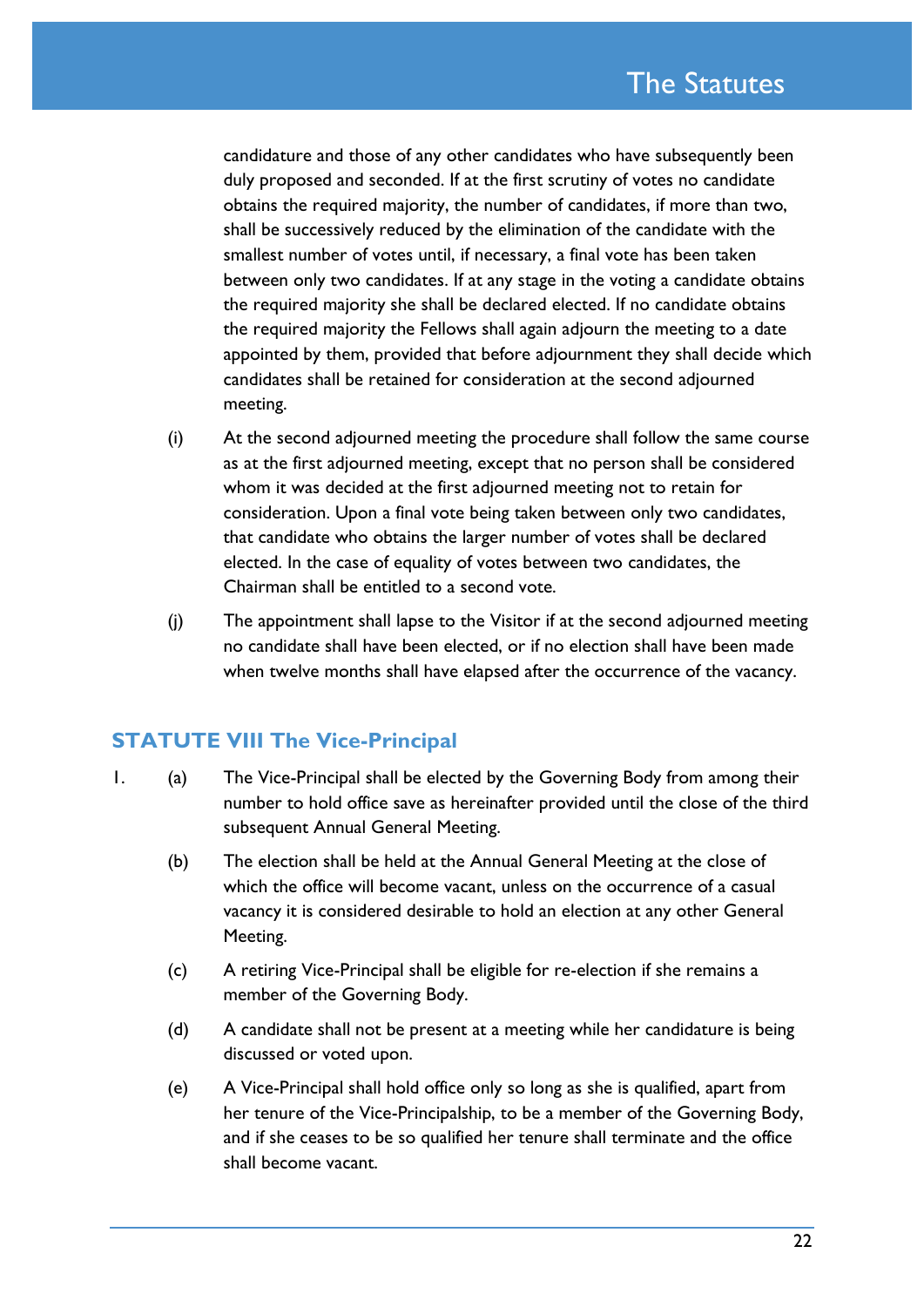candidature and those of any other candidates who have subsequently been duly proposed and seconded. If at the first scrutiny of votes no candidate obtains the required majority, the number of candidates, if more than two, shall be successively reduced by the elimination of the candidate with the smallest number of votes until, if necessary, a final vote has been taken between only two candidates. If at any stage in the voting a candidate obtains the required majority she shall be declared elected. If no candidate obtains the required majority the Fellows shall again adjourn the meeting to a date appointed by them, provided that before adjournment they shall decide which candidates shall be retained for consideration at the second adjourned meeting.

(i) At the second adjourned meeting the procedure shall follow the same course as at the first adjourned meeting, except that no person shall be considered whom it was decided at the first adjourned meeting not to retain for consideration. Upon a final vote being taken between only two candidates, that candidate who obtains the larger number of votes shall be declared elected. In the case of equality of votes between two candidates, the Chairman shall be entitled to a second vote.

(j) The appointment shall lapse to the Visitor if at the second adjourned meeting no candidate shall have been elected, or if no election shall have been made when twelve months shall have elapsed after the occurrence of the vacancy.

## STATUTE VIII The Vice-Principal

1. (a) The Vice-Principal shall be elected by the Governing Body from among their number to hold office save as hereinafter provided until the close of the third subsequent Annual General Meeting.

   (b) The election shall be held at the Annual General Meeting at the close of which the office will become vacant, unless on the occurrence of a casual vacancy it is considered desirable to hold an election at any other General Meeting.

   (c) A retiring Vice-Principal shall be eligible for re-election if she remains a member of the Governing Body.

   (d) A candidate shall not be present at a meeting while her candidature is being discussed or voted upon.

   (e) A Vice-Principal shall hold office only so long as she is qualified, apart from her tenure of the Vice-Principalship, to be a member of the Governing Body, and if she ceases to be so qualified her tenure shall terminate and the office shall become vacant.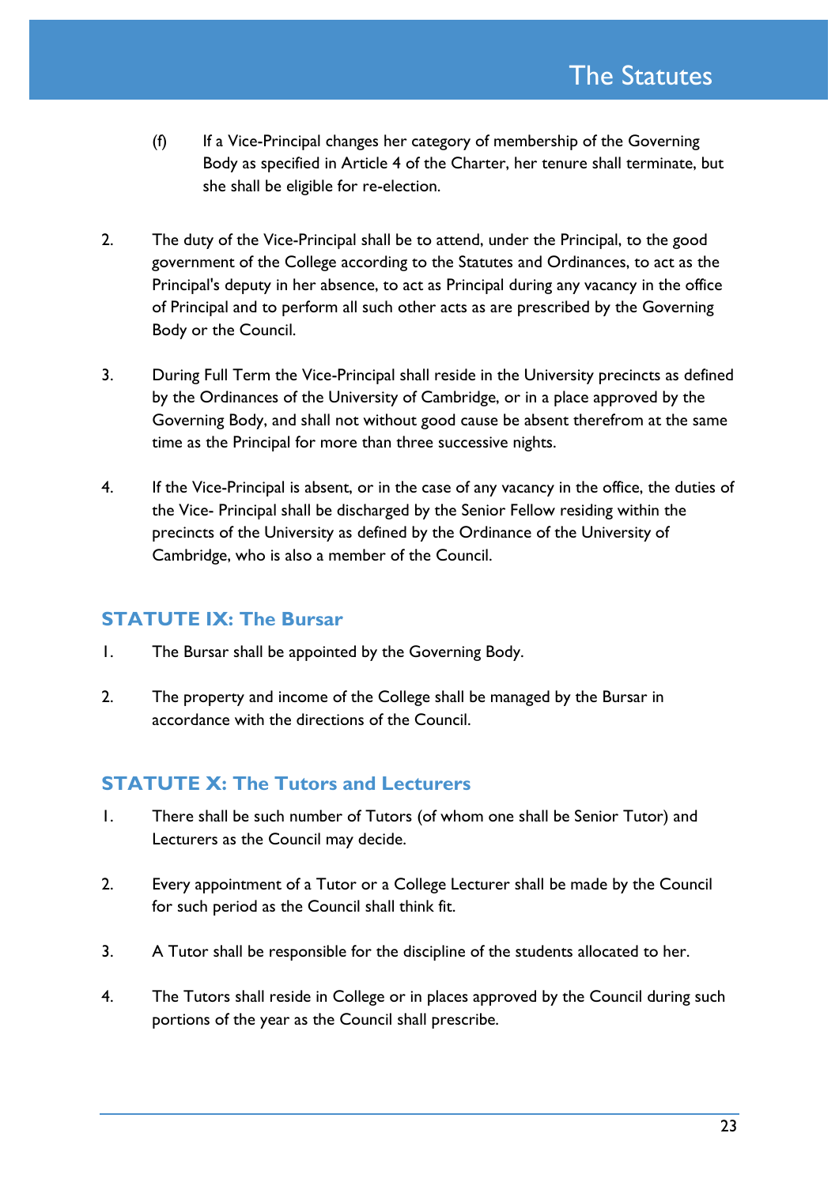(f) If a Vice-Principal changes her category of membership of the Governing Body as specified in Article 4 of the Charter, her tenure shall terminate, but she shall be eligible for re-election.

2. The duty of the Vice-Principal shall be to attend, under the Principal, to the good government of the College according to the Statutes and Ordinances, to act as the Principal's deputy in her absence, to act as Principal during any vacancy in the office of Principal and to perform all such other acts as are prescribed by the Governing Body or the Council.

3. During Full Term the Vice-Principal shall reside in the University precincts as defined by the Ordinances of the University of Cambridge, or in a place approved by the Governing Body, and shall not without good cause be absent therefrom at the same time as the Principal for more than three successive nights.

4. If the Vice-Principal is absent, or in the case of any vacancy in the office, the duties of the Vice- Principal shall be discharged by the Senior Fellow residing within the precincts of the University as defined by the Ordinance of the University of Cambridge, who is also a member of the Council.

## STATUTE IX: The Bursar

1. The Bursar shall be appointed by the Governing Body.

2. The property and income of the College shall be managed by the Bursar in accordance with the directions of the Council.

## STATUTE X: The Tutors and Lecturers

1. There shall be such number of Tutors (of whom one shall be Senior Tutor) and Lecturers as the Council may decide.

2. Every appointment of a Tutor or a College Lecturer shall be made by the Council for such period as the Council shall think fit.

3. A Tutor shall be responsible for the discipline of the students allocated to her.

4. The Tutors shall reside in College or in places approved by the Council during such portions of the year as the Council shall prescribe.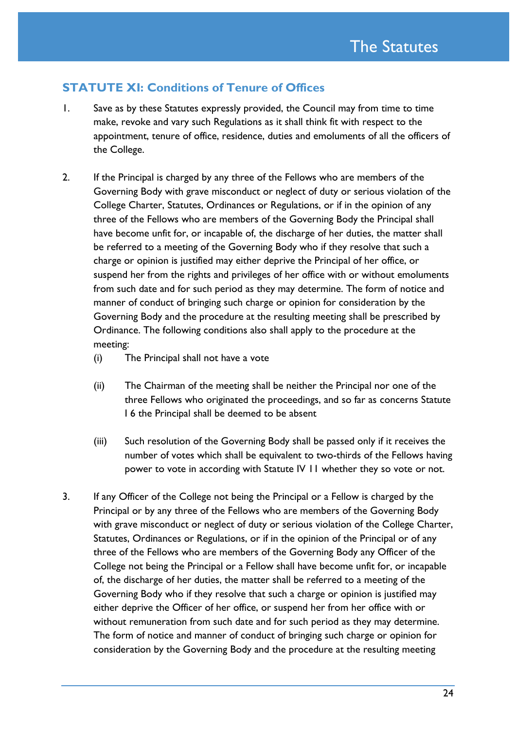## STATUTE XI: Conditions of Tenure of Offices

1. Save as by these Statutes expressly provided, the Council may from time to time make, revoke and vary such Regulations as it shall think fit with respect to the appointment, tenure of office, residence, duties and emoluments of all the officers of the College.

2. If the Principal is charged by any three of the Fellows who are members of the Governing Body with grave misconduct or neglect of duty or serious violation of the College Charter, Statutes, Ordinances or Regulations, or if in the opinion of any three of the Fellows who are members of the Governing Body the Principal shall have become unfit for, or incapable of, the discharge of her duties, the matter shall be referred to a meeting of the Governing Body who if they resolve that such a charge or opinion is justified may either deprive the Principal of her office, or suspend her from the rights and privileges of her office with or without emoluments from such date and for such period as they may determine. The form of notice and manner of conduct of bringing such charge or opinion for consideration by the Governing Body and the procedure at the resulting meeting shall be prescribed by Ordinance. The following conditions also shall apply to the procedure at the meeting:
   (i) The Principal shall not have a vote

   (ii) The Chairman of the meeting shall be neither the Principal nor one of the three Fellows who originated the proceedings, and so far as concerns Statute I 6 the Principal shall be deemed to be absent

   (iii) Such resolution of the Governing Body shall be passed only if it receives the number of votes which shall be equivalent to two-thirds of the Fellows having power to vote in according with Statute IV 11 whether they so vote or not.

3. If any Officer of the College not being the Principal or a Fellow is charged by the Principal or by any three of the Fellows who are members of the Governing Body with grave misconduct or neglect of duty or serious violation of the College Charter, Statutes, Ordinances or Regulations, or if in the opinion of the Principal or of any three of the Fellows who are members of the Governing Body any Officer of the College not being the Principal or a Fellow shall have become unfit for, or incapable of, the discharge of her duties, the matter shall be referred to a meeting of the Governing Body who if they resolve that such a charge or opinion is justified may either deprive the Officer of her office, or suspend her from her office with or without remuneration from such date and for such period as they may determine. The form of notice and manner of conduct of bringing such charge or opinion for consideration by the Governing Body and the procedure at the resulting meeting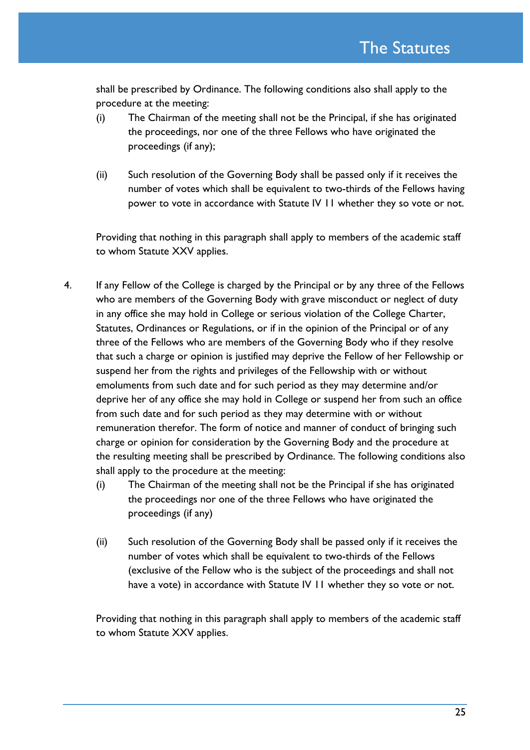shall be prescribed by Ordinance. The following conditions also shall apply to the procedure at the meeting:

(i) The Chairman of the meeting shall not be the Principal, if she has originated the proceedings, nor one of the three Fellows who have originated the proceedings (if any);

(ii) Such resolution of the Governing Body shall be passed only if it receives the number of votes which shall be equivalent to two-thirds of the Fellows having power to vote in accordance with Statute IV 11 whether they so vote or not.

Providing that nothing in this paragraph shall apply to members of the academic staff to whom Statute XXV applies.

4. If any Fellow of the College is charged by the Principal or by any three of the Fellows who are members of the Governing Body with grave misconduct or neglect of duty in any office she may hold in College or serious violation of the College Charter, Statutes, Ordinances or Regulations, or if in the opinion of the Principal or of any three of the Fellows who are members of the Governing Body who if they resolve that such a charge or opinion is justified may deprive the Fellow of her Fellowship or suspend her from the rights and privileges of the Fellowship with or without emoluments from such date and for such period as they may determine and/or deprive her of any office she may hold in College or suspend her from such an office from such date and for such period as they may determine with or without remuneration therefor. The form of notice and manner of conduct of bringing such charge or opinion for consideration by the Governing Body and the procedure at the resulting meeting shall be prescribed by Ordinance. The following conditions also shall apply to the procedure at the meeting:

   (i) The Chairman of the meeting shall not be the Principal if she has originated the proceedings nor one of the three Fellows who have originated the proceedings (if any)

   (ii) Such resolution of the Governing Body shall be passed only if it receives the number of votes which shall be equivalent to two-thirds of the Fellows (exclusive of the Fellow who is the subject of the proceedings and shall not have a vote) in accordance with Statute IV 11 whether they so vote or not.

   Providing that nothing in this paragraph shall apply to members of the academic staff to whom Statute XXV applies.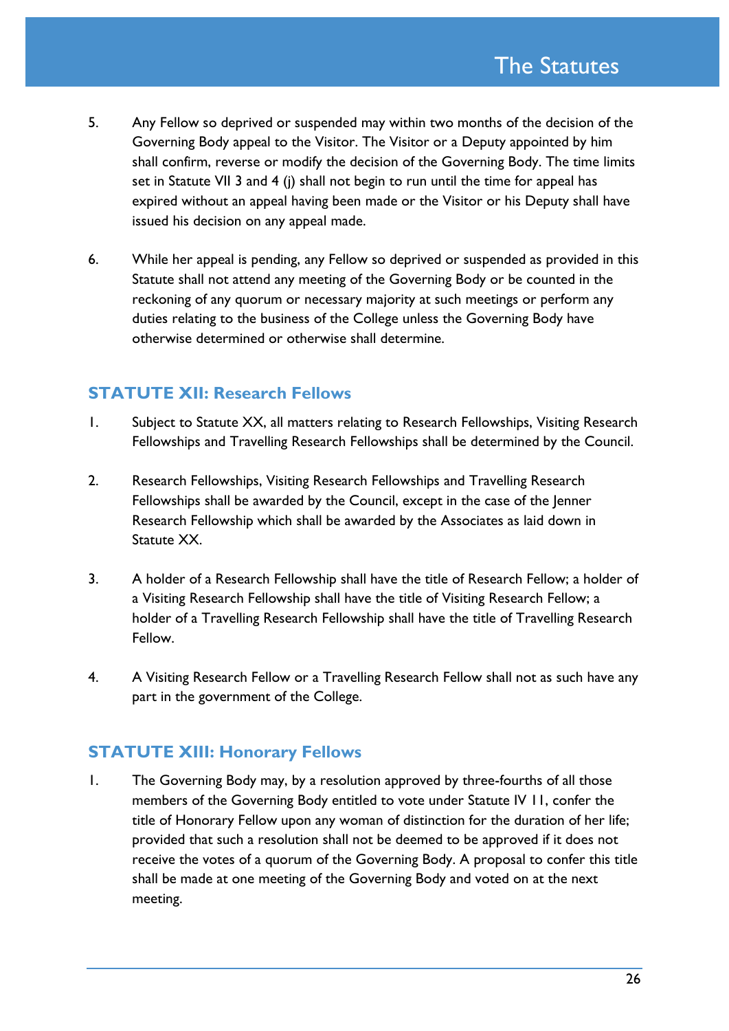5. Any Fellow so deprived or suspended may within two months of the decision of the Governing Body appeal to the Visitor. The Visitor or a Deputy appointed by him shall confirm, reverse or modify the decision of the Governing Body. The time limits set in Statute VII 3 and 4 (j) shall not begin to run until the time for appeal has expired without an appeal having been made or the Visitor or his Deputy shall have issued his decision on any appeal made.

6. While her appeal is pending, any Fellow so deprived or suspended as provided in this Statute shall not attend any meeting of the Governing Body or be counted in the reckoning of any quorum or necessary majority at such meetings or perform any duties relating to the business of the College unless the Governing Body have otherwise determined or otherwise shall determine.

## STATUTE XII: Research Fellows

1. Subject to Statute XX, all matters relating to Research Fellowships, Visiting Research Fellowships and Travelling Research Fellowships shall be determined by the Council.

2. Research Fellowships, Visiting Research Fellowships and Travelling Research Fellowships shall be awarded by the Council, except in the case of the Jenner Research Fellowship which shall be awarded by the Associates as laid down in Statute XX.

3. A holder of a Research Fellowship shall have the title of Research Fellow; a holder of a Visiting Research Fellowship shall have the title of Visiting Research Fellow; a holder of a Travelling Research Fellowship shall have the title of Travelling Research Fellow.

4. A Visiting Research Fellow or a Travelling Research Fellow shall not as such have any part in the government of the College.

## STATUTE XIII: Honorary Fellows

1. The Governing Body may, by a resolution approved by three-fourths of all those members of the Governing Body entitled to vote under Statute IV 11, confer the title of Honorary Fellow upon any woman of distinction for the duration of her life; provided that such a resolution shall not be deemed to be approved if it does not receive the votes of a quorum of the Governing Body. A proposal to confer this title shall be made at one meeting of the Governing Body and voted on at the next meeting.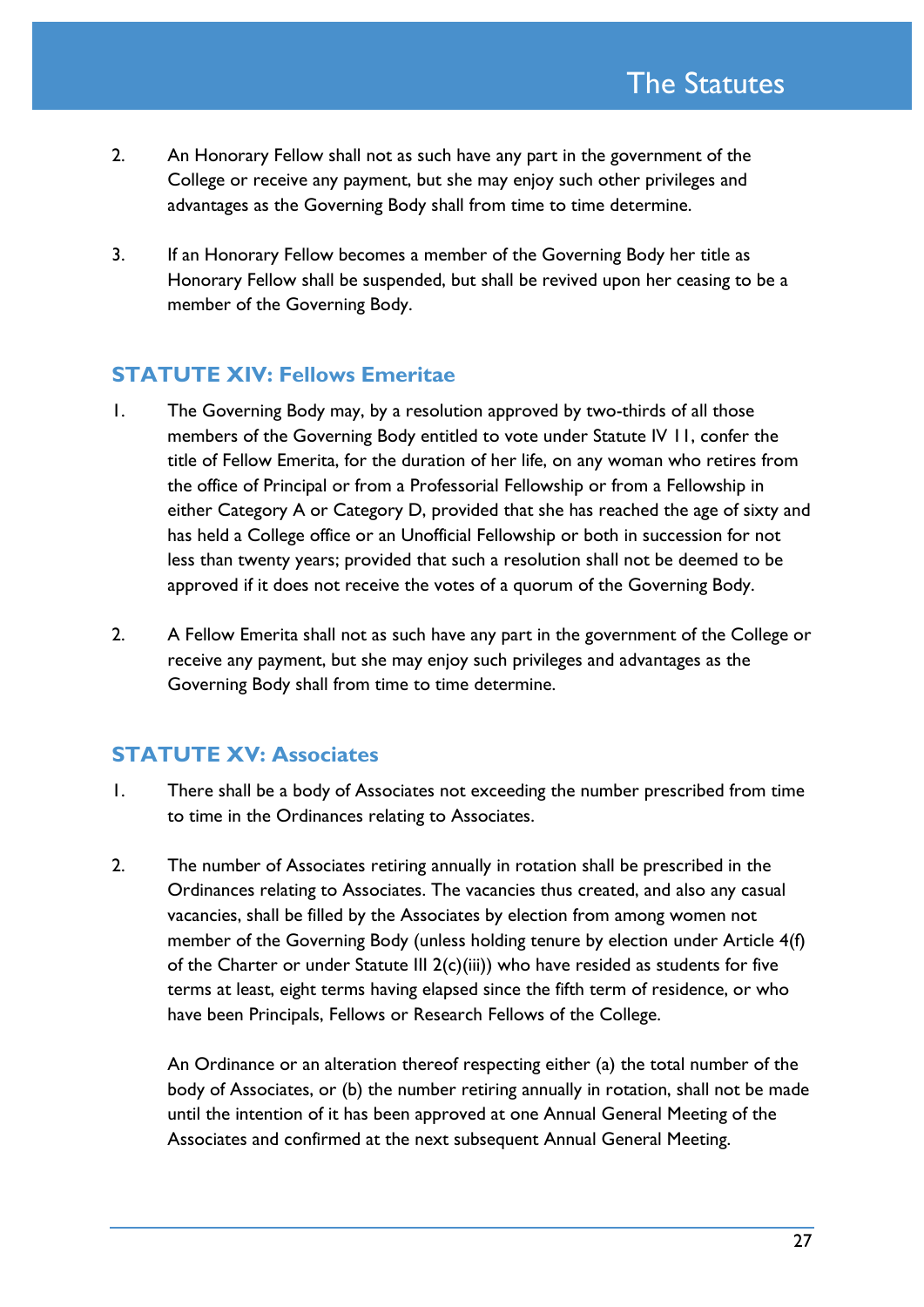2. An Honorary Fellow shall not as such have any part in the government of the College or receive any payment, but she may enjoy such other privileges and advantages as the Governing Body shall from time to time determine.

3. If an Honorary Fellow becomes a member of the Governing Body her title as Honorary Fellow shall be suspended, but shall be revived upon her ceasing to be a member of the Governing Body.

## STATUTE XIV: Fellows Emeritae

1. The Governing Body may, by a resolution approved by two-thirds of all those members of the Governing Body entitled to vote under Statute IV 11, confer the title of Fellow Emerita, for the duration of her life, on any woman who retires from the office of Principal or from a Professorial Fellowship or from a Fellowship in either Category A or Category D, provided that she has reached the age of sixty and has held a College office or an Unofficial Fellowship or both in succession for not less than twenty years; provided that such a resolution shall not be deemed to be approved if it does not receive the votes of a quorum of the Governing Body.

2. A Fellow Emerita shall not as such have any part in the government of the College or receive any payment, but she may enjoy such privileges and advantages as the Governing Body shall from time to time determine.

## STATUTE XV: Associates

1. There shall be a body of Associates not exceeding the number prescribed from time to time in the Ordinances relating to Associates.

2. The number of Associates retiring annually in rotation shall be prescribed in the Ordinances relating to Associates. The vacancies thus created, and also any casual vacancies, shall be filled by the Associates by election from among women not member of the Governing Body (unless holding tenure by election under Article 4(f) of the Charter or under Statute III 2(c)(iii)) who have resided as students for five terms at least, eight terms having elapsed since the fifth term of residence, or who have been Principals, Fellows or Research Fellows of the College.

   An Ordinance or an alteration thereof respecting either (a) the total number of the body of Associates, or (b) the number retiring annually in rotation, shall not be made until the intention of it has been approved at one Annual General Meeting of the Associates and confirmed at the next subsequent Annual General Meeting.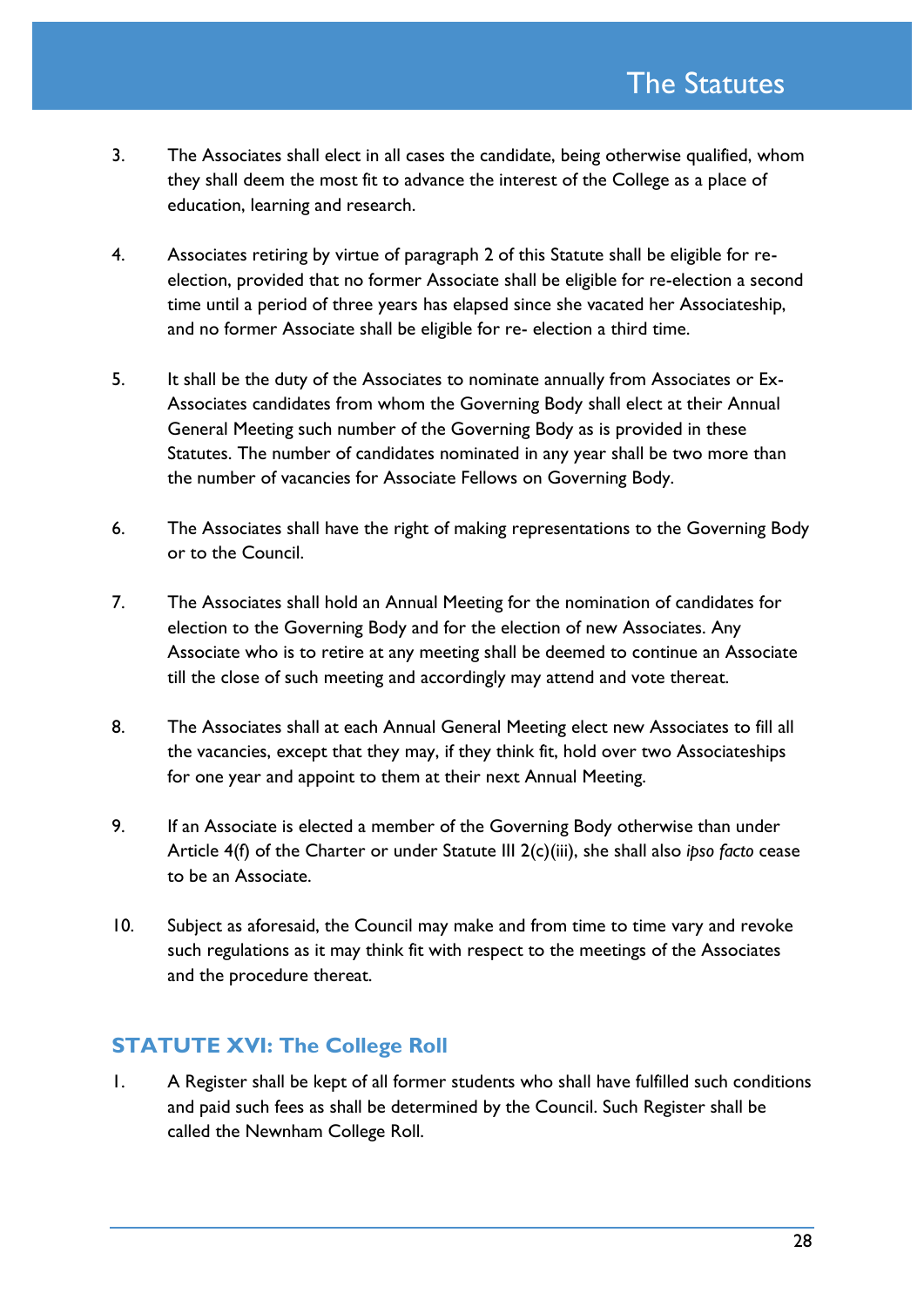3. The Associates shall elect in all cases the candidate, being otherwise qualified, whom they shall deem the most fit to advance the interest of the College as a place of education, learning and research.

4. Associates retiring by virtue of paragraph 2 of this Statute shall be eligible for re-election, provided that no former Associate shall be eligible for re-election a second time until a period of three years has elapsed since she vacated her Associateship, and no former Associate shall be eligible for re- election a third time.

5. It shall be the duty of the Associates to nominate annually from Associates or Ex-Associates candidates from whom the Governing Body shall elect at their Annual General Meeting such number of the Governing Body as is provided in these Statutes. The number of candidates nominated in any year shall be two more than the number of vacancies for Associate Fellows on Governing Body.

6. The Associates shall have the right of making representations to the Governing Body or to the Council.

7. The Associates shall hold an Annual Meeting for the nomination of candidates for election to the Governing Body and for the election of new Associates. Any Associate who is to retire at any meeting shall be deemed to continue an Associate till the close of such meeting and accordingly may attend and vote thereat.

8. The Associates shall at each Annual General Meeting elect new Associates to fill all the vacancies, except that they may, if they think fit, hold over two Associateships for one year and appoint to them at their next Annual Meeting.

9. If an Associate is elected a member of the Governing Body otherwise than under Article 4(f) of the Charter or under Statute III 2(c)(iii), she shall also *ipso facto* cease to be an Associate.

10. Subject as aforesaid, the Council may make and from time to time vary and revoke such regulations as it may think fit with respect to the meetings of the Associates and the procedure thereat.

## STATUTE XVI: The College Roll

1. A Register shall be kept of all former students who shall have fulfilled such conditions and paid such fees as shall be determined by the Council. Such Register shall be called the Newnham College Roll.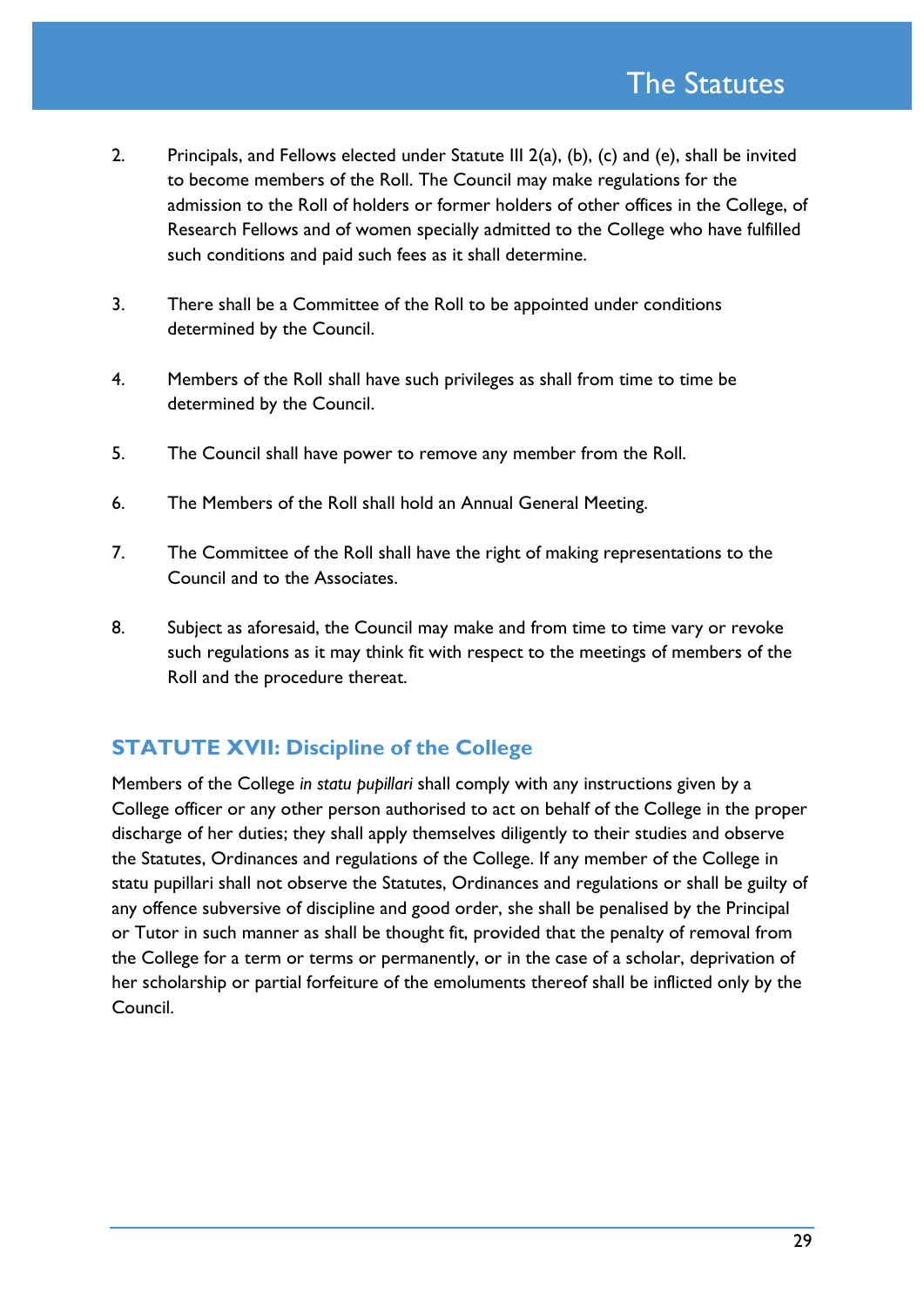2. Principals, and Fellows elected under Statute III 2(a), (b), (c) and (e), shall be invited to become members of the Roll. The Council may make regulations for the admission to the Roll of holders or former holders of other offices in the College, of Research Fellows and of women specially admitted to the College who have fulfilled such conditions and paid such fees as it shall determine.

3. There shall be a Committee of the Roll to be appointed under conditions determined by the Council.

4. Members of the Roll shall have such privileges as shall from time to time be determined by the Council.

5. The Council shall have power to remove any member from the Roll.

6. The Members of the Roll shall hold an Annual General Meeting.

7. The Committee of the Roll shall have the right of making representations to the Council and to the Associates.

8. Subject as aforesaid, the Council may make and from time to time vary or revoke such regulations as it may think fit with respect to the meetings of members of the Roll and the procedure thereat.

## STATUTE XVII: Discipline of the College

Members of the College *in statu pupillari* shall comply with any instructions given by a College officer or any other person authorised to act on behalf of the College in the proper discharge of her duties; they shall apply themselves diligently to their studies and observe the Statutes, Ordinances and regulations of the College. If any member of the College in statu pupillari shall not observe the Statutes, Ordinances and regulations or shall be guilty of any offence subversive of discipline and good order, she shall be penalised by the Principal or Tutor in such manner as shall be thought fit, provided that the penalty of removal from the College for a term or terms or permanently, or in the case of a scholar, deprivation of her scholarship or partial forfeiture of the emoluments thereof shall be inflicted only by the Council.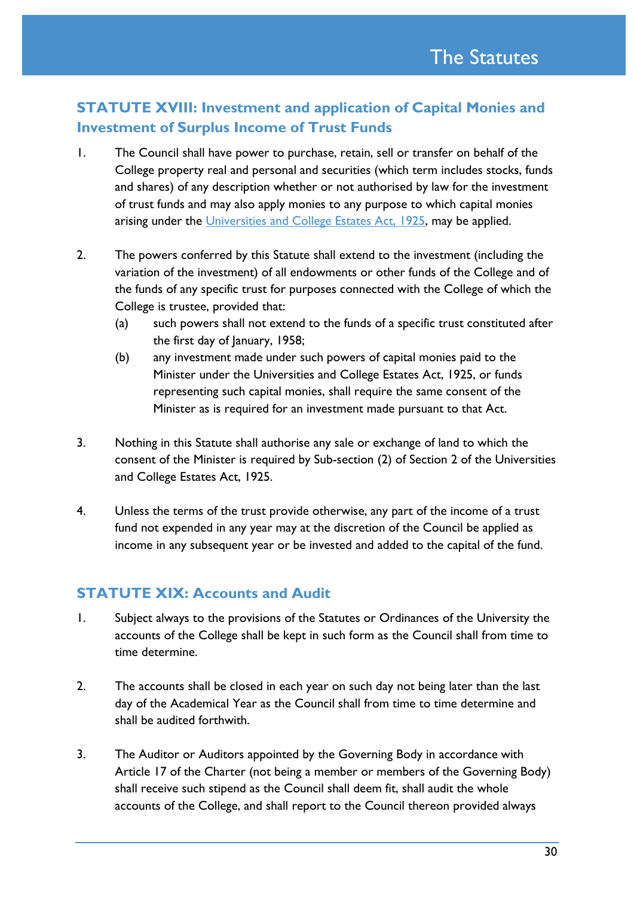## STATUTE XVIII: Investment and application of Capital Monies and Investment of Surplus Income of Trust Funds

1. The Council shall have power to purchase, retain, sell or transfer on behalf of the College property real and personal and securities (which term includes stocks, funds and shares) of any description whether or not authorised by law for the investment of trust funds and may also apply monies to any purpose to which capital monies arising under the Universities and College Estates Act, 1925, may be applied.

2. The powers conferred by this Statute shall extend to the investment (including the variation of the investment) of all endowments or other funds of the College and of the funds of any specific trust for purposes connected with the College of which the College is trustee, provided that:
   (a) such powers shall not extend to the funds of a specific trust constituted after the first day of January, 1958;
   (b) any investment made under such powers of capital monies paid to the Minister under the Universities and College Estates Act, 1925, or funds representing such capital monies, shall require the same consent of the Minister as is required for an investment made pursuant to that Act.

3. Nothing in this Statute shall authorise any sale or exchange of land to which the consent of the Minister is required by Sub-section (2) of Section 2 of the Universities and College Estates Act, 1925.

4. Unless the terms of the trust provide otherwise, any part of the income of a trust fund not expended in any year may at the discretion of the Council be applied as income in any subsequent year or be invested and added to the capital of the fund.

## STATUTE XIX: Accounts and Audit

1. Subject always to the provisions of the Statutes or Ordinances of the University the accounts of the College shall be kept in such form as the Council shall from time to time determine.

2. The accounts shall be closed in each year on such day not being later than the last day of the Academical Year as the Council shall from time to time determine and shall be audited forthwith.

3. The Auditor or Auditors appointed by the Governing Body in accordance with Article 17 of the Charter (not being a member or members of the Governing Body) shall receive such stipend as the Council shall deem fit, shall audit the whole accounts of the College, and shall report to the Council thereon provided always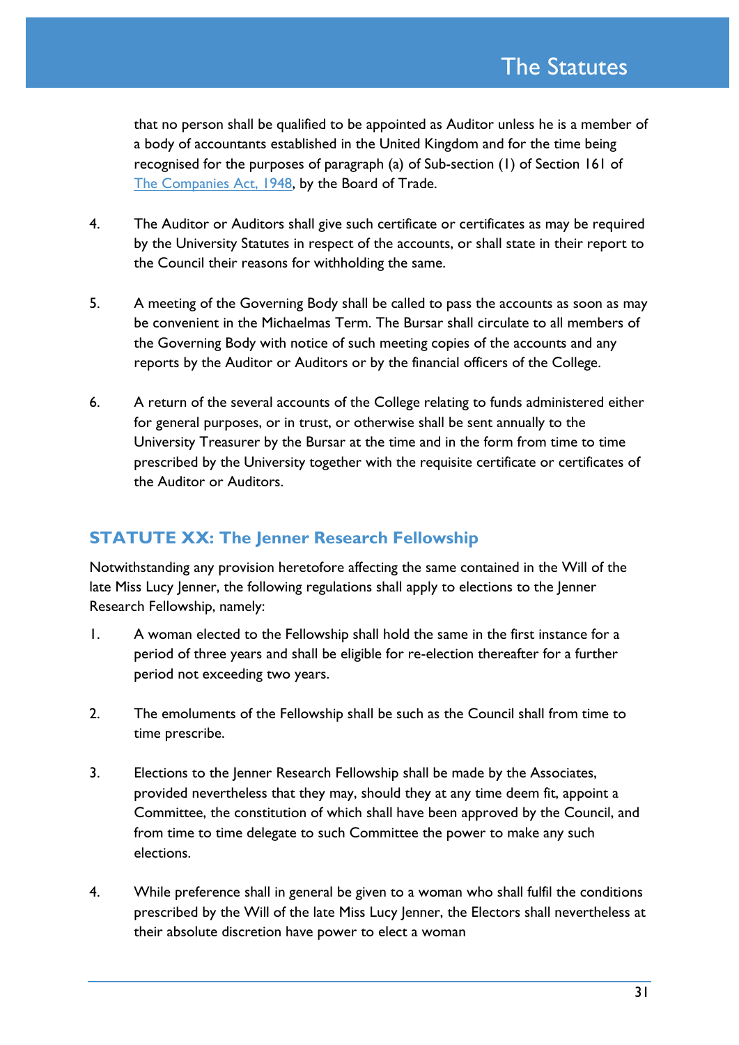that no person shall be qualified to be appointed as Auditor unless he is a member of a body of accountants established in the United Kingdom and for the time being recognised for the purposes of paragraph (a) of Sub-section (1) of Section 161 of The Companies Act, 1948, by the Board of Trade.

4. The Auditor or Auditors shall give such certificate or certificates as may be required by the University Statutes in respect of the accounts, or shall state in their report to the Council their reasons for withholding the same.

5. A meeting of the Governing Body shall be called to pass the accounts as soon as may be convenient in the Michaelmas Term. The Bursar shall circulate to all members of the Governing Body with notice of such meeting copies of the accounts and any reports by the Auditor or Auditors or by the financial officers of the College.

6. A return of the several accounts of the College relating to funds administered either for general purposes, or in trust, or otherwise shall be sent annually to the University Treasurer by the Bursar at the time and in the form from time to time prescribed by the University together with the requisite certificate or certificates of the Auditor or Auditors.

## STATUTE XX: The Jenner Research Fellowship

Notwithstanding any provision heretofore affecting the same contained in the Will of the late Miss Lucy Jenner, the following regulations shall apply to elections to the Jenner Research Fellowship, namely:

1. A woman elected to the Fellowship shall hold the same in the first instance for a period of three years and shall be eligible for re-election thereafter for a further period not exceeding two years.

2. The emoluments of the Fellowship shall be such as the Council shall from time to time prescribe.

3. Elections to the Jenner Research Fellowship shall be made by the Associates, provided nevertheless that they may, should they at any time deem fit, appoint a Committee, the constitution of which shall have been approved by the Council, and from time to time delegate to such Committee the power to make any such elections.

4. While preference shall in general be given to a woman who shall fulfil the conditions prescribed by the Will of the late Miss Lucy Jenner, the Electors shall nevertheless at their absolute discretion have power to elect a woman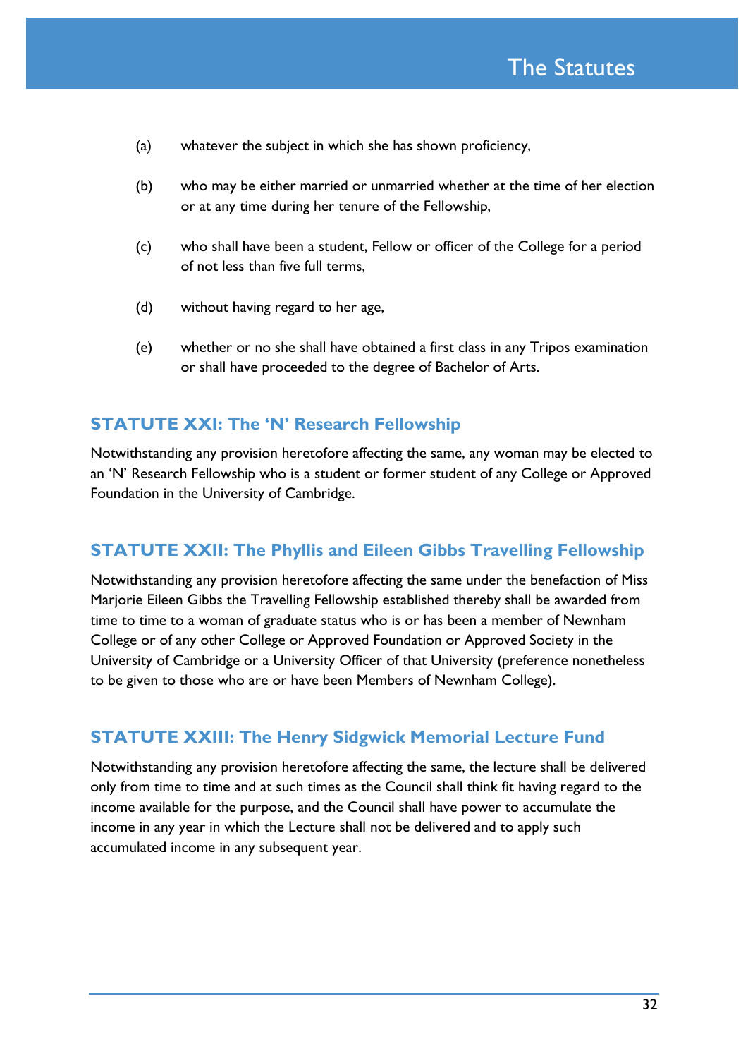(a) whatever the subject in which she has shown proficiency,

(b) who may be either married or unmarried whether at the time of her election or at any time during her tenure of the Fellowship,

(c) who shall have been a student, Fellow or officer of the College for a period of not less than five full terms,

(d) without having regard to her age,

(e) whether or no she shall have obtained a first class in any Tripos examination or shall have proceeded to the degree of Bachelor of Arts.

## STATUTE XXI: The 'N' Research Fellowship

Notwithstanding any provision heretofore affecting the same, any woman may be elected to an 'N' Research Fellowship who is a student or former student of any College or Approved Foundation in the University of Cambridge.

## STATUTE XXII: The Phyllis and Eileen Gibbs Travelling Fellowship

Notwithstanding any provision heretofore affecting the same under the benefaction of Miss Marjorie Eileen Gibbs the Travelling Fellowship established thereby shall be awarded from time to time to a woman of graduate status who is or has been a member of Newnham College or of any other College or Approved Foundation or Approved Society in the University of Cambridge or a University Officer of that University (preference nonetheless to be given to those who are or have been Members of Newnham College).

## STATUTE XXIII: The Henry Sidgwick Memorial Lecture Fund

Notwithstanding any provision heretofore affecting the same, the lecture shall be delivered only from time to time and at such times as the Council shall think fit having regard to the income available for the purpose, and the Council shall have power to accumulate the income in any year in which the Lecture shall not be delivered and to apply such accumulated income in any subsequent year.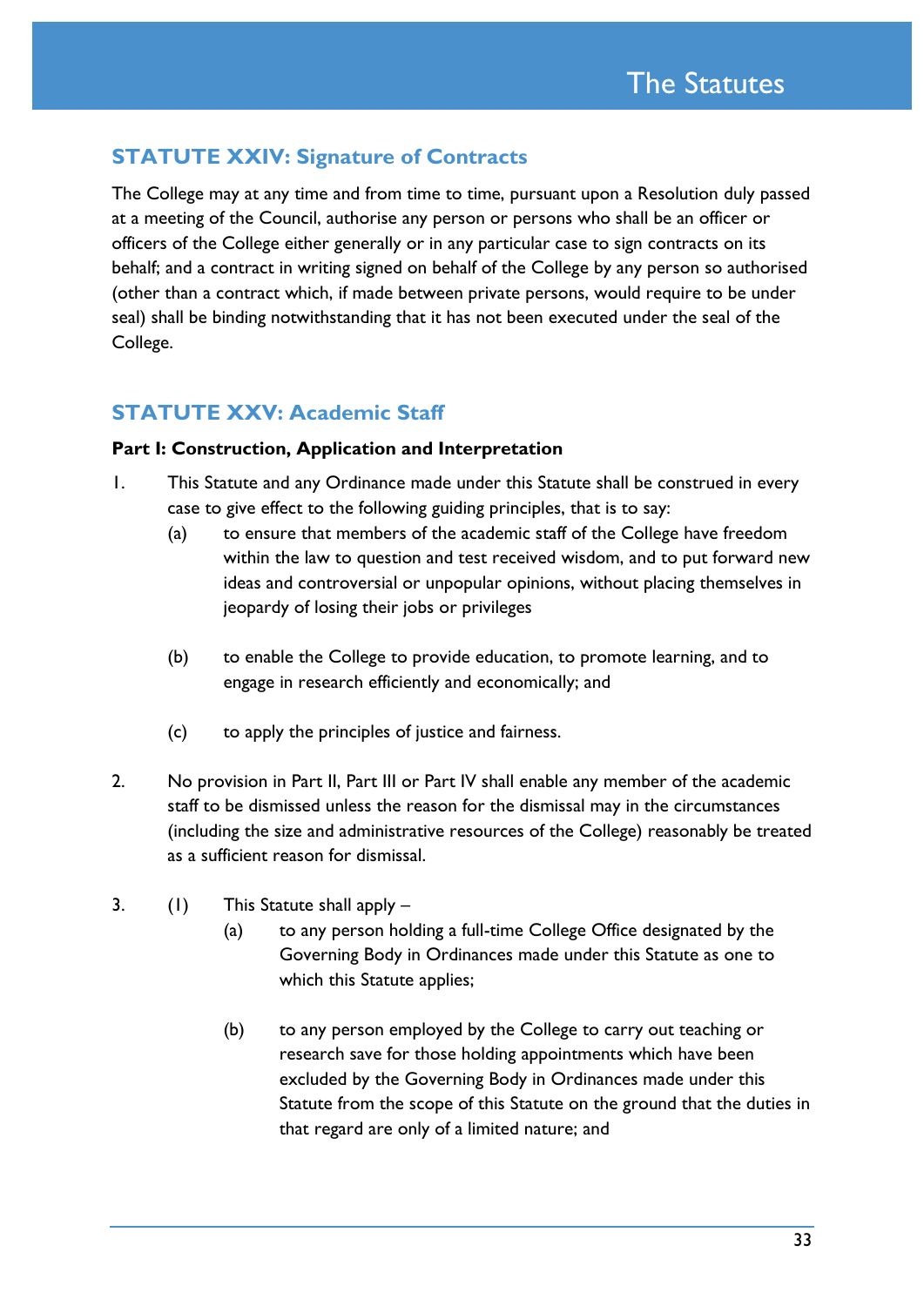## STATUTE XXIV: Signature of Contracts

The College may at any time and from time to time, pursuant upon a Resolution duly passed at a meeting of the Council, authorise any person or persons who shall be an officer or officers of the College either generally or in any particular case to sign contracts on its behalf; and a contract in writing signed on behalf of the College by any person so authorised (other than a contract which, if made between private persons, would require to be under seal) shall be binding notwithstanding that it has not been executed under the seal of the College.

## STATUTE XXV: Academic Staff

**Part I: Construction, Application and Interpretation**

1. This Statute and any Ordinance made under this Statute shall be construed in every case to give effect to the following guiding principles, that is to say:
   (a) to ensure that members of the academic staff of the College have freedom within the law to question and test received wisdom, and to put forward new ideas and controversial or unpopular opinions, without placing themselves in jeopardy of losing their jobs or privileges

   (b) to enable the College to provide education, to promote learning, and to engage in research efficiently and economically; and

   (c) to apply the principles of justice and fairness.

2. No provision in Part II, Part III or Part IV shall enable any member of the academic staff to be dismissed unless the reason for the dismissal may in the circumstances (including the size and administrative resources of the College) reasonably be treated as a sufficient reason for dismissal.

3. (1) This Statute shall apply –
   (a) to any person holding a full-time College Office designated by the Governing Body in Ordinances made under this Statute as one to which this Statute applies;

   (b) to any person employed by the College to carry out teaching or research save for those holding appointments which have been excluded by the Governing Body in Ordinances made under this Statute from the scope of this Statute on the ground that the duties in that regard are only of a limited nature; and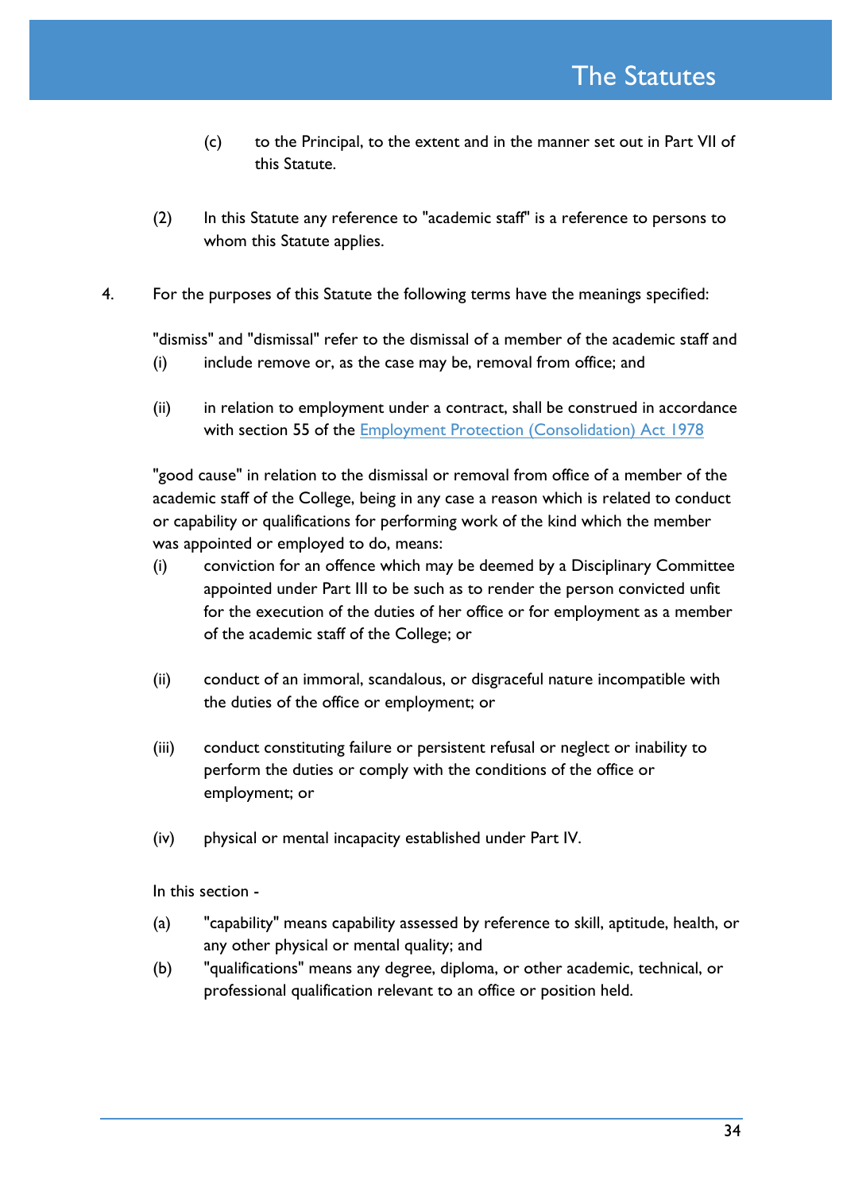(c) to the Principal, to the extent and in the manner set out in Part VII of this Statute.

(2) In this Statute any reference to "academic staff" is a reference to persons to whom this Statute applies.

4. For the purposes of this Statute the following terms have the meanings specified:

"dismiss" and "dismissal" refer to the dismissal of a member of the academic staff and

(i) include remove or, as the case may be, removal from office; and

(ii) in relation to employment under a contract, shall be construed in accordance with section 55 of the Employment Protection (Consolidation) Act 1978

"good cause" in relation to the dismissal or removal from office of a member of the academic staff of the College, being in any case a reason which is related to conduct or capability or qualifications for performing work of the kind which the member was appointed or employed to do, means:

(i) conviction for an offence which may be deemed by a Disciplinary Committee appointed under Part III to be such as to render the person convicted unfit for the execution of the duties of her office or for employment as a member of the academic staff of the College; or

(ii) conduct of an immoral, scandalous, or disgraceful nature incompatible with the duties of the office or employment; or

(iii) conduct constituting failure or persistent refusal or neglect or inability to perform the duties or comply with the conditions of the office or employment; or

(iv) physical or mental incapacity established under Part IV.

In this section -

(a) "capability" means capability assessed by reference to skill, aptitude, health, or any other physical or mental quality; and

(b) "qualifications" means any degree, diploma, or other academic, technical, or professional qualification relevant to an office or position held.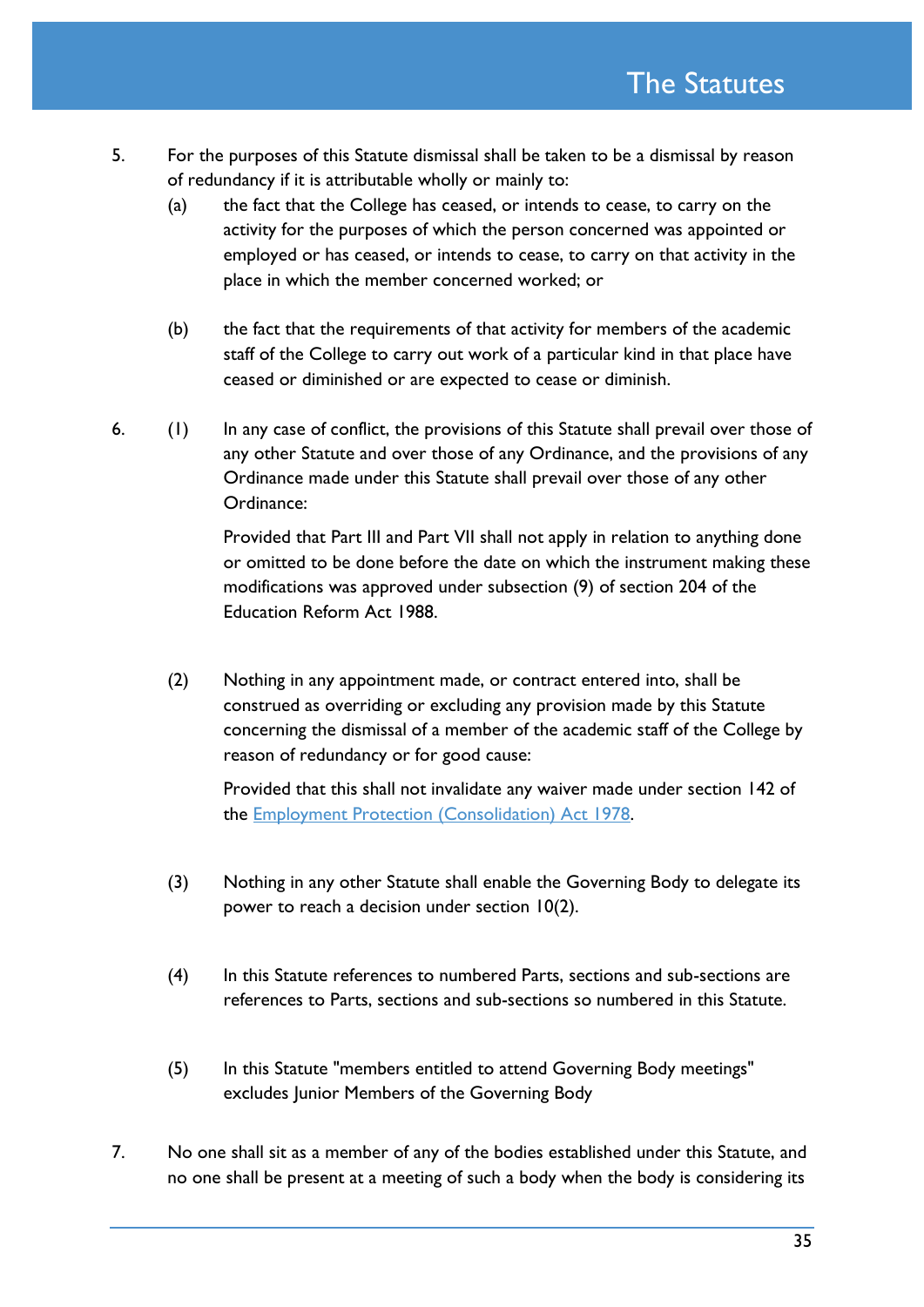5. For the purposes of this Statute dismissal shall be taken to be a dismissal by reason of redundancy if it is attributable wholly or mainly to:

   (a) the fact that the College has ceased, or intends to cease, to carry on the activity for the purposes of which the person concerned was appointed or employed or has ceased, or intends to cease, to carry on that activity in the place in which the member concerned worked; or

   (b) the fact that the requirements of that activity for members of the academic staff of the College to carry out work of a particular kind in that place have ceased or diminished or are expected to cease or diminish.

6. (1) In any case of conflict, the provisions of this Statute shall prevail over those of any other Statute and over those of any Ordinance, and the provisions of any Ordinance made under this Statute shall prevail over those of any other Ordinance:

   Provided that Part III and Part VII shall not apply in relation to anything done or omitted to be done before the date on which the instrument making these modifications was approved under subsection (9) of section 204 of the Education Reform Act 1988.

   (2) Nothing in any appointment made, or contract entered into, shall be construed as overriding or excluding any provision made by this Statute concerning the dismissal of a member of the academic staff of the College by reason of redundancy or for good cause:

   Provided that this shall not invalidate any waiver made under section 142 of the Employment Protection (Consolidation) Act 1978.

   (3) Nothing in any other Statute shall enable the Governing Body to delegate its power to reach a decision under section 10(2).

   (4) In this Statute references to numbered Parts, sections and sub-sections are references to Parts, sections and sub-sections so numbered in this Statute.

   (5) In this Statute "members entitled to attend Governing Body meetings" excludes Junior Members of the Governing Body

7. No one shall sit as a member of any of the bodies established under this Statute, and no one shall be present at a meeting of such a body when the body is considering its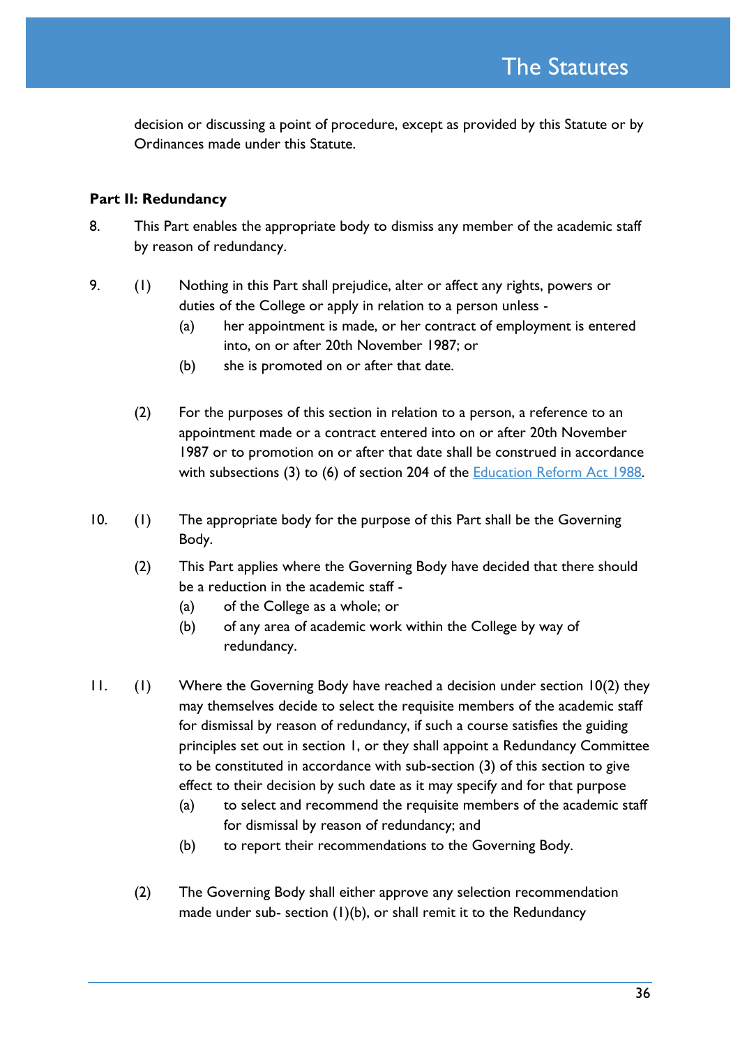decision or discussing a point of procedure, except as provided by this Statute or by Ordinances made under this Statute.

**Part II: Redundancy**

8. This Part enables the appropriate body to dismiss any member of the academic staff by reason of redundancy.

9. (1) Nothing in this Part shall prejudice, alter or affect any rights, powers or duties of the College or apply in relation to a person unless -
   (a) her appointment is made, or her contract of employment is entered into, on or after 20th November 1987; or
   (b) she is promoted on or after that date.

   (2) For the purposes of this section in relation to a person, a reference to an appointment made or a contract entered into on or after 20th November 1987 or to promotion on or after that date shall be construed in accordance with subsections (3) to (6) of section 204 of the Education Reform Act 1988.

10. (1) The appropriate body for the purpose of this Part shall be the Governing Body.

   (2) This Part applies where the Governing Body have decided that there should be a reduction in the academic staff -
   (a) of the College as a whole; or
   (b) of any area of academic work within the College by way of redundancy.

11. (1) Where the Governing Body have reached a decision under section 10(2) they may themselves decide to select the requisite members of the academic staff for dismissal by reason of redundancy, if such a course satisfies the guiding principles set out in section 1, or they shall appoint a Redundancy Committee to be constituted in accordance with sub-section (3) of this section to give effect to their decision by such date as it may specify and for that purpose
   (a) to select and recommend the requisite members of the academic staff for dismissal by reason of redundancy; and
   (b) to report their recommendations to the Governing Body.

   (2) The Governing Body shall either approve any selection recommendation made under sub- section (1)(b), or shall remit it to the Redundancy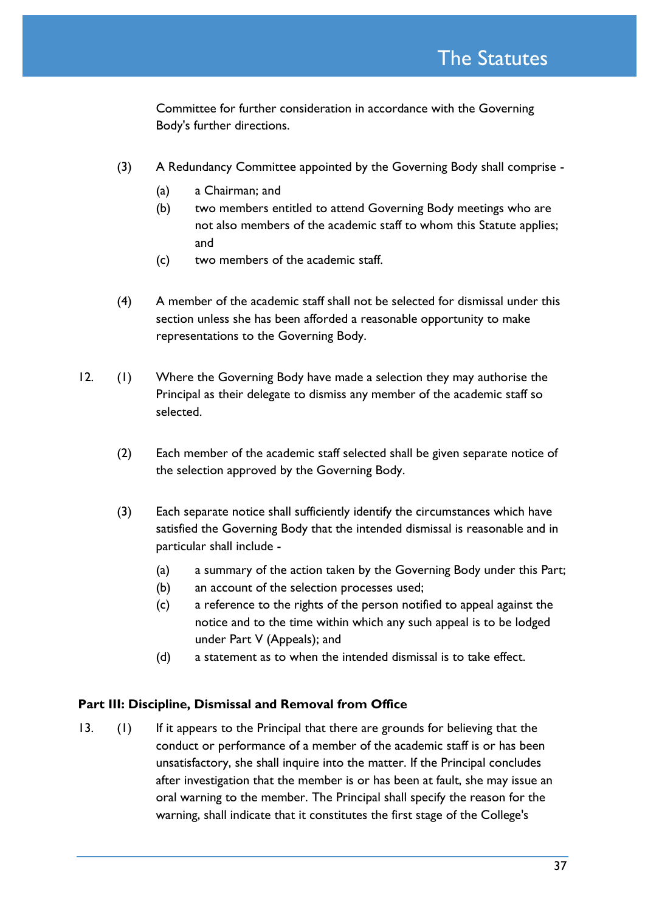Committee for further consideration in accordance with the Governing Body's further directions.

(3) A Redundancy Committee appointed by the Governing Body shall comprise -

(a) a Chairman; and

(b) two members entitled to attend Governing Body meetings who are not also members of the academic staff to whom this Statute applies; and

(c) two members of the academic staff.

(4) A member of the academic staff shall not be selected for dismissal under this section unless she has been afforded a reasonable opportunity to make representations to the Governing Body.

12. (1) Where the Governing Body have made a selection they may authorise the Principal as their delegate to dismiss any member of the academic staff so selected.

(2) Each member of the academic staff selected shall be given separate notice of the selection approved by the Governing Body.

(3) Each separate notice shall sufficiently identify the circumstances which have satisfied the Governing Body that the intended dismissal is reasonable and in particular shall include -

(a) a summary of the action taken by the Governing Body under this Part;

(b) an account of the selection processes used;

(c) a reference to the rights of the person notified to appeal against the notice and to the time within which any such appeal is to be lodged under Part V (Appeals); and

(d) a statement as to when the intended dismissal is to take effect.

**Part III: Discipline, Dismissal and Removal from Office**

13. (1) If it appears to the Principal that there are grounds for believing that the conduct or performance of a member of the academic staff is or has been unsatisfactory, she shall inquire into the matter. If the Principal concludes after investigation that the member is or has been at fault, she may issue an oral warning to the member. The Principal shall specify the reason for the warning, shall indicate that it constitutes the first stage of the College's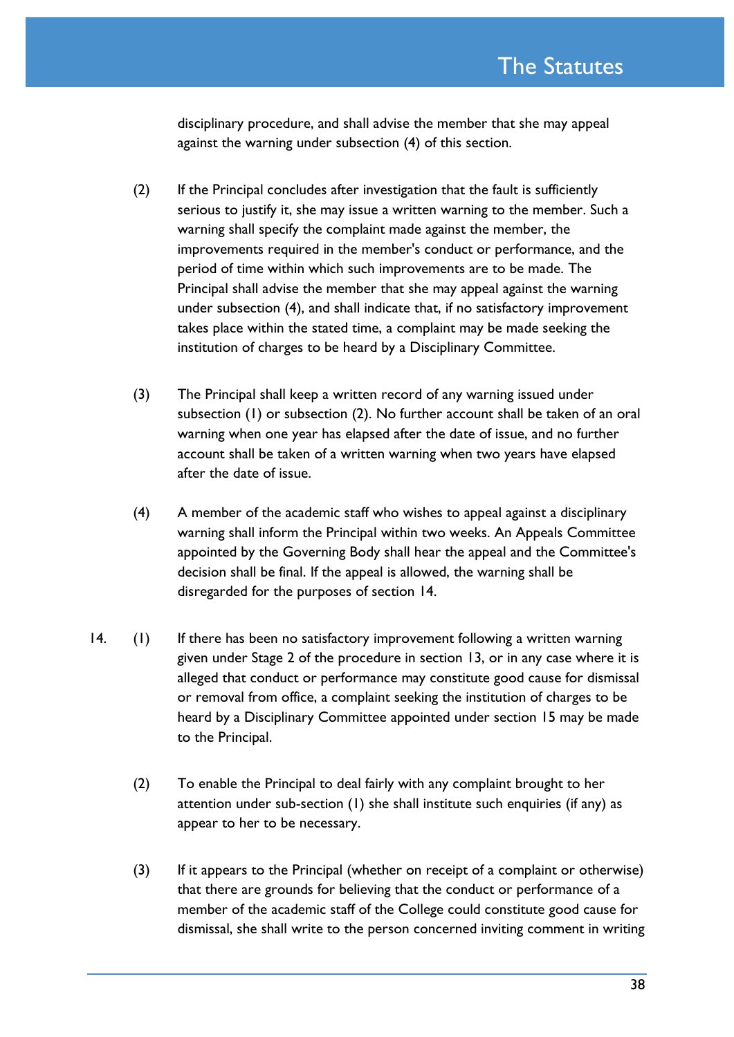disciplinary procedure, and shall advise the member that she may appeal against the warning under subsection (4) of this section.

(2) If the Principal concludes after investigation that the fault is sufficiently serious to justify it, she may issue a written warning to the member. Such a warning shall specify the complaint made against the member, the improvements required in the member's conduct or performance, and the period of time within which such improvements are to be made. The Principal shall advise the member that she may appeal against the warning under subsection (4), and shall indicate that, if no satisfactory improvement takes place within the stated time, a complaint may be made seeking the institution of charges to be heard by a Disciplinary Committee.

(3) The Principal shall keep a written record of any warning issued under subsection (1) or subsection (2). No further account shall be taken of an oral warning when one year has elapsed after the date of issue, and no further account shall be taken of a written warning when two years have elapsed after the date of issue.

(4) A member of the academic staff who wishes to appeal against a disciplinary warning shall inform the Principal within two weeks. An Appeals Committee appointed by the Governing Body shall hear the appeal and the Committee's decision shall be final. If the appeal is allowed, the warning shall be disregarded for the purposes of section 14.

14. (1) If there has been no satisfactory improvement following a written warning given under Stage 2 of the procedure in section 13, or in any case where it is alleged that conduct or performance may constitute good cause for dismissal or removal from office, a complaint seeking the institution of charges to be heard by a Disciplinary Committee appointed under section 15 may be made to the Principal.

(2) To enable the Principal to deal fairly with any complaint brought to her attention under sub-section (1) she shall institute such enquiries (if any) as appear to her to be necessary.

(3) If it appears to the Principal (whether on receipt of a complaint or otherwise) that there are grounds for believing that the conduct or performance of a member of the academic staff of the College could constitute good cause for dismissal, she shall write to the person concerned inviting comment in writing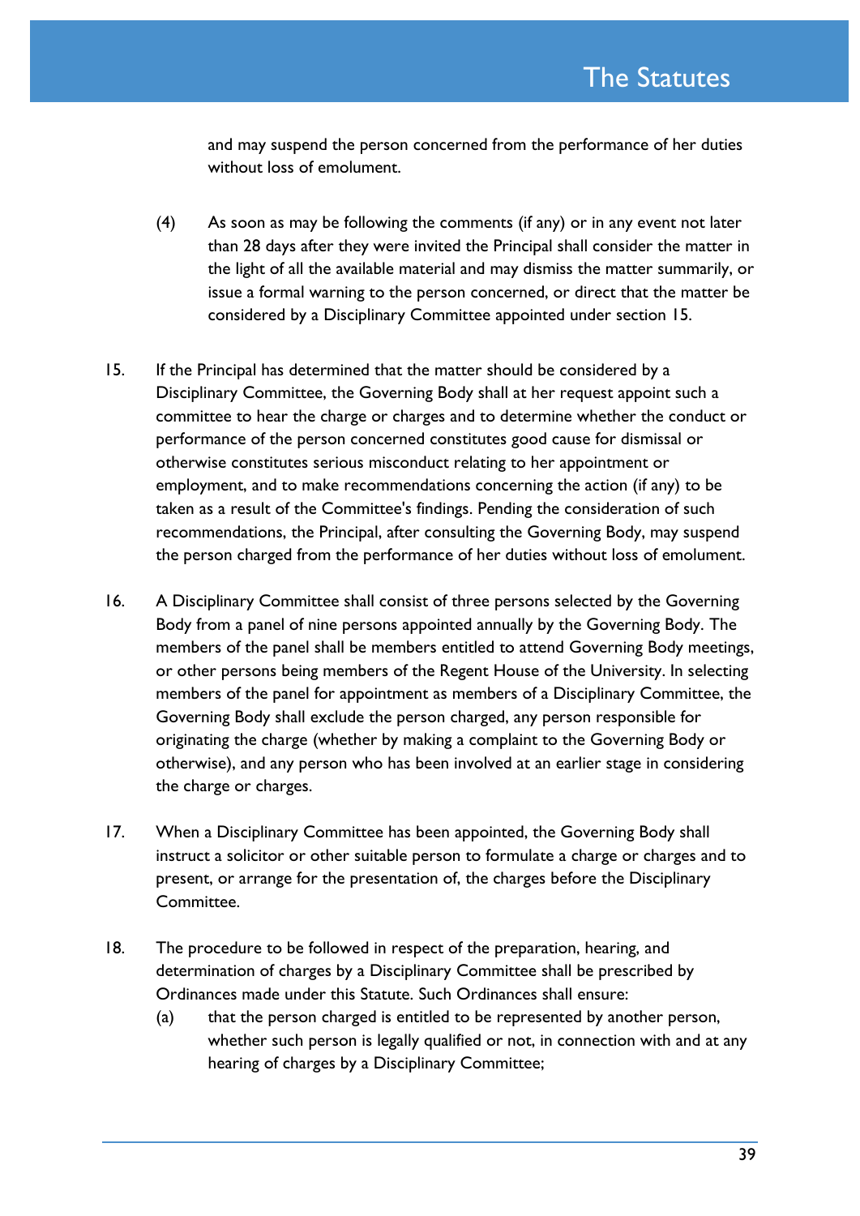and may suspend the person concerned from the performance of her duties without loss of emolument.

(4) As soon as may be following the comments (if any) or in any event not later than 28 days after they were invited the Principal shall consider the matter in the light of all the available material and may dismiss the matter summarily, or issue a formal warning to the person concerned, or direct that the matter be considered by a Disciplinary Committee appointed under section 15.

15. If the Principal has determined that the matter should be considered by a Disciplinary Committee, the Governing Body shall at her request appoint such a committee to hear the charge or charges and to determine whether the conduct or performance of the person concerned constitutes good cause for dismissal or otherwise constitutes serious misconduct relating to her appointment or employment, and to make recommendations concerning the action (if any) to be taken as a result of the Committee's findings. Pending the consideration of such recommendations, the Principal, after consulting the Governing Body, may suspend the person charged from the performance of her duties without loss of emolument.

16. A Disciplinary Committee shall consist of three persons selected by the Governing Body from a panel of nine persons appointed annually by the Governing Body. The members of the panel shall be members entitled to attend Governing Body meetings, or other persons being members of the Regent House of the University. In selecting members of the panel for appointment as members of a Disciplinary Committee, the Governing Body shall exclude the person charged, any person responsible for originating the charge (whether by making a complaint to the Governing Body or otherwise), and any person who has been involved at an earlier stage in considering the charge or charges.

17. When a Disciplinary Committee has been appointed, the Governing Body shall instruct a solicitor or other suitable person to formulate a charge or charges and to present, or arrange for the presentation of, the charges before the Disciplinary Committee.

18. The procedure to be followed in respect of the preparation, hearing, and determination of charges by a Disciplinary Committee shall be prescribed by Ordinances made under this Statute. Such Ordinances shall ensure:

   (a) that the person charged is entitled to be represented by another person, whether such person is legally qualified or not, in connection with and at any hearing of charges by a Disciplinary Committee;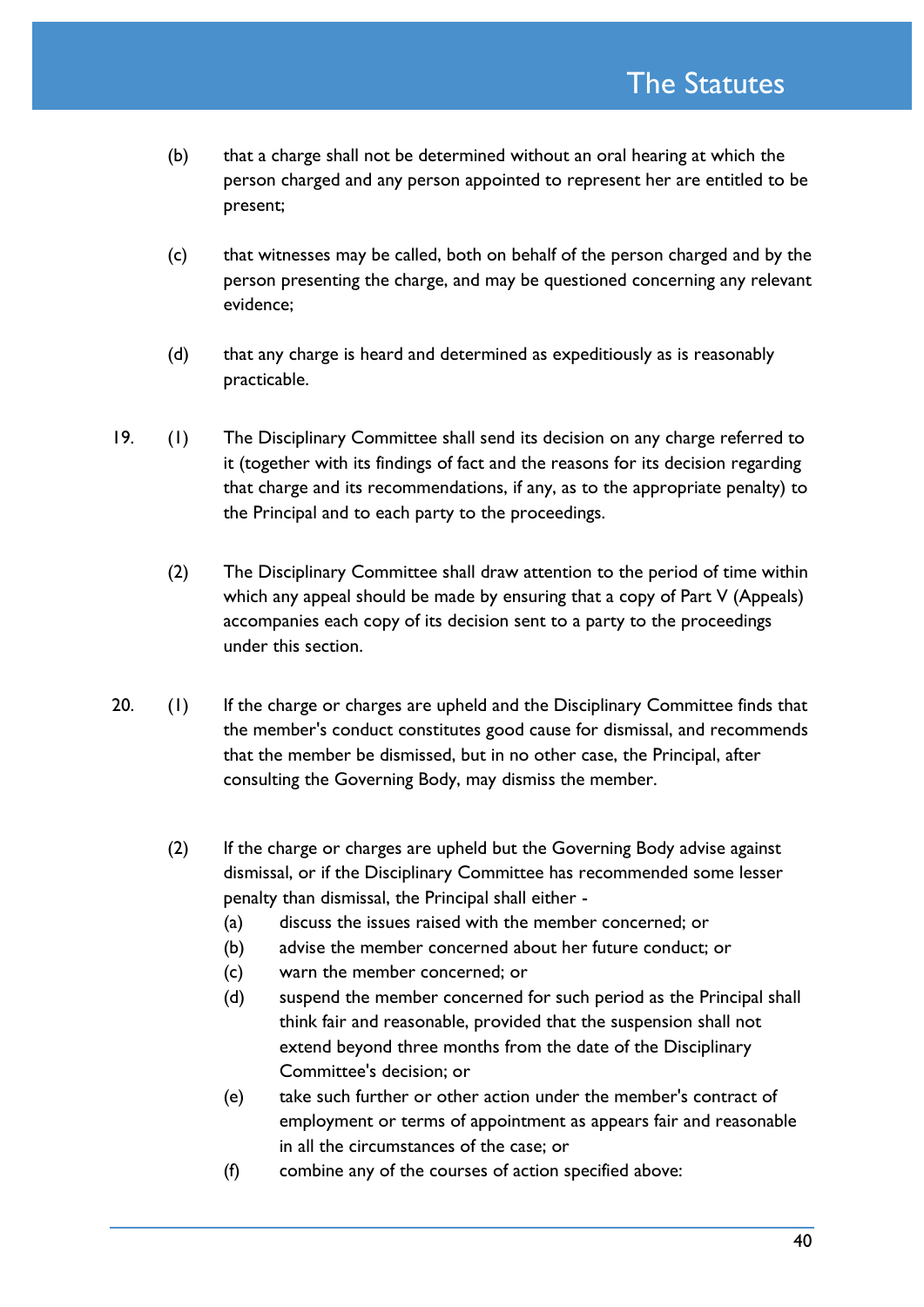(b) that a charge shall not be determined without an oral hearing at which the person charged and any person appointed to represent her are entitled to be present;

(c) that witnesses may be called, both on behalf of the person charged and by the person presenting the charge, and may be questioned concerning any relevant evidence;

(d) that any charge is heard and determined as expeditiously as is reasonably practicable.

19. (1) The Disciplinary Committee shall send its decision on any charge referred to it (together with its findings of fact and the reasons for its decision regarding that charge and its recommendations, if any, as to the appropriate penalty) to the Principal and to each party to the proceedings.

(2) The Disciplinary Committee shall draw attention to the period of time within which any appeal should be made by ensuring that a copy of Part V (Appeals) accompanies each copy of its decision sent to a party to the proceedings under this section.

20. (1) If the charge or charges are upheld and the Disciplinary Committee finds that the member's conduct constitutes good cause for dismissal, and recommends that the member be dismissed, but in no other case, the Principal, after consulting the Governing Body, may dismiss the member.

(2) If the charge or charges are upheld but the Governing Body advise against dismissal, or if the Disciplinary Committee has recommended some lesser penalty than dismissal, the Principal shall either -

(a) discuss the issues raised with the member concerned; or

(b) advise the member concerned about her future conduct; or

(c) warn the member concerned; or

(d) suspend the member concerned for such period as the Principal shall think fair and reasonable, provided that the suspension shall not extend beyond three months from the date of the Disciplinary Committee's decision; or

(e) take such further or other action under the member's contract of employment or terms of appointment as appears fair and reasonable in all the circumstances of the case; or

(f) combine any of the courses of action specified above: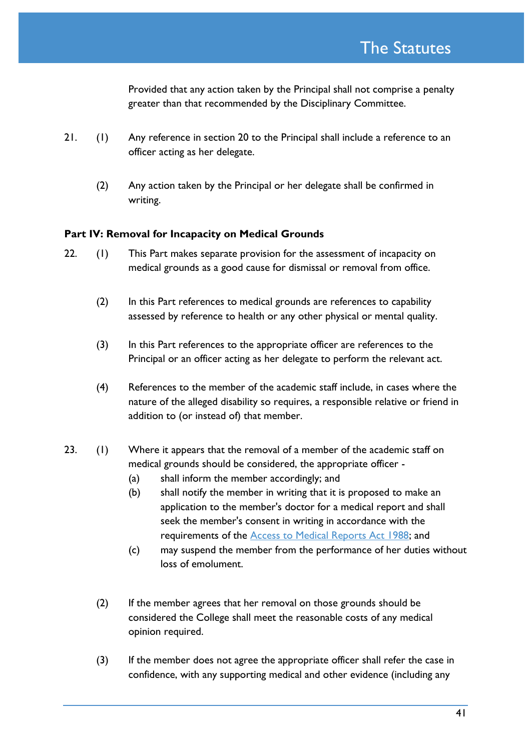Provided that any action taken by the Principal shall not comprise a penalty greater than that recommended by the Disciplinary Committee.

21. (1) Any reference in section 20 to the Principal shall include a reference to an officer acting as her delegate.

(2) Any action taken by the Principal or her delegate shall be confirmed in writing.

**Part IV: Removal for Incapacity on Medical Grounds**

22. (1) This Part makes separate provision for the assessment of incapacity on medical grounds as a good cause for dismissal or removal from office.

(2) In this Part references to medical grounds are references to capability assessed by reference to health or any other physical or mental quality.

(3) In this Part references to the appropriate officer are references to the Principal or an officer acting as her delegate to perform the relevant act.

(4) References to the member of the academic staff include, in cases where the nature of the alleged disability so requires, a responsible relative or friend in addition to (or instead of) that member.

23. (1) Where it appears that the removal of a member of the academic staff on medical grounds should be considered, the appropriate officer -

(a) shall inform the member accordingly; and

(b) shall notify the member in writing that it is proposed to make an application to the member's doctor for a medical report and shall seek the member's consent in writing in accordance with the requirements of the [Access to Medical Reports Act 1988](); and

(c) may suspend the member from the performance of her duties without loss of emolument.

(2) If the member agrees that her removal on those grounds should be considered the College shall meet the reasonable costs of any medical opinion required.

(3) If the member does not agree the appropriate officer shall refer the case in confidence, with any supporting medical and other evidence (including any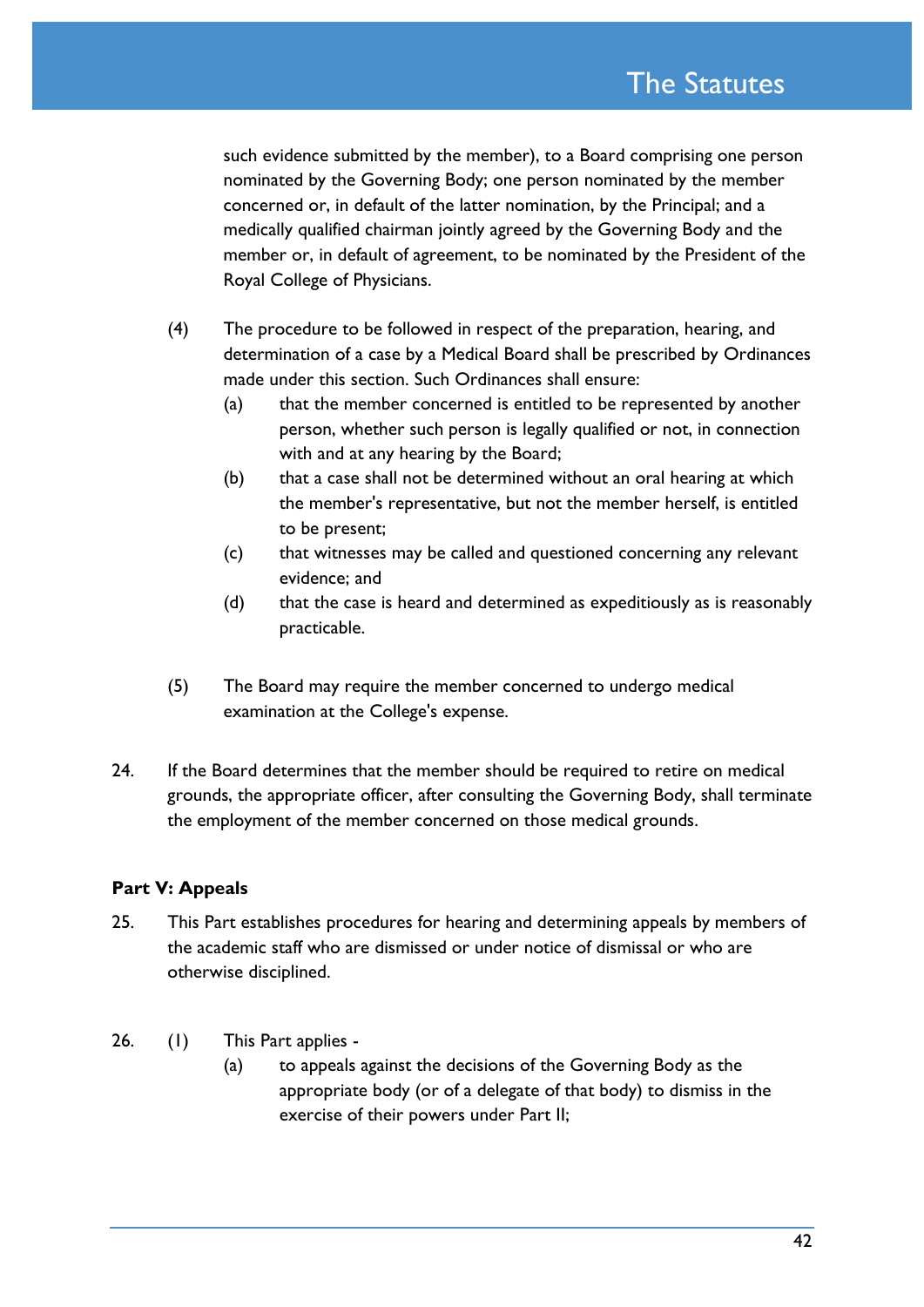such evidence submitted by the member), to a Board comprising one person nominated by the Governing Body; one person nominated by the member concerned or, in default of the latter nomination, by the Principal; and a medically qualified chairman jointly agreed by the Governing Body and the member or, in default of agreement, to be nominated by the President of the Royal College of Physicians.

(4) The procedure to be followed in respect of the preparation, hearing, and determination of a case by a Medical Board shall be prescribed by Ordinances made under this section. Such Ordinances shall ensure:

- (a) that the member concerned is entitled to be represented by another person, whether such person is legally qualified or not, in connection with and at any hearing by the Board;
- (b) that a case shall not be determined without an oral hearing at which the member's representative, but not the member herself, is entitled to be present;
- (c) that witnesses may be called and questioned concerning any relevant evidence; and
- (d) that the case is heard and determined as expeditiously as is reasonably practicable.

(5) The Board may require the member concerned to undergo medical examination at the College's expense.

24. If the Board determines that the member should be required to retire on medical grounds, the appropriate officer, after consulting the Governing Body, shall terminate the employment of the member concerned on those medical grounds.

**Part V: Appeals**

25. This Part establishes procedures for hearing and determining appeals by members of the academic staff who are dismissed or under notice of dismissal or who are otherwise disciplined.

26. (1) This Part applies -

- (a) to appeals against the decisions of the Governing Body as the appropriate body (or of a delegate of that body) to dismiss in the exercise of their powers under Part II;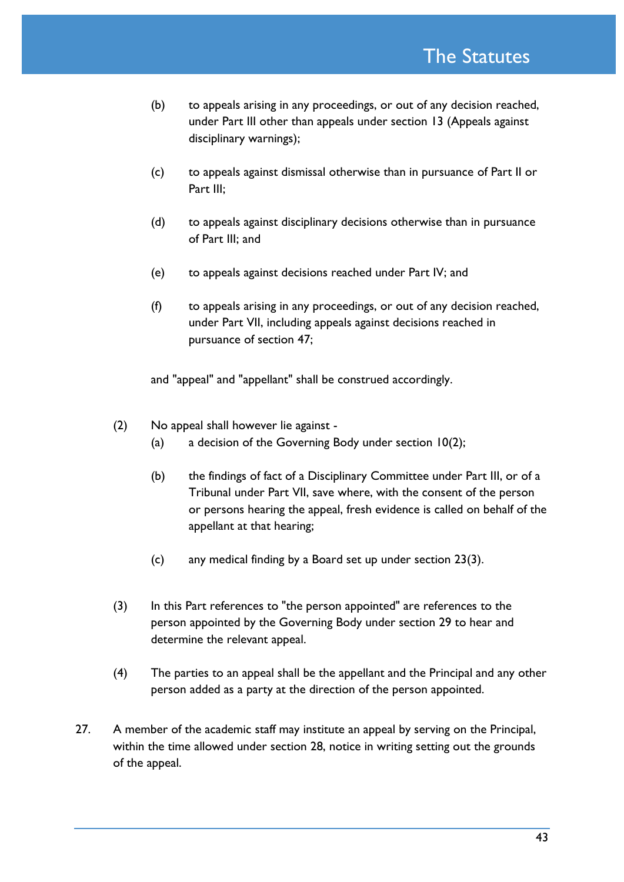(b) to appeals arising in any proceedings, or out of any decision reached, under Part III other than appeals under section 13 (Appeals against disciplinary warnings);

(c) to appeals against dismissal otherwise than in pursuance of Part II or Part III;

(d) to appeals against disciplinary decisions otherwise than in pursuance of Part III; and

(e) to appeals against decisions reached under Part IV; and

(f) to appeals arising in any proceedings, or out of any decision reached, under Part VII, including appeals against decisions reached in pursuance of section 47;

and "appeal" and "appellant" shall be construed accordingly.

(2) No appeal shall however lie against -

(a) a decision of the Governing Body under section 10(2);

(b) the findings of fact of a Disciplinary Committee under Part III, or of a Tribunal under Part VII, save where, with the consent of the person or persons hearing the appeal, fresh evidence is called on behalf of the appellant at that hearing;

(c) any medical finding by a Board set up under section 23(3).

(3) In this Part references to "the person appointed" are references to the person appointed by the Governing Body under section 29 to hear and determine the relevant appeal.

(4) The parties to an appeal shall be the appellant and the Principal and any other person added as a party at the direction of the person appointed.

27. A member of the academic staff may institute an appeal by serving on the Principal, within the time allowed under section 28, notice in writing setting out the grounds of the appeal.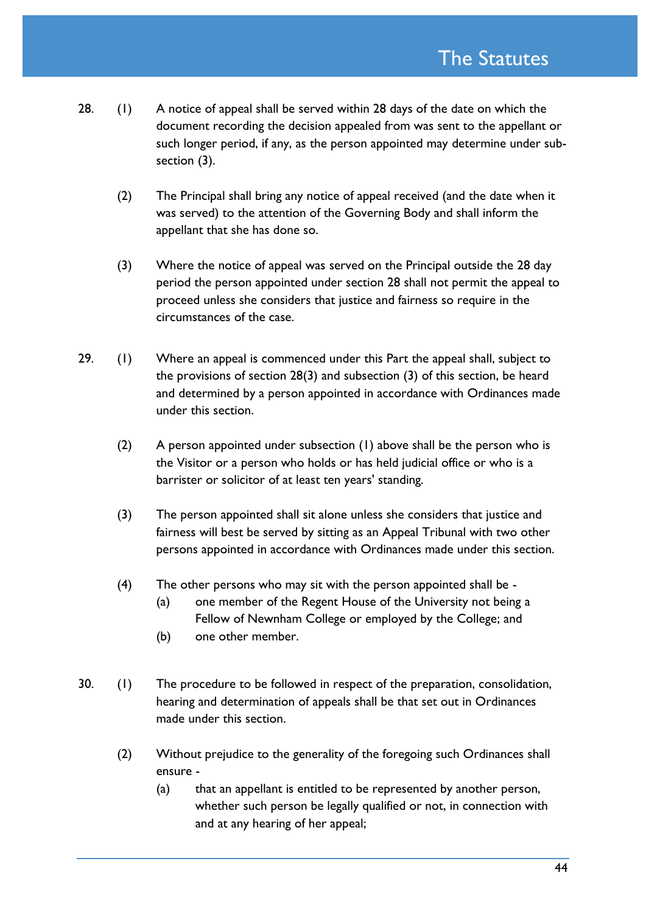28. (1) A notice of appeal shall be served within 28 days of the date on which the document recording the decision appealed from was sent to the appellant or such longer period, if any, as the person appointed may determine under sub-section (3).

    (2) The Principal shall bring any notice of appeal received (and the date when it was served) to the attention of the Governing Body and shall inform the appellant that she has done so.

    (3) Where the notice of appeal was served on the Principal outside the 28 day period the person appointed under section 28 shall not permit the appeal to proceed unless she considers that justice and fairness so require in the circumstances of the case.

29. (1) Where an appeal is commenced under this Part the appeal shall, subject to the provisions of section 28(3) and subsection (3) of this section, be heard and determined by a person appointed in accordance with Ordinances made under this section.

    (2) A person appointed under subsection (1) above shall be the person who is the Visitor or a person who holds or has held judicial office or who is a barrister or solicitor of at least ten years' standing.

    (3) The person appointed shall sit alone unless she considers that justice and fairness will best be served by sitting as an Appeal Tribunal with two other persons appointed in accordance with Ordinances made under this section.

    (4) The other persons who may sit with the person appointed shall be -
        (a) one member of the Regent House of the University not being a Fellow of Newnham College or employed by the College; and
        (b) one other member.

30. (1) The procedure to be followed in respect of the preparation, consolidation, hearing and determination of appeals shall be that set out in Ordinances made under this section.

    (2) Without prejudice to the generality of the foregoing such Ordinances shall ensure -
        (a) that an appellant is entitled to be represented by another person, whether such person be legally qualified or not, in connection with and at any hearing of her appeal;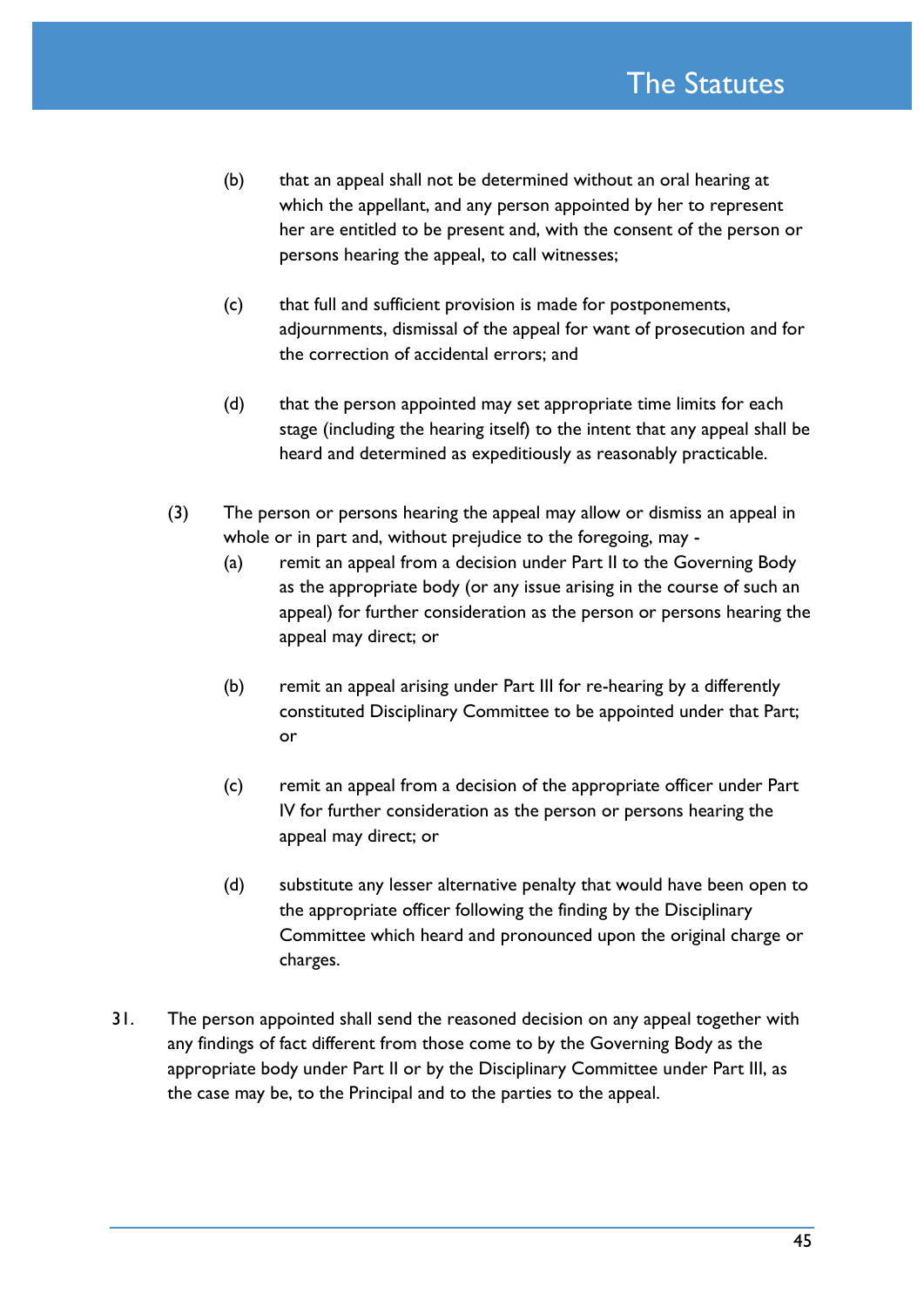(b) that an appeal shall not be determined without an oral hearing at which the appellant, and any person appointed by her to represent her are entitled to be present and, with the consent of the person or persons hearing the appeal, to call witnesses;

(c) that full and sufficient provision is made for postponements, adjournments, dismissal of the appeal for want of prosecution and for the correction of accidental errors; and

(d) that the person appointed may set appropriate time limits for each stage (including the hearing itself) to the intent that any appeal shall be heard and determined as expeditiously as reasonably practicable.

(3) The person or persons hearing the appeal may allow or dismiss an appeal in whole or in part and, without prejudice to the foregoing, may -

(a) remit an appeal from a decision under Part II to the Governing Body as the appropriate body (or any issue arising in the course of such an appeal) for further consideration as the person or persons hearing the appeal may direct; or

(b) remit an appeal arising under Part III for re-hearing by a differently constituted Disciplinary Committee to be appointed under that Part; or

(c) remit an appeal from a decision of the appropriate officer under Part IV for further consideration as the person or persons hearing the appeal may direct; or

(d) substitute any lesser alternative penalty that would have been open to the appropriate officer following the finding by the Disciplinary Committee which heard and pronounced upon the original charge or charges.

31. The person appointed shall send the reasoned decision on any appeal together with any findings of fact different from those come to by the Governing Body as the appropriate body under Part II or by the Disciplinary Committee under Part III, as the case may be, to the Principal and to the parties to the appeal.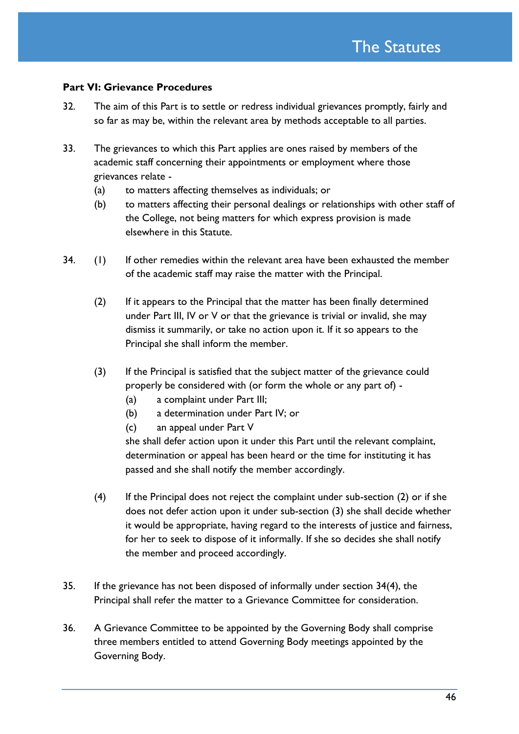### Part VI: Grievance Procedures

32. The aim of this Part is to settle or redress individual grievances promptly, fairly and so far as may be, within the relevant area by methods acceptable to all parties.

33. The grievances to which this Part applies are ones raised by members of the academic staff concerning their appointments or employment where those grievances relate -
    - (a) to matters affecting themselves as individuals; or
    - (b) to matters affecting their personal dealings or relationships with other staff of the College, not being matters for which express provision is made elsewhere in this Statute.

34. (1) If other remedies within the relevant area have been exhausted the member of the academic staff may raise the matter with the Principal.

    (2) If it appears to the Principal that the matter has been finally determined under Part III, IV or V or that the grievance is trivial or invalid, she may dismiss it summarily, or take no action upon it. If it so appears to the Principal she shall inform the member.

    (3) If the Principal is satisfied that the subject matter of the grievance could properly be considered with (or form the whole or any part of) -
    - (a) a complaint under Part III;
    - (b) a determination under Part IV; or
    - (c) an appeal under Part V

    she shall defer action upon it under this Part until the relevant complaint, determination or appeal has been heard or the time for instituting it has passed and she shall notify the member accordingly.

    (4) If the Principal does not reject the complaint under sub-section (2) or if she does not defer action upon it under sub-section (3) she shall decide whether it would be appropriate, having regard to the interests of justice and fairness, for her to seek to dispose of it informally. If she so decides she shall notify the member and proceed accordingly.

35. If the grievance has not been disposed of informally under section 34(4), the Principal shall refer the matter to a Grievance Committee for consideration.

36. A Grievance Committee to be appointed by the Governing Body shall comprise three members entitled to attend Governing Body meetings appointed by the Governing Body.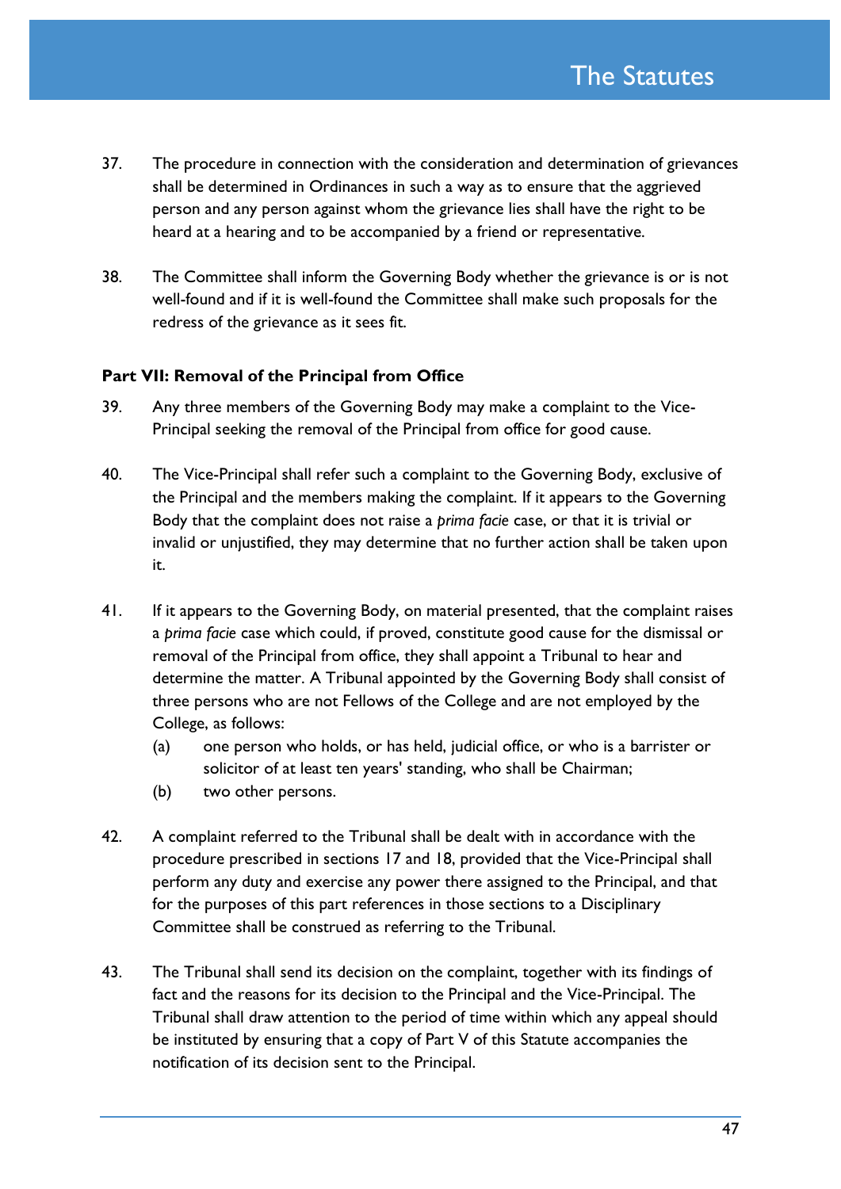37. The procedure in connection with the consideration and determination of grievances shall be determined in Ordinances in such a way as to ensure that the aggrieved person and any person against whom the grievance lies shall have the right to be heard at a hearing and to be accompanied by a friend or representative.

38. The Committee shall inform the Governing Body whether the grievance is or is not well-found and if it is well-found the Committee shall make such proposals for the redress of the grievance as it sees fit.

**Part VII: Removal of the Principal from Office**

39. Any three members of the Governing Body may make a complaint to the Vice-Principal seeking the removal of the Principal from office for good cause.

40. The Vice-Principal shall refer such a complaint to the Governing Body, exclusive of the Principal and the members making the complaint. If it appears to the Governing Body that the complaint does not raise a *prima facie* case, or that it is trivial or invalid or unjustified, they may determine that no further action shall be taken upon it.

41. If it appears to the Governing Body, on material presented, that the complaint raises a *prima facie* case which could, if proved, constitute good cause for the dismissal or removal of the Principal from office, they shall appoint a Tribunal to hear and determine the matter. A Tribunal appointed by the Governing Body shall consist of three persons who are not Fellows of the College and are not employed by the College, as follows:
    (a) one person who holds, or has held, judicial office, or who is a barrister or solicitor of at least ten years' standing, who shall be Chairman;
    (b) two other persons.

42. A complaint referred to the Tribunal shall be dealt with in accordance with the procedure prescribed in sections 17 and 18, provided that the Vice-Principal shall perform any duty and exercise any power there assigned to the Principal, and that for the purposes of this part references in those sections to a Disciplinary Committee shall be construed as referring to the Tribunal.

43. The Tribunal shall send its decision on the complaint, together with its findings of fact and the reasons for its decision to the Principal and the Vice-Principal. The Tribunal shall draw attention to the period of time within which any appeal should be instituted by ensuring that a copy of Part V of this Statute accompanies the notification of its decision sent to the Principal.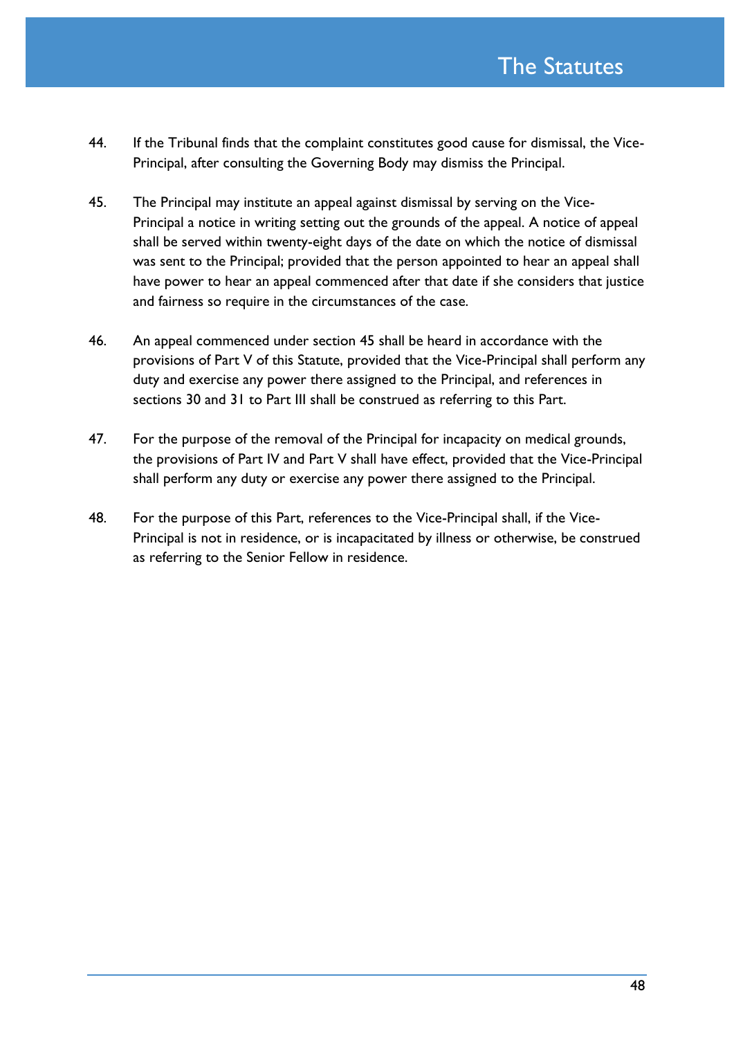44. If the Tribunal finds that the complaint constitutes good cause for dismissal, the Vice-Principal, after consulting the Governing Body may dismiss the Principal.

45. The Principal may institute an appeal against dismissal by serving on the Vice-Principal a notice in writing setting out the grounds of the appeal. A notice of appeal shall be served within twenty-eight days of the date on which the notice of dismissal was sent to the Principal; provided that the person appointed to hear an appeal shall have power to hear an appeal commenced after that date if she considers that justice and fairness so require in the circumstances of the case.

46. An appeal commenced under section 45 shall be heard in accordance with the provisions of Part V of this Statute, provided that the Vice-Principal shall perform any duty and exercise any power there assigned to the Principal, and references in sections 30 and 31 to Part III shall be construed as referring to this Part.

47. For the purpose of the removal of the Principal for incapacity on medical grounds, the provisions of Part IV and Part V shall have effect, provided that the Vice-Principal shall perform any duty or exercise any power there assigned to the Principal.

48. For the purpose of this Part, references to the Vice-Principal shall, if the Vice-Principal is not in residence, or is incapacitated by illness or otherwise, be construed as referring to the Senior Fellow in residence.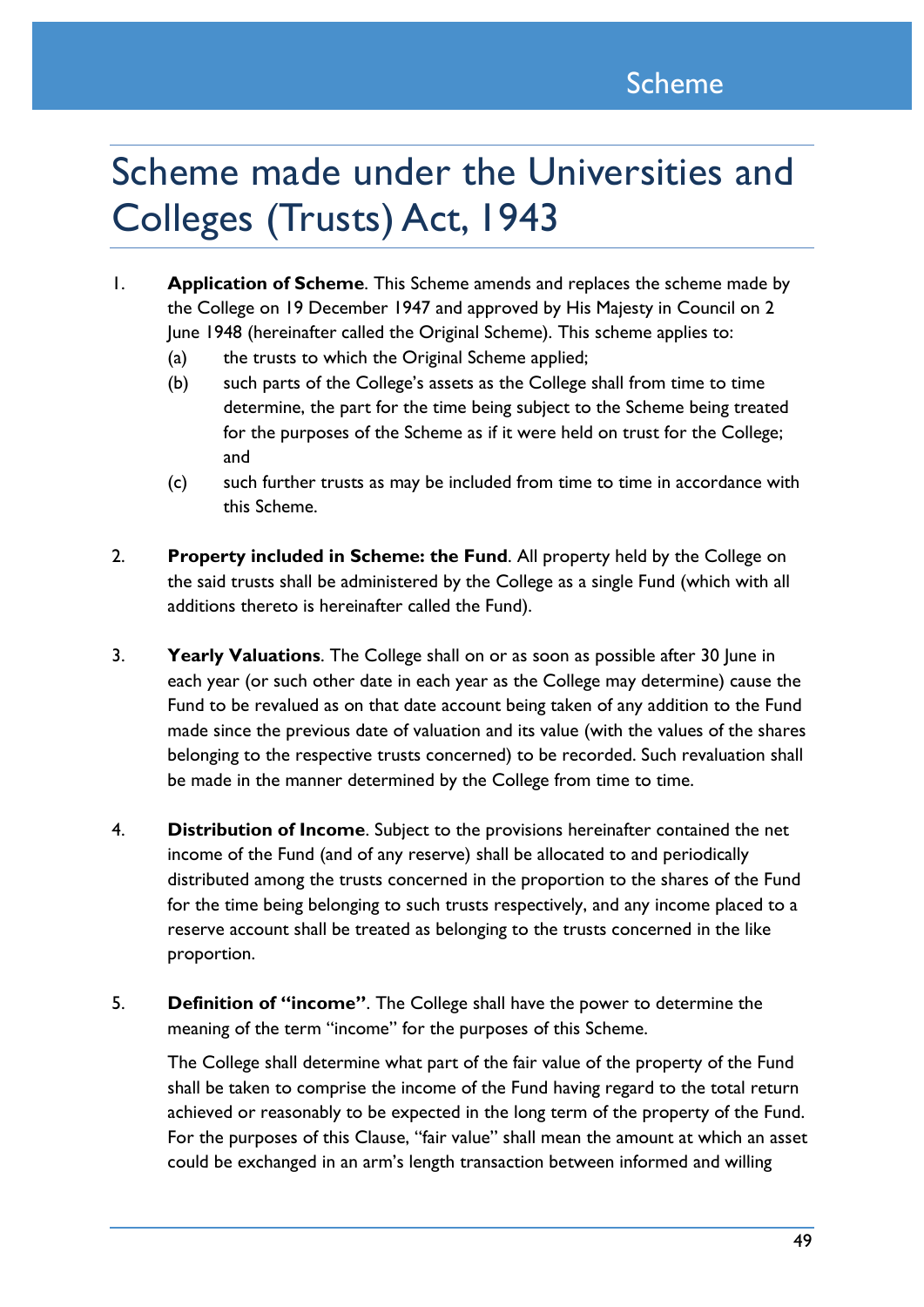# Scheme made under the Universities and Colleges (Trusts) Act, 1943

1. **Application of Scheme**. This Scheme amends and replaces the scheme made by the College on 19 December 1947 and approved by His Majesty in Council on 2 June 1948 (hereinafter called the Original Scheme). This scheme applies to:
   (a) the trusts to which the Original Scheme applied;
   (b) such parts of the College's assets as the College shall from time to time determine, the part for the time being subject to the Scheme being treated for the purposes of the Scheme as if it were held on trust for the College; and
   (c) such further trusts as may be included from time to time in accordance with this Scheme.

2. **Property included in Scheme: the Fund**. All property held by the College on the said trusts shall be administered by the College as a single Fund (which with all additions thereto is hereinafter called the Fund).

3. **Yearly Valuations**. The College shall on or as soon as possible after 30 June in each year (or such other date in each year as the College may determine) cause the Fund to be revalued as on that date account being taken of any addition to the Fund made since the previous date of valuation and its value (with the values of the shares belonging to the respective trusts concerned) to be recorded. Such revaluation shall be made in the manner determined by the College from time to time.

4. **Distribution of Income**. Subject to the provisions hereinafter contained the net income of the Fund (and of any reserve) shall be allocated to and periodically distributed among the trusts concerned in the proportion to the shares of the Fund for the time being belonging to such trusts respectively, and any income placed to a reserve account shall be treated as belonging to the trusts concerned in the like proportion.

5. **Definition of "income"**. The College shall have the power to determine the meaning of the term "income" for the purposes of this Scheme.

   The College shall determine what part of the fair value of the property of the Fund shall be taken to comprise the income of the Fund having regard to the total return achieved or reasonably to be expected in the long term of the property of the Fund. For the purposes of this Clause, "fair value" shall mean the amount at which an asset could be exchanged in an arm's length transaction between informed and willing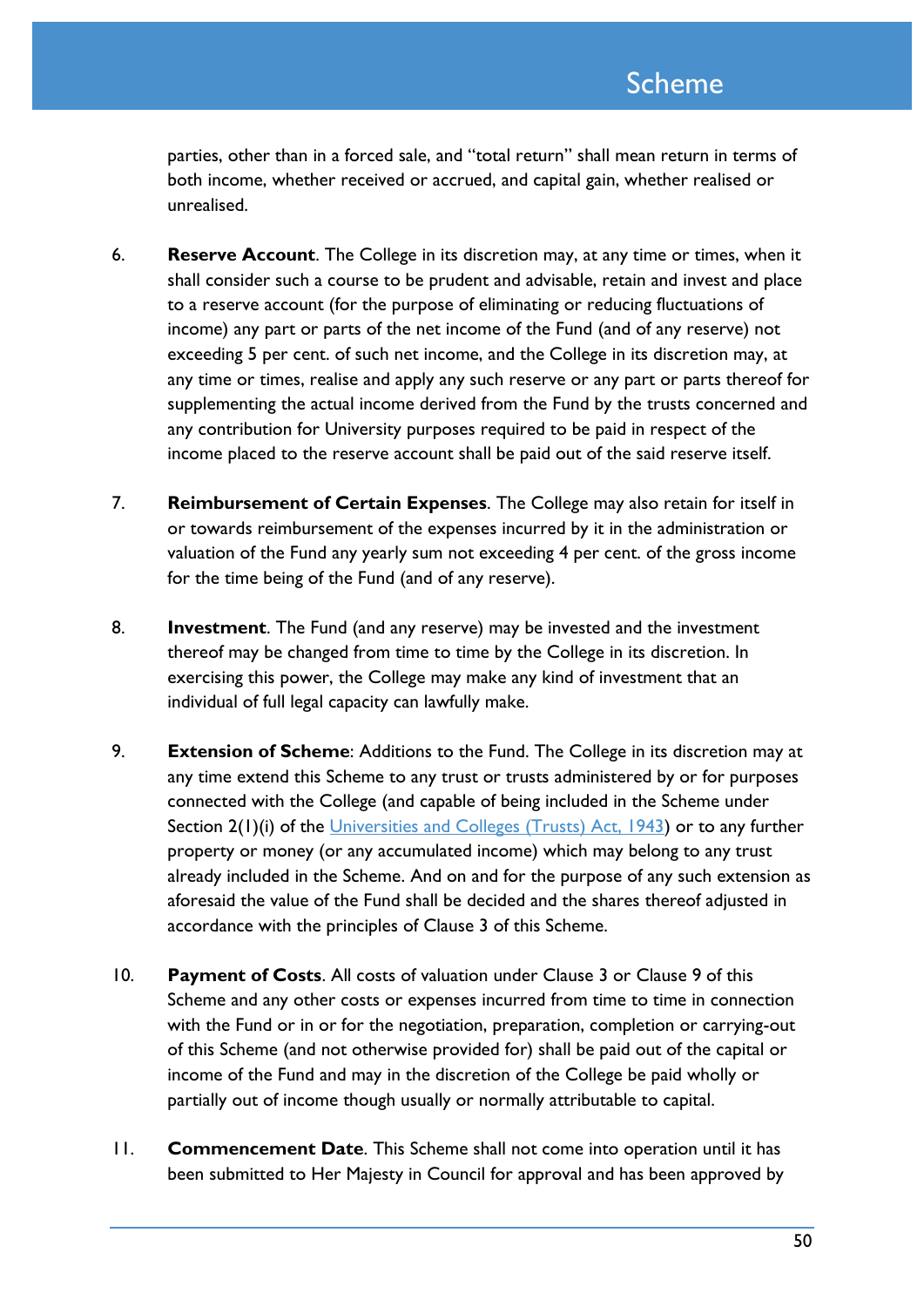parties, other than in a forced sale, and "total return" shall mean return in terms of both income, whether received or accrued, and capital gain, whether realised or unrealised.

6. **Reserve Account**. The College in its discretion may, at any time or times, when it shall consider such a course to be prudent and advisable, retain and invest and place to a reserve account (for the purpose of eliminating or reducing fluctuations of income) any part or parts of the net income of the Fund (and of any reserve) not exceeding 5 per cent. of such net income, and the College in its discretion may, at any time or times, realise and apply any such reserve or any part or parts thereof for supplementing the actual income derived from the Fund by the trusts concerned and any contribution for University purposes required to be paid in respect of the income placed to the reserve account shall be paid out of the said reserve itself.

7. **Reimbursement of Certain Expenses**. The College may also retain for itself in or towards reimbursement of the expenses incurred by it in the administration or valuation of the Fund any yearly sum not exceeding 4 per cent. of the gross income for the time being of the Fund (and of any reserve).

8. **Investment**. The Fund (and any reserve) may be invested and the investment thereof may be changed from time to time by the College in its discretion. In exercising this power, the College may make any kind of investment that an individual of full legal capacity can lawfully make.

9. **Extension of Scheme**: Additions to the Fund. The College in its discretion may at any time extend this Scheme to any trust or trusts administered by or for purposes connected with the College (and capable of being included in the Scheme under Section 2(1)(i) of the Universities and Colleges (Trusts) Act, 1943) or to any further property or money (or any accumulated income) which may belong to any trust already included in the Scheme. And on and for the purpose of any such extension as aforesaid the value of the Fund shall be decided and the shares thereof adjusted in accordance with the principles of Clause 3 of this Scheme.

10. **Payment of Costs**. All costs of valuation under Clause 3 or Clause 9 of this Scheme and any other costs or expenses incurred from time to time in connection with the Fund or in or for the negotiation, preparation, completion or carrying-out of this Scheme (and not otherwise provided for) shall be paid out of the capital or income of the Fund and may in the discretion of the College be paid wholly or partially out of income though usually or normally attributable to capital.

11. **Commencement Date**. This Scheme shall not come into operation until it has been submitted to Her Majesty in Council for approval and has been approved by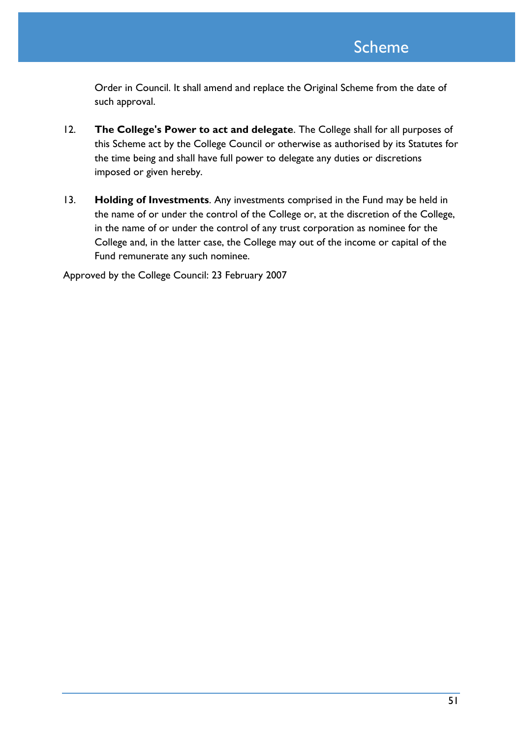Order in Council. It shall amend and replace the Original Scheme from the date of such approval.

12. **The College's Power to act and delegate**. The College shall for all purposes of this Scheme act by the College Council or otherwise as authorised by its Statutes for the time being and shall have full power to delegate any duties or discretions imposed or given hereby.

13. **Holding of Investments**. Any investments comprised in the Fund may be held in the name of or under the control of the College or, at the discretion of the College, in the name of or under the control of any trust corporation as nominee for the College and, in the latter case, the College may out of the income or capital of the Fund remunerate any such nominee.

Approved by the College Council: 23 February 2007